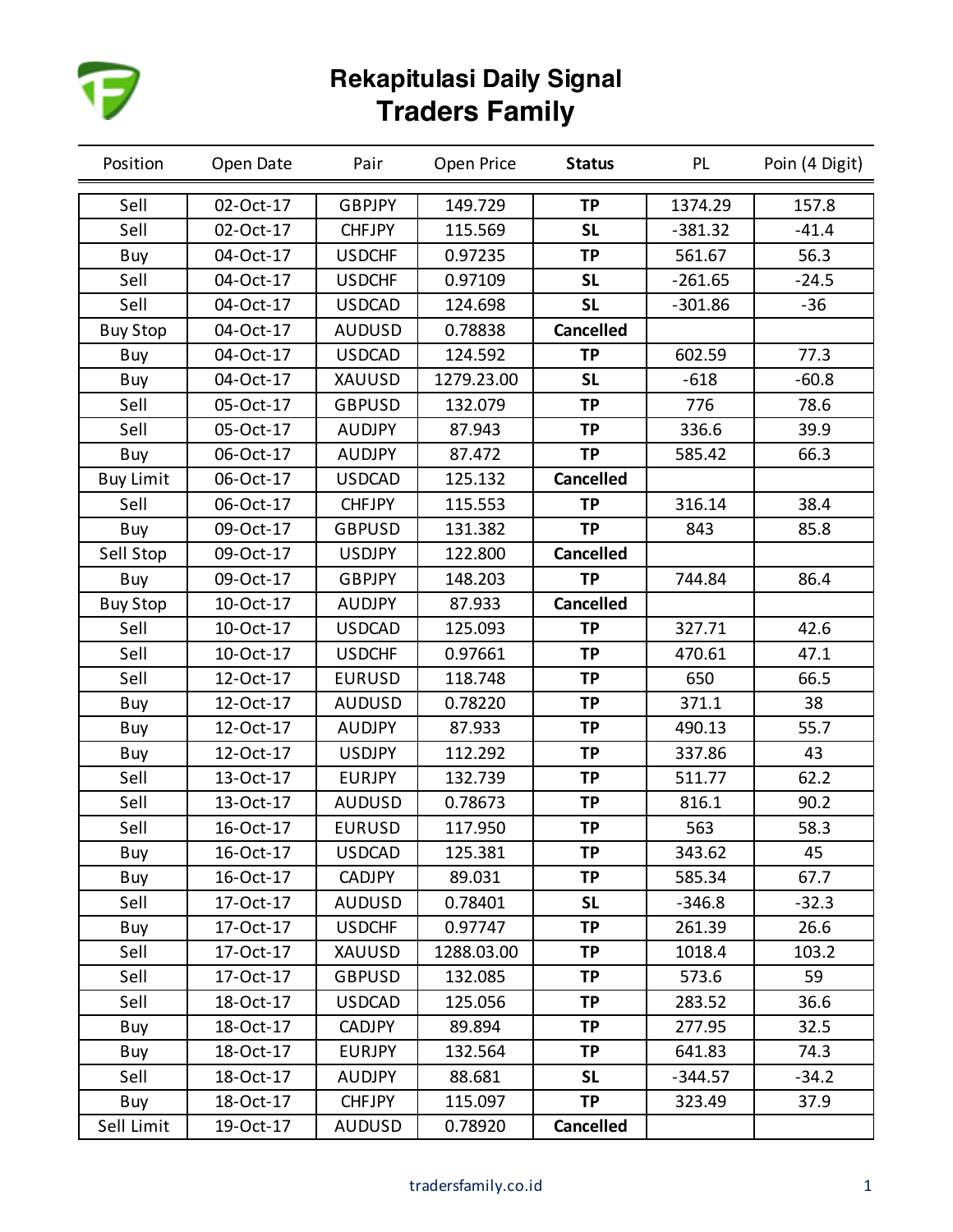# Rekapitulasi Daily Signal

## Traders Family

| Position | Open Date | Pair | Open Price | Status | PL | Poin (4 Digit) |
|---|---|---|---|---|---|---|
| Sell | 02-Oct-17 | GBPJPY | 149.729 | **TP** | 1374.29 | 157.8 |
| Sell | 02-Oct-17 | CHFJPY | 115.569 | **SL** | -381.32 | -41.4 |
| Buy | 04-Oct-17 | USDCHF | 0.97235 | **TP** | 561.67 | 56.3 |
| Sell | 04-Oct-17 | USDCHF | 0.97109 | **SL** | -261.65 | -24.5 |
| Sell | 04-Oct-17 | USDCAD | 124.698 | **SL** | -301.86 | -36 |
| Buy Stop | 04-Oct-17 | AUDUSD | 0.78838 | **Cancelled** | | |
| Buy | 04-Oct-17 | USDCAD | 124.592 | **TP** | 602.59 | 77.3 |
| Buy | 04-Oct-17 | XAUUSD | 1279.23.00 | **SL** | -618 | -60.8 |
| Sell | 05-Oct-17 | GBPUSD | 132.079 | **TP** | 776 | 78.6 |
| Sell | 05-Oct-17 | AUDJPY | 87.943 | **TP** | 336.6 | 39.9 |
| Buy | 06-Oct-17 | AUDJPY | 87.472 | **TP** | 585.42 | 66.3 |
| Buy Limit | 06-Oct-17 | USDCAD | 125.132 | **Cancelled** | | |
| Sell | 06-Oct-17 | CHFJPY | 115.553 | **TP** | 316.14 | 38.4 |
| Buy | 09-Oct-17 | GBPUSD | 131.382 | **TP** | 843 | 85.8 |
| Sell Stop | 09-Oct-17 | USDJPY | 122.800 | **Cancelled** | | |
| Buy | 09-Oct-17 | GBPJPY | 148.203 | **TP** | 744.84 | 86.4 |
| Buy Stop | 10-Oct-17 | AUDJPY | 87.933 | **Cancelled** | | |
| Sell | 10-Oct-17 | USDCAD | 125.093 | **TP** | 327.71 | 42.6 |
| Sell | 10-Oct-17 | USDCHF | 0.97661 | **TP** | 470.61 | 47.1 |
| Sell | 12-Oct-17 | EURUSD | 118.748 | **TP** | 650 | 66.5 |
| Buy | 12-Oct-17 | AUDUSD | 0.78220 | **TP** | 371.1 | 38 |
| Buy | 12-Oct-17 | AUDJPY | 87.933 | **TP** | 490.13 | 55.7 |
| Buy | 12-Oct-17 | USDJPY | 112.292 | **TP** | 337.86 | 43 |
| Sell | 13-Oct-17 | EURJPY | 132.739 | **TP** | 511.77 | 62.2 |
| Sell | 13-Oct-17 | AUDUSD | 0.78673 | **TP** | 816.1 | 90.2 |
| Sell | 16-Oct-17 | EURUSD | 117.950 | **TP** | 563 | 58.3 |
| Buy | 16-Oct-17 | USDCAD | 125.381 | **TP** | 343.62 | 45 |
| Buy | 16-Oct-17 | CADJPY | 89.031 | **TP** | 585.34 | 67.7 |
| Sell | 17-Oct-17 | AUDUSD | 0.78401 | **SL** | -346.8 | -32.3 |
| Buy | 17-Oct-17 | USDCHF | 0.97747 | **TP** | 261.39 | 26.6 |
| Sell | 17-Oct-17 | XAUUSD | 1288.03.00 | **TP** | 1018.4 | 103.2 |
| Sell | 17-Oct-17 | GBPUSD | 132.085 | **TP** | 573.6 | 59 |
| Sell | 18-Oct-17 | USDCAD | 125.056 | **TP** | 283.52 | 36.6 |
| Buy | 18-Oct-17 | CADJPY | 89.894 | **TP** | 277.95 | 32.5 |
| Buy | 18-Oct-17 | EURJPY | 132.564 | **TP** | 641.83 | 74.3 |
| Sell | 18-Oct-17 | AUDJPY | 88.681 | **SL** | -344.57 | -34.2 |
| Buy | 18-Oct-17 | CHFJPY | 115.097 | **TP** | 323.49 | 37.9 |
| Sell Limit | 19-Oct-17 | AUDUSD | 0.78920 | **Cancelled** | | |

tradersfamily.co.id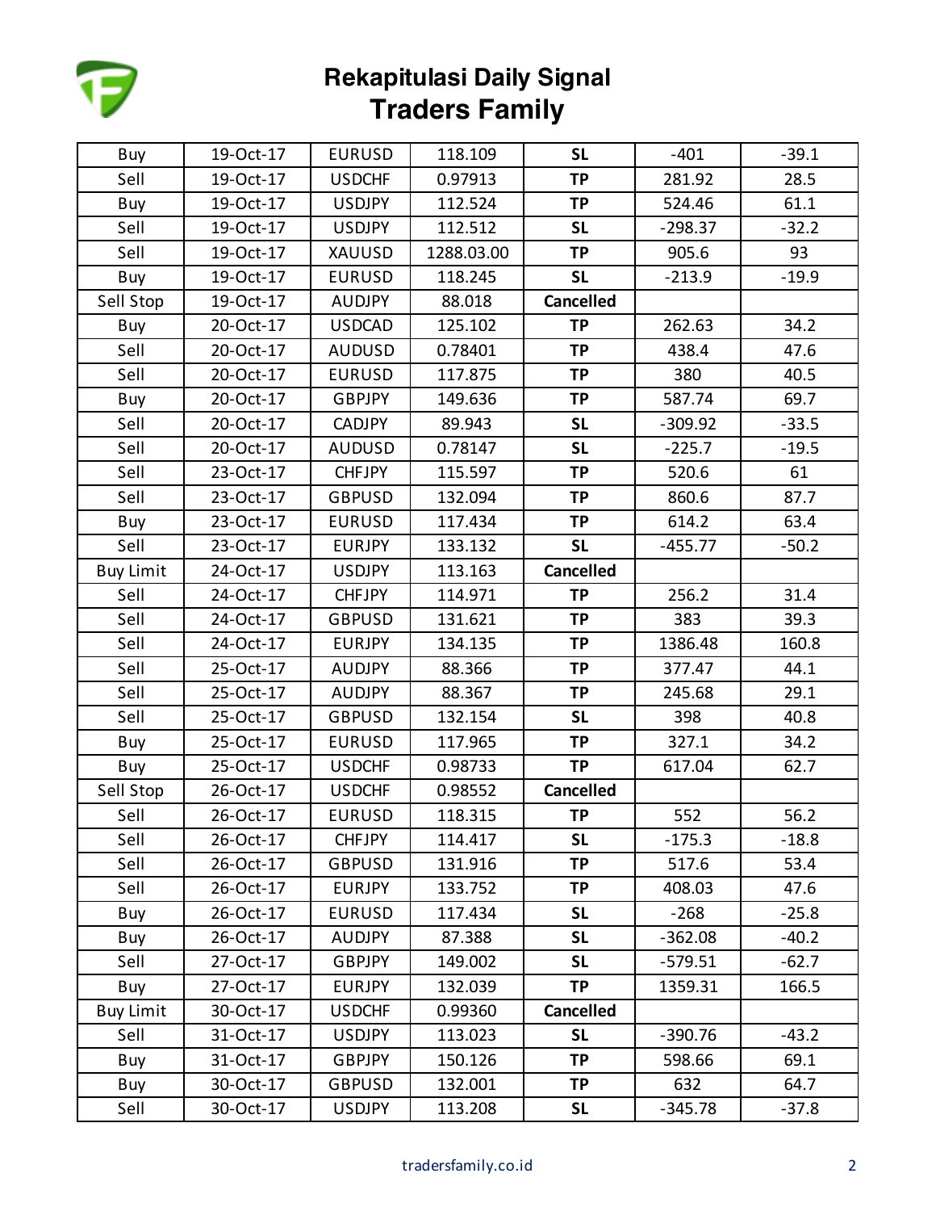# Rekapitulasi Daily Signal
## Traders Family

| | | | | | | |
|---|---|---|---|---|---|---|
| Buy | 19-Oct-17 | EURUSD | 118.109 | **SL** | -401 | -39.1 |
| Sell | 19-Oct-17 | USDCHF | 0.97913 | **TP** | 281.92 | 28.5 |
| Buy | 19-Oct-17 | USDJPY | 112.524 | **TP** | 524.46 | 61.1 |
| Sell | 19-Oct-17 | USDJPY | 112.512 | **SL** | -298.37 | -32.2 |
| Sell | 19-Oct-17 | XAUUSD | 1288.03.00 | **TP** | 905.6 | 93 |
| Buy | 19-Oct-17 | EURUSD | 118.245 | **SL** | -213.9 | -19.9 |
| Sell Stop | 19-Oct-17 | AUDJPY | 88.018 | **Cancelled** | | |
| Buy | 20-Oct-17 | USDCAD | 125.102 | **TP** | 262.63 | 34.2 |
| Sell | 20-Oct-17 | AUDUSD | 0.78401 | **TP** | 438.4 | 47.6 |
| Sell | 20-Oct-17 | EURUSD | 117.875 | **TP** | 380 | 40.5 |
| Buy | 20-Oct-17 | GBPJPY | 149.636 | **TP** | 587.74 | 69.7 |
| Sell | 20-Oct-17 | CADJPY | 89.943 | **SL** | -309.92 | -33.5 |
| Sell | 20-Oct-17 | AUDUSD | 0.78147 | **SL** | -225.7 | -19.5 |
| Sell | 23-Oct-17 | CHFJPY | 115.597 | **TP** | 520.6 | 61 |
| Sell | 23-Oct-17 | GBPUSD | 132.094 | **TP** | 860.6 | 87.7 |
| Buy | 23-Oct-17 | EURUSD | 117.434 | **TP** | 614.2 | 63.4 |
| Sell | 23-Oct-17 | EURJPY | 133.132 | **SL** | -455.77 | -50.2 |
| Buy Limit | 24-Oct-17 | USDJPY | 113.163 | **Cancelled** | | |
| Sell | 24-Oct-17 | CHFJPY | 114.971 | **TP** | 256.2 | 31.4 |
| Sell | 24-Oct-17 | GBPUSD | 131.621 | **TP** | 383 | 39.3 |
| Sell | 24-Oct-17 | EURJPY | 134.135 | **TP** | 1386.48 | 160.8 |
| Sell | 25-Oct-17 | AUDJPY | 88.366 | **TP** | 377.47 | 44.1 |
| Sell | 25-Oct-17 | AUDJPY | 88.367 | **TP** | 245.68 | 29.1 |
| Sell | 25-Oct-17 | GBPUSD | 132.154 | **SL** | 398 | 40.8 |
| Buy | 25-Oct-17 | EURUSD | 117.965 | **TP** | 327.1 | 34.2 |
| Buy | 25-Oct-17 | USDCHF | 0.98733 | **TP** | 617.04 | 62.7 |
| Sell Stop | 26-Oct-17 | USDCHF | 0.98552 | **Cancelled** | | |
| Sell | 26-Oct-17 | EURUSD | 118.315 | **TP** | 552 | 56.2 |
| Sell | 26-Oct-17 | CHFJPY | 114.417 | **SL** | -175.3 | -18.8 |
| Sell | 26-Oct-17 | GBPUSD | 131.916 | **TP** | 517.6 | 53.4 |
| Sell | 26-Oct-17 | EURJPY | 133.752 | **TP** | 408.03 | 47.6 |
| Buy | 26-Oct-17 | EURUSD | 117.434 | **SL** | -268 | -25.8 |
| Buy | 26-Oct-17 | AUDJPY | 87.388 | **SL** | -362.08 | -40.2 |
| Sell | 27-Oct-17 | GBPJPY | 149.002 | **SL** | -579.51 | -62.7 |
| Buy | 27-Oct-17 | EURJPY | 132.039 | **TP** | 1359.31 | 166.5 |
| Buy Limit | 30-Oct-17 | USDCHF | 0.99360 | **Cancelled** | | |
| Sell | 31-Oct-17 | USDJPY | 113.023 | **SL** | -390.76 | -43.2 |
| Buy | 31-Oct-17 | GBPJPY | 150.126 | **TP** | 598.66 | 69.1 |
| Buy | 30-Oct-17 | GBPUSD | 132.001 | **TP** | 632 | 64.7 |
| Sell | 30-Oct-17 | USDJPY | 113.208 | **SL** | -345.78 | -37.8 |

tradersfamily.co.id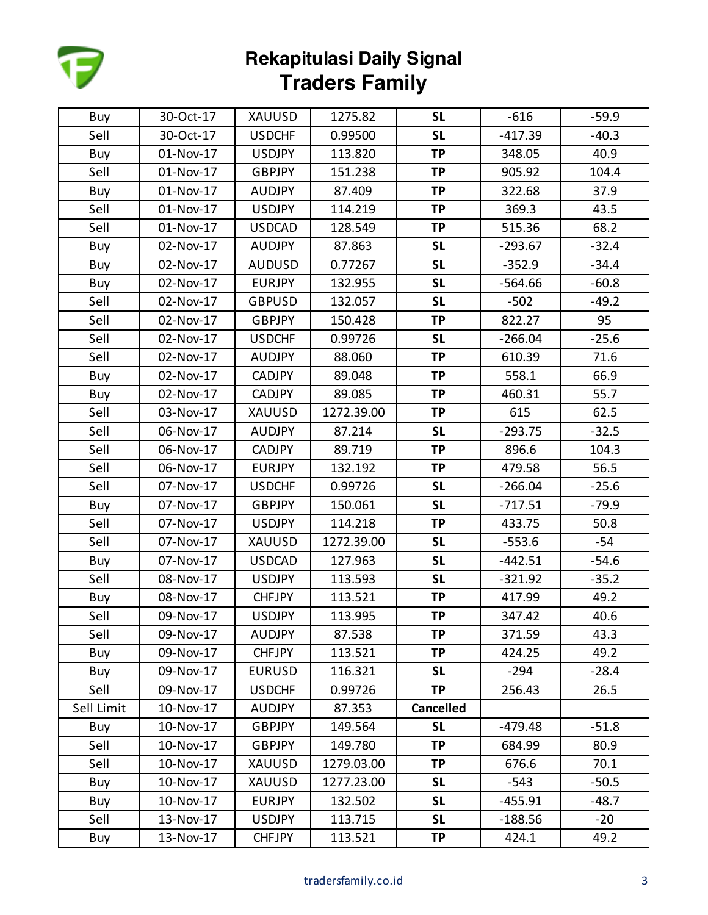# Rekapitulasi Daily Signal

## Traders Family

| | | | | | | |
|---|---|---|---|---|---|---|
| Buy | 30-Oct-17 | XAUUSD | 1275.82 | **SL** | -616 | -59.9 |
| Sell | 30-Oct-17 | USDCHF | 0.99500 | **SL** | -417.39 | -40.3 |
| Buy | 01-Nov-17 | USDJPY | 113.820 | **TP** | 348.05 | 40.9 |
| Sell | 01-Nov-17 | GBPJPY | 151.238 | **TP** | 905.92 | 104.4 |
| Buy | 01-Nov-17 | AUDJPY | 87.409 | **TP** | 322.68 | 37.9 |
| Sell | 01-Nov-17 | USDJPY | 114.219 | **TP** | 369.3 | 43.5 |
| Sell | 01-Nov-17 | USDCAD | 128.549 | **TP** | 515.36 | 68.2 |
| Buy | 02-Nov-17 | AUDJPY | 87.863 | **SL** | -293.67 | -32.4 |
| Buy | 02-Nov-17 | AUDUSD | 0.77267 | **SL** | -352.9 | -34.4 |
| Buy | 02-Nov-17 | EURJPY | 132.955 | **SL** | -564.66 | -60.8 |
| Sell | 02-Nov-17 | GBPUSD | 132.057 | **SL** | -502 | -49.2 |
| Sell | 02-Nov-17 | GBPJPY | 150.428 | **TP** | 822.27 | 95 |
| Sell | 02-Nov-17 | USDCHF | 0.99726 | **SL** | -266.04 | -25.6 |
| Sell | 02-Nov-17 | AUDJPY | 88.060 | **TP** | 610.39 | 71.6 |
| Buy | 02-Nov-17 | CADJPY | 89.048 | **TP** | 558.1 | 66.9 |
| Buy | 02-Nov-17 | CADJPY | 89.085 | **TP** | 460.31 | 55.7 |
| Sell | 03-Nov-17 | XAUUSD | 1272.39.00 | **TP** | 615 | 62.5 |
| Sell | 06-Nov-17 | AUDJPY | 87.214 | **SL** | -293.75 | -32.5 |
| Sell | 06-Nov-17 | CADJPY | 89.719 | **TP** | 896.6 | 104.3 |
| Sell | 06-Nov-17 | EURJPY | 132.192 | **TP** | 479.58 | 56.5 |
| Sell | 07-Nov-17 | USDCHF | 0.99726 | **SL** | -266.04 | -25.6 |
| Buy | 07-Nov-17 | GBPJPY | 150.061 | **SL** | -717.51 | -79.9 |
| Sell | 07-Nov-17 | USDJPY | 114.218 | **TP** | 433.75 | 50.8 |
| Sell | 07-Nov-17 | XAUUSD | 1272.39.00 | **SL** | -553.6 | -54 |
| Buy | 07-Nov-17 | USDCAD | 127.963 | **SL** | -442.51 | -54.6 |
| Sell | 08-Nov-17 | USDJPY | 113.593 | **SL** | -321.92 | -35.2 |
| Buy | 08-Nov-17 | CHFJPY | 113.521 | **TP** | 417.99 | 49.2 |
| Sell | 09-Nov-17 | USDJPY | 113.995 | **TP** | 347.42 | 40.6 |
| Sell | 09-Nov-17 | AUDJPY | 87.538 | **TP** | 371.59 | 43.3 |
| Buy | 09-Nov-17 | CHFJPY | 113.521 | **TP** | 424.25 | 49.2 |
| Buy | 09-Nov-17 | EURUSD | 116.321 | **SL** | -294 | -28.4 |
| Sell | 09-Nov-17 | USDCHF | 0.99726 | **TP** | 256.43 | 26.5 |
| Sell Limit | 10-Nov-17 | AUDJPY | 87.353 | **Cancelled** | | |
| Buy | 10-Nov-17 | GBPJPY | 149.564 | **SL** | -479.48 | -51.8 |
| Sell | 10-Nov-17 | GBPJPY | 149.780 | **TP** | 684.99 | 80.9 |
| Sell | 10-Nov-17 | XAUUSD | 1279.03.00 | **TP** | 676.6 | 70.1 |
| Buy | 10-Nov-17 | XAUUSD | 1277.23.00 | **SL** | -543 | -50.5 |
| Buy | 10-Nov-17 | EURJPY | 132.502 | **SL** | -455.91 | -48.7 |
| Sell | 13-Nov-17 | USDJPY | 113.715 | **SL** | -188.56 | -20 |
| Buy | 13-Nov-17 | CHFJPY | 113.521 | **TP** | 424.1 | 49.2 |

tradersfamily.co.id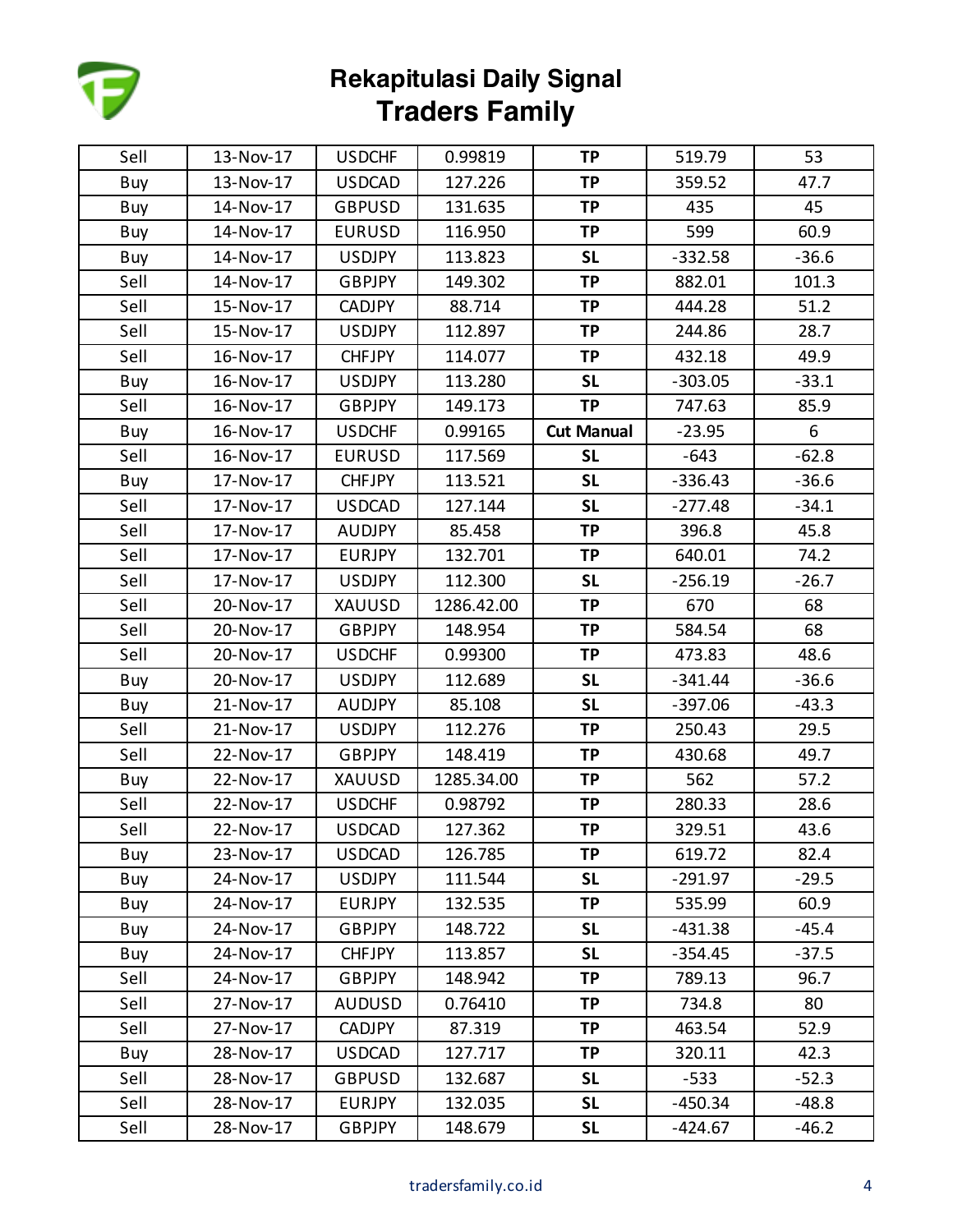# Rekapitulasi Daily Signal
## Traders Family

| | | | | | | |
|---|---|---|---|---|---|---|
| Sell | 13-Nov-17 | USDCHF | 0.99819 | **TP** | 519.79 | 53 |
| Buy | 13-Nov-17 | USDCAD | 127.226 | **TP** | 359.52 | 47.7 |
| Buy | 14-Nov-17 | GBPUSD | 131.635 | **TP** | 435 | 45 |
| Buy | 14-Nov-17 | EURUSD | 116.950 | **TP** | 599 | 60.9 |
| Buy | 14-Nov-17 | USDJPY | 113.823 | **SL** | -332.58 | -36.6 |
| Sell | 14-Nov-17 | GBPJPY | 149.302 | **TP** | 882.01 | 101.3 |
| Sell | 15-Nov-17 | CADJPY | 88.714 | **TP** | 444.28 | 51.2 |
| Sell | 15-Nov-17 | USDJPY | 112.897 | **TP** | 244.86 | 28.7 |
| Sell | 16-Nov-17 | CHFJPY | 114.077 | **TP** | 432.18 | 49.9 |
| Buy | 16-Nov-17 | USDJPY | 113.280 | **SL** | -303.05 | -33.1 |
| Sell | 16-Nov-17 | GBPJPY | 149.173 | **TP** | 747.63 | 85.9 |
| Buy | 16-Nov-17 | USDCHF | 0.99165 | **Cut Manual** | -23.95 | 6 |
| Sell | 16-Nov-17 | EURUSD | 117.569 | **SL** | -643 | -62.8 |
| Buy | 17-Nov-17 | CHFJPY | 113.521 | **SL** | -336.43 | -36.6 |
| Sell | 17-Nov-17 | USDCAD | 127.144 | **SL** | -277.48 | -34.1 |
| Sell | 17-Nov-17 | AUDJPY | 85.458 | **TP** | 396.8 | 45.8 |
| Sell | 17-Nov-17 | EURJPY | 132.701 | **TP** | 640.01 | 74.2 |
| Sell | 17-Nov-17 | USDJPY | 112.300 | **SL** | -256.19 | -26.7 |
| Sell | 20-Nov-17 | XAUUSD | 1286.42.00 | **TP** | 670 | 68 |
| Sell | 20-Nov-17 | GBPJPY | 148.954 | **TP** | 584.54 | 68 |
| Sell | 20-Nov-17 | USDCHF | 0.99300 | **TP** | 473.83 | 48.6 |
| Buy | 20-Nov-17 | USDJPY | 112.689 | **SL** | -341.44 | -36.6 |
| Buy | 21-Nov-17 | AUDJPY | 85.108 | **SL** | -397.06 | -43.3 |
| Sell | 21-Nov-17 | USDJPY | 112.276 | **TP** | 250.43 | 29.5 |
| Sell | 22-Nov-17 | GBPJPY | 148.419 | **TP** | 430.68 | 49.7 |
| Buy | 22-Nov-17 | XAUUSD | 1285.34.00 | **TP** | 562 | 57.2 |
| Sell | 22-Nov-17 | USDCHF | 0.98792 | **TP** | 280.33 | 28.6 |
| Sell | 22-Nov-17 | USDCAD | 127.362 | **TP** | 329.51 | 43.6 |
| Buy | 23-Nov-17 | USDCAD | 126.785 | **TP** | 619.72 | 82.4 |
| Buy | 24-Nov-17 | USDJPY | 111.544 | **SL** | -291.97 | -29.5 |
| Buy | 24-Nov-17 | EURJPY | 132.535 | **TP** | 535.99 | 60.9 |
| Buy | 24-Nov-17 | GBPJPY | 148.722 | **SL** | -431.38 | -45.4 |
| Buy | 24-Nov-17 | CHFJPY | 113.857 | **SL** | -354.45 | -37.5 |
| Sell | 24-Nov-17 | GBPJPY | 148.942 | **TP** | 789.13 | 96.7 |
| Sell | 27-Nov-17 | AUDUSD | 0.76410 | **TP** | 734.8 | 80 |
| Sell | 27-Nov-17 | CADJPY | 87.319 | **TP** | 463.54 | 52.9 |
| Buy | 28-Nov-17 | USDCAD | 127.717 | **TP** | 320.11 | 42.3 |
| Sell | 28-Nov-17 | GBPUSD | 132.687 | **SL** | -533 | -52.3 |
| Sell | 28-Nov-17 | EURJPY | 132.035 | **SL** | -450.34 | -48.8 |
| Sell | 28-Nov-17 | GBPJPY | 148.679 | **SL** | -424.67 | -46.2 |

tradersfamily.co.id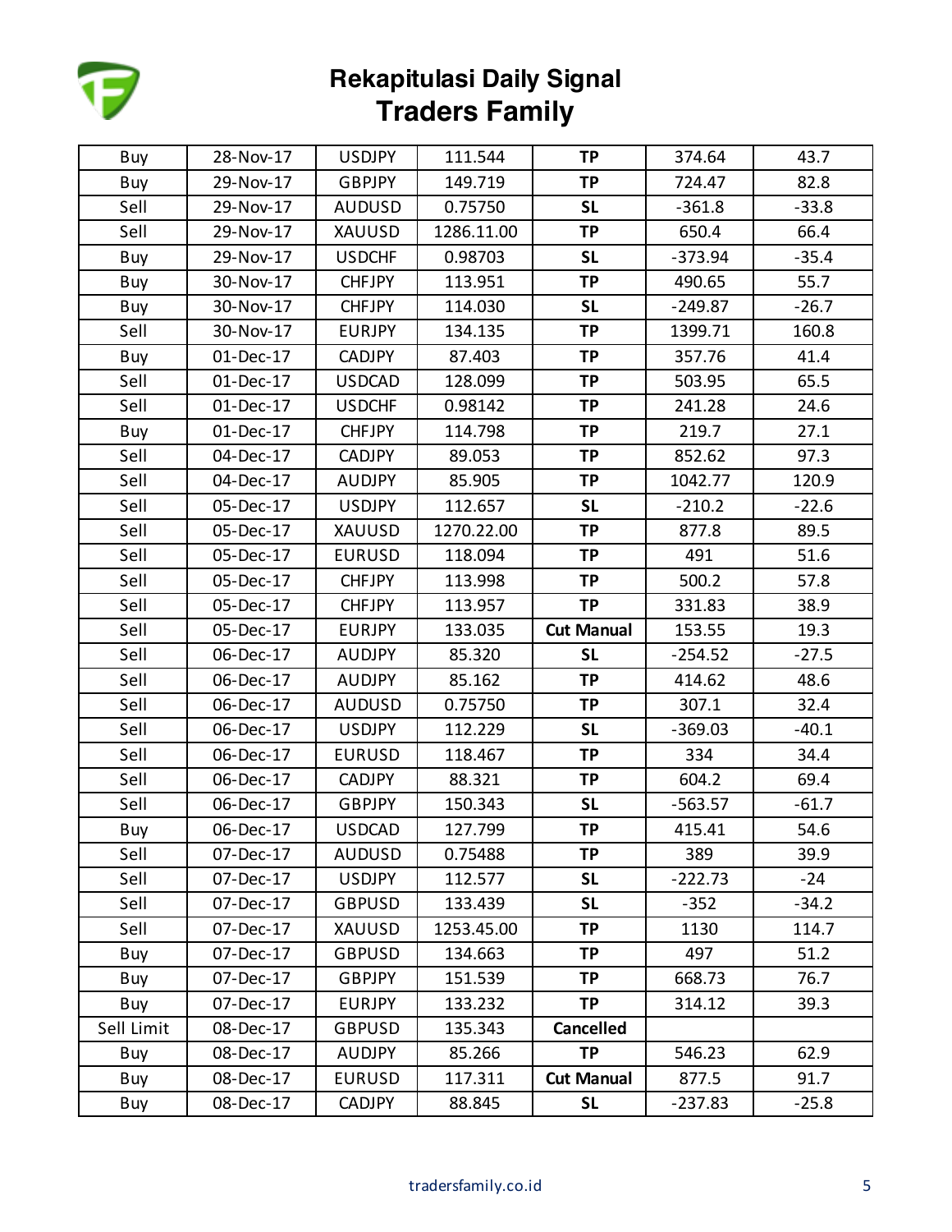# Rekapitulasi Daily Signal
## Traders Family

| | | | | | | |
|---|---|---|---|---|---|---|
| Buy | 28-Nov-17 | USDJPY | 111.544 | **TP** | 374.64 | 43.7 |
| Buy | 29-Nov-17 | GBPJPY | 149.719 | **TP** | 724.47 | 82.8 |
| Sell | 29-Nov-17 | AUDUSD | 0.75750 | **SL** | -361.8 | -33.8 |
| Sell | 29-Nov-17 | XAUUSD | 1286.11.00 | **TP** | 650.4 | 66.4 |
| Buy | 29-Nov-17 | USDCHF | 0.98703 | **SL** | -373.94 | -35.4 |
| Buy | 30-Nov-17 | CHFJPY | 113.951 | **TP** | 490.65 | 55.7 |
| Buy | 30-Nov-17 | CHFJPY | 114.030 | **SL** | -249.87 | -26.7 |
| Sell | 30-Nov-17 | EURJPY | 134.135 | **TP** | 1399.71 | 160.8 |
| Buy | 01-Dec-17 | CADJPY | 87.403 | **TP** | 357.76 | 41.4 |
| Sell | 01-Dec-17 | USDCAD | 128.099 | **TP** | 503.95 | 65.5 |
| Sell | 01-Dec-17 | USDCHF | 0.98142 | **TP** | 241.28 | 24.6 |
| Buy | 01-Dec-17 | CHFJPY | 114.798 | **TP** | 219.7 | 27.1 |
| Sell | 04-Dec-17 | CADJPY | 89.053 | **TP** | 852.62 | 97.3 |
| Sell | 04-Dec-17 | AUDJPY | 85.905 | **TP** | 1042.77 | 120.9 |
| Sell | 05-Dec-17 | USDJPY | 112.657 | **SL** | -210.2 | -22.6 |
| Sell | 05-Dec-17 | XAUUSD | 1270.22.00 | **TP** | 877.8 | 89.5 |
| Sell | 05-Dec-17 | EURUSD | 118.094 | **TP** | 491 | 51.6 |
| Sell | 05-Dec-17 | CHFJPY | 113.998 | **TP** | 500.2 | 57.8 |
| Sell | 05-Dec-17 | CHFJPY | 113.957 | **TP** | 331.83 | 38.9 |
| Sell | 05-Dec-17 | EURJPY | 133.035 | **Cut Manual** | 153.55 | 19.3 |
| Sell | 06-Dec-17 | AUDJPY | 85.320 | **SL** | -254.52 | -27.5 |
| Sell | 06-Dec-17 | AUDJPY | 85.162 | **TP** | 414.62 | 48.6 |
| Sell | 06-Dec-17 | AUDUSD | 0.75750 | **TP** | 307.1 | 32.4 |
| Sell | 06-Dec-17 | USDJPY | 112.229 | **SL** | -369.03 | -40.1 |
| Sell | 06-Dec-17 | EURUSD | 118.467 | **TP** | 334 | 34.4 |
| Sell | 06-Dec-17 | CADJPY | 88.321 | **TP** | 604.2 | 69.4 |
| Sell | 06-Dec-17 | GBPJPY | 150.343 | **SL** | -563.57 | -61.7 |
| Buy | 06-Dec-17 | USDCAD | 127.799 | **TP** | 415.41 | 54.6 |
| Sell | 07-Dec-17 | AUDUSD | 0.75488 | **TP** | 389 | 39.9 |
| Sell | 07-Dec-17 | USDJPY | 112.577 | **SL** | -222.73 | -24 |
| Sell | 07-Dec-17 | GBPUSD | 133.439 | **SL** | -352 | -34.2 |
| Sell | 07-Dec-17 | XAUUSD | 1253.45.00 | **TP** | 1130 | 114.7 |
| Buy | 07-Dec-17 | GBPUSD | 134.663 | **TP** | 497 | 51.2 |
| Buy | 07-Dec-17 | GBPJPY | 151.539 | **TP** | 668.73 | 76.7 |
| Buy | 07-Dec-17 | EURJPY | 133.232 | **TP** | 314.12 | 39.3 |
| Sell Limit | 08-Dec-17 | GBPUSD | 135.343 | **Cancelled** | | |
| Buy | 08-Dec-17 | AUDJPY | 85.266 | **TP** | 546.23 | 62.9 |
| Buy | 08-Dec-17 | EURUSD | 117.311 | **Cut Manual** | 877.5 | 91.7 |
| Buy | 08-Dec-17 | CADJPY | 88.845 | **SL** | -237.83 | -25.8 |

tradersfamily.co.id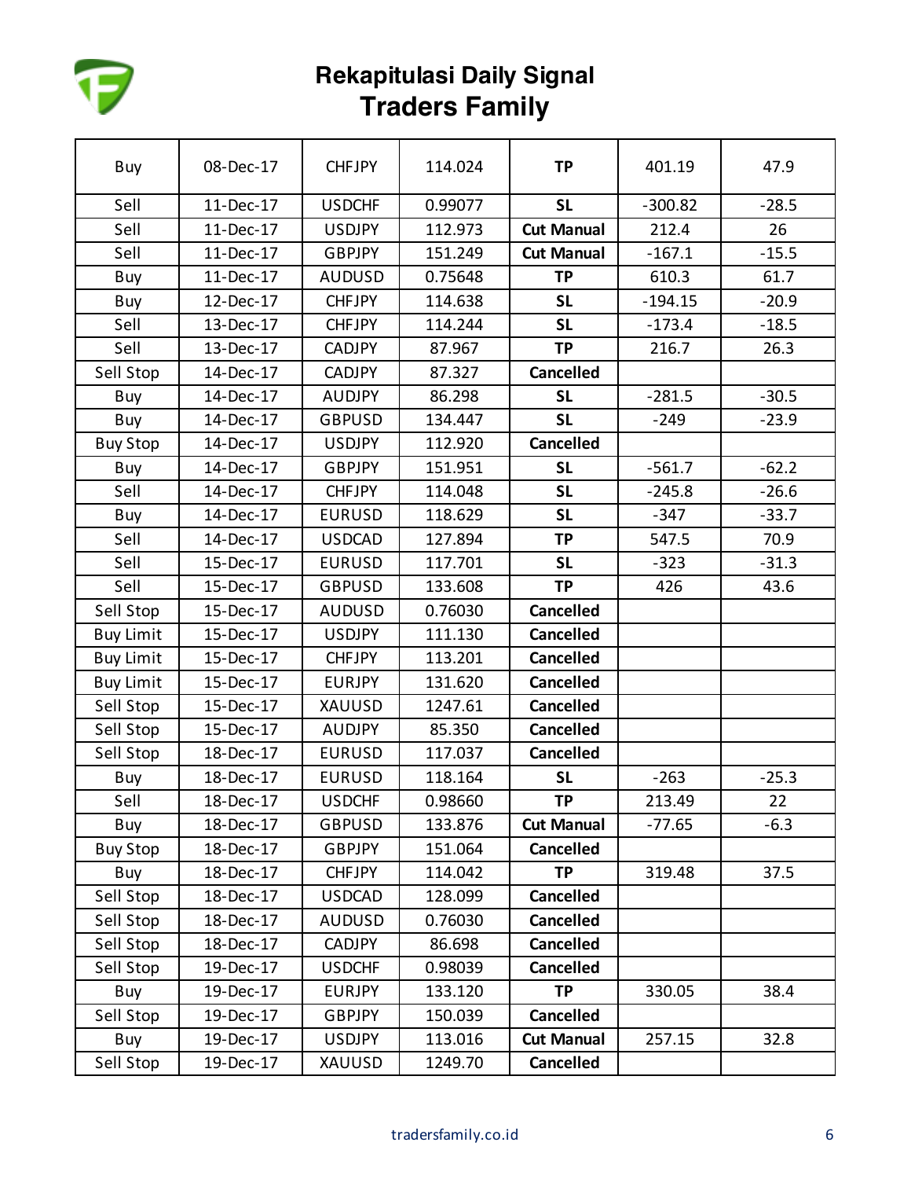# Rekapitulasi Daily Signal
## Traders Family

| | | | | | | |
|---|---|---|---|---|---|---|
| Buy | 08-Dec-17 | CHFJPY | 114.024 | **TP** | 401.19 | 47.9 |
| Sell | 11-Dec-17 | USDCHF | 0.99077 | **SL** | -300.82 | -28.5 |
| Sell | 11-Dec-17 | USDJPY | 112.973 | **Cut Manual** | 212.4 | 26 |
| Sell | 11-Dec-17 | GBPJPY | 151.249 | **Cut Manual** | -167.1 | -15.5 |
| Buy | 11-Dec-17 | AUDUSD | 0.75648 | **TP** | 610.3 | 61.7 |
| Buy | 12-Dec-17 | CHFJPY | 114.638 | **SL** | -194.15 | -20.9 |
| Sell | 13-Dec-17 | CHFJPY | 114.244 | **SL** | -173.4 | -18.5 |
| Sell | 13-Dec-17 | CADJPY | 87.967 | **TP** | 216.7 | 26.3 |
| Sell Stop | 14-Dec-17 | CADJPY | 87.327 | **Cancelled** | | |
| Buy | 14-Dec-17 | AUDJPY | 86.298 | **SL** | -281.5 | -30.5 |
| Buy | 14-Dec-17 | GBPUSD | 134.447 | **SL** | -249 | -23.9 |
| Buy Stop | 14-Dec-17 | USDJPY | 112.920 | **Cancelled** | | |
| Buy | 14-Dec-17 | GBPJPY | 151.951 | **SL** | -561.7 | -62.2 |
| Sell | 14-Dec-17 | CHFJPY | 114.048 | **SL** | -245.8 | -26.6 |
| Buy | 14-Dec-17 | EURUSD | 118.629 | **SL** | -347 | -33.7 |
| Sell | 14-Dec-17 | USDCAD | 127.894 | **TP** | 547.5 | 70.9 |
| Sell | 15-Dec-17 | EURUSD | 117.701 | **SL** | -323 | -31.3 |
| Sell | 15-Dec-17 | GBPUSD | 133.608 | **TP** | 426 | 43.6 |
| Sell Stop | 15-Dec-17 | AUDUSD | 0.76030 | **Cancelled** | | |
| Buy Limit | 15-Dec-17 | USDJPY | 111.130 | **Cancelled** | | |
| Buy Limit | 15-Dec-17 | CHFJPY | 113.201 | **Cancelled** | | |
| Buy Limit | 15-Dec-17 | EURJPY | 131.620 | **Cancelled** | | |
| Sell Stop | 15-Dec-17 | XAUUSD | 1247.61 | **Cancelled** | | |
| Sell Stop | 15-Dec-17 | AUDJPY | 85.350 | **Cancelled** | | |
| Sell Stop | 18-Dec-17 | EURUSD | 117.037 | **Cancelled** | | |
| Buy | 18-Dec-17 | EURUSD | 118.164 | **SL** | -263 | -25.3 |
| Sell | 18-Dec-17 | USDCHF | 0.98660 | **TP** | 213.49 | 22 |
| Buy | 18-Dec-17 | GBPUSD | 133.876 | **Cut Manual** | -77.65 | -6.3 |
| Buy Stop | 18-Dec-17 | GBPJPY | 151.064 | **Cancelled** | | |
| Buy | 18-Dec-17 | CHFJPY | 114.042 | **TP** | 319.48 | 37.5 |
| Sell Stop | 18-Dec-17 | USDCAD | 128.099 | **Cancelled** | | |
| Sell Stop | 18-Dec-17 | AUDUSD | 0.76030 | **Cancelled** | | |
| Sell Stop | 18-Dec-17 | CADJPY | 86.698 | **Cancelled** | | |
| Sell Stop | 19-Dec-17 | USDCHF | 0.98039 | **Cancelled** | | |
| Buy | 19-Dec-17 | EURJPY | 133.120 | **TP** | 330.05 | 38.4 |
| Sell Stop | 19-Dec-17 | GBPJPY | 150.039 | **Cancelled** | | |
| Buy | 19-Dec-17 | USDJPY | 113.016 | **Cut Manual** | 257.15 | 32.8 |
| Sell Stop | 19-Dec-17 | XAUUSD | 1249.70 | **Cancelled** | | |

tradersfamily.co.id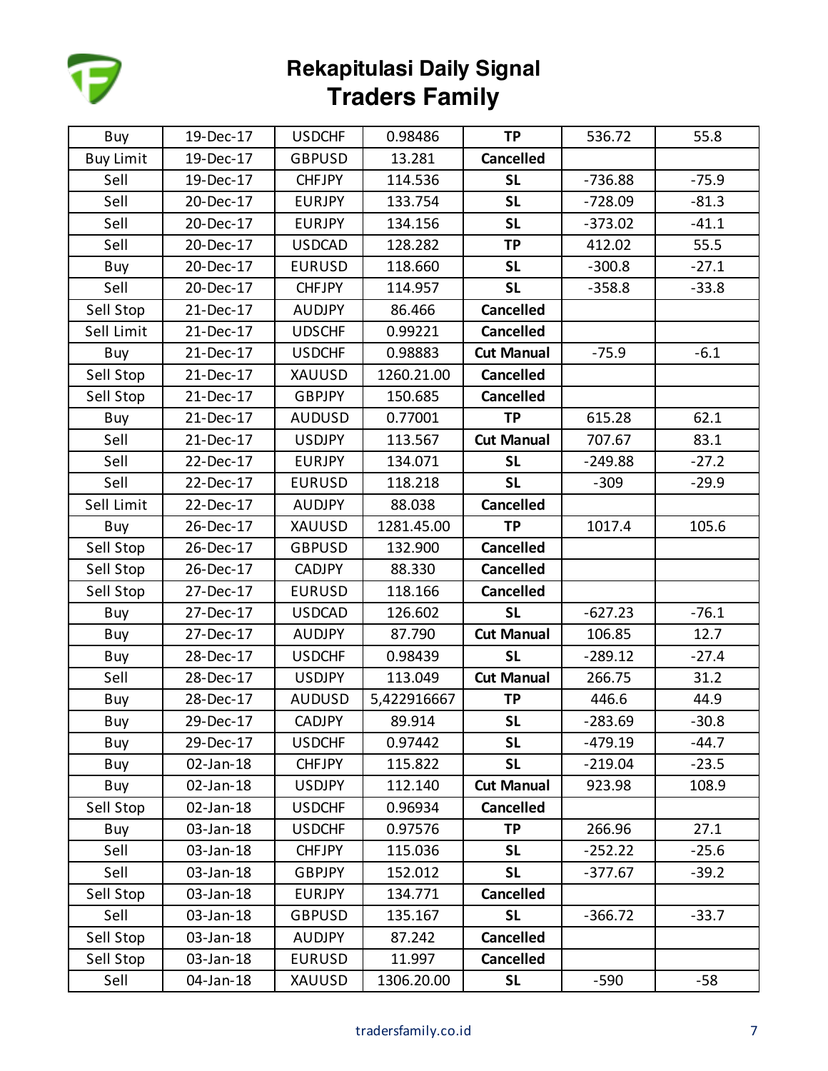# Rekapitulasi Daily Signal
## Traders Family

| | | | | | | |
|---|---|---|---|---|---|---|
| Buy | 19-Dec-17 | USDCHF | 0.98486 | **TP** | 536.72 | 55.8 |
| Buy Limit | 19-Dec-17 | GBPUSD | 13.281 | **Cancelled** | | |
| Sell | 19-Dec-17 | CHFJPY | 114.536 | **SL** | -736.88 | -75.9 |
| Sell | 20-Dec-17 | EURJPY | 133.754 | **SL** | -728.09 | -81.3 |
| Sell | 20-Dec-17 | EURJPY | 134.156 | **SL** | -373.02 | -41.1 |
| Sell | 20-Dec-17 | USDCAD | 128.282 | **TP** | 412.02 | 55.5 |
| Buy | 20-Dec-17 | EURUSD | 118.660 | **SL** | -300.8 | -27.1 |
| Sell | 20-Dec-17 | CHFJPY | 114.957 | **SL** | -358.8 | -33.8 |
| Sell Stop | 21-Dec-17 | AUDJPY | 86.466 | **Cancelled** | | |
| Sell Limit | 21-Dec-17 | UDSCHF | 0.99221 | **Cancelled** | | |
| Buy | 21-Dec-17 | USDCHF | 0.98883 | **Cut Manual** | -75.9 | -6.1 |
| Sell Stop | 21-Dec-17 | XAUUSD | 1260.21.00 | **Cancelled** | | |
| Sell Stop | 21-Dec-17 | GBPJPY | 150.685 | **Cancelled** | | |
| Buy | 21-Dec-17 | AUDUSD | 0.77001 | **TP** | 615.28 | 62.1 |
| Sell | 21-Dec-17 | USDJPY | 113.567 | **Cut Manual** | 707.67 | 83.1 |
| Sell | 22-Dec-17 | EURJPY | 134.071 | **SL** | -249.88 | -27.2 |
| Sell | 22-Dec-17 | EURUSD | 118.218 | **SL** | -309 | -29.9 |
| Sell Limit | 22-Dec-17 | AUDJPY | 88.038 | **Cancelled** | | |
| Buy | 26-Dec-17 | XAUUSD | 1281.45.00 | **TP** | 1017.4 | 105.6 |
| Sell Stop | 26-Dec-17 | GBPUSD | 132.900 | **Cancelled** | | |
| Sell Stop | 26-Dec-17 | CADJPY | 88.330 | **Cancelled** | | |
| Sell Stop | 27-Dec-17 | EURUSD | 118.166 | **Cancelled** | | |
| Buy | 27-Dec-17 | USDCAD | 126.602 | **SL** | -627.23 | -76.1 |
| Buy | 27-Dec-17 | AUDJPY | 87.790 | **Cut Manual** | 106.85 | 12.7 |
| Buy | 28-Dec-17 | USDCHF | 0.98439 | **SL** | -289.12 | -27.4 |
| Sell | 28-Dec-17 | USDJPY | 113.049 | **Cut Manual** | 266.75 | 31.2 |
| Buy | 28-Dec-17 | AUDUSD | 5,422916667 | **TP** | 446.6 | 44.9 |
| Buy | 29-Dec-17 | CADJPY | 89.914 | **SL** | -283.69 | -30.8 |
| Buy | 29-Dec-17 | USDCHF | 0.97442 | **SL** | -479.19 | -44.7 |
| Buy | 02-Jan-18 | CHFJPY | 115.822 | **SL** | -219.04 | -23.5 |
| Buy | 02-Jan-18 | USDJPY | 112.140 | **Cut Manual** | 923.98 | 108.9 |
| Sell Stop | 02-Jan-18 | USDCHF | 0.96934 | **Cancelled** | | |
| Buy | 03-Jan-18 | USDCHF | 0.97576 | **TP** | 266.96 | 27.1 |
| Sell | 03-Jan-18 | CHFJPY | 115.036 | **SL** | -252.22 | -25.6 |
| Sell | 03-Jan-18 | GBPJPY | 152.012 | **SL** | -377.67 | -39.2 |
| Sell Stop | 03-Jan-18 | EURJPY | 134.771 | **Cancelled** | | |
| Sell | 03-Jan-18 | GBPUSD | 135.167 | **SL** | -366.72 | -33.7 |
| Sell Stop | 03-Jan-18 | AUDJPY | 87.242 | **Cancelled** | | |
| Sell Stop | 03-Jan-18 | EURUSD | 11.997 | **Cancelled** | | |
| Sell | 04-Jan-18 | XAUUSD | 1306.20.00 | **SL** | -590 | -58 |

tradersfamily.co.id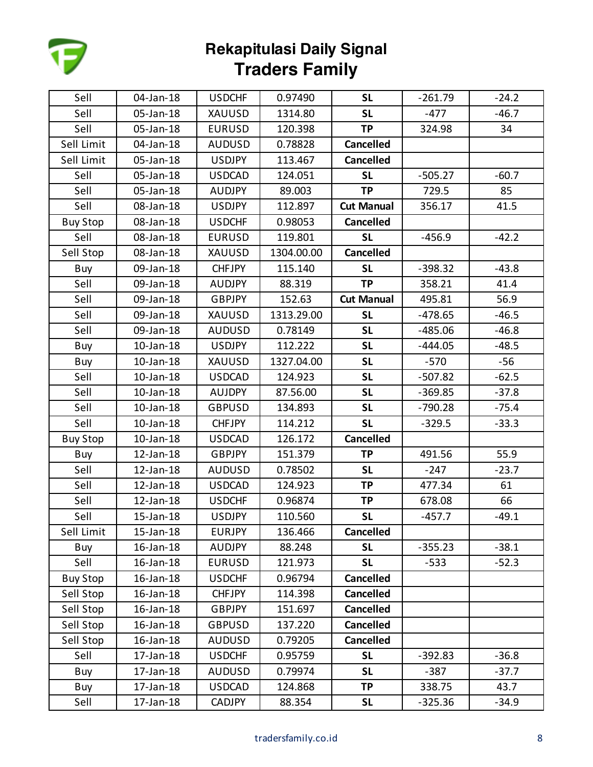# Rekapitulasi Daily Signal
## Traders Family

| | | | | | | |
|---|---|---|---|---|---|---|
| Sell | 04-Jan-18 | USDCHF | 0.97490 | **SL** | -261.79 | -24.2 |
| Sell | 05-Jan-18 | XAUUSD | 1314.80 | **SL** | -477 | -46.7 |
| Sell | 05-Jan-18 | EURUSD | 120.398 | **TP** | 324.98 | 34 |
| Sell Limit | 04-Jan-18 | AUDUSD | 0.78828 | **Cancelled** | | |
| Sell Limit | 05-Jan-18 | USDJPY | 113.467 | **Cancelled** | | |
| Sell | 05-Jan-18 | USDCAD | 124.051 | **SL** | -505.27 | -60.7 |
| Sell | 05-Jan-18 | AUDJPY | 89.003 | **TP** | 729.5 | 85 |
| Sell | 08-Jan-18 | USDJPY | 112.897 | **Cut Manual** | 356.17 | 41.5 |
| Buy Stop | 08-Jan-18 | USDCHF | 0.98053 | **Cancelled** | | |
| Sell | 08-Jan-18 | EURUSD | 119.801 | **SL** | -456.9 | -42.2 |
| Sell Stop | 08-Jan-18 | XAUUSD | 1304.00.00 | **Cancelled** | | |
| Buy | 09-Jan-18 | CHFJPY | 115.140 | **SL** | -398.32 | -43.8 |
| Sell | 09-Jan-18 | AUDJPY | 88.319 | **TP** | 358.21 | 41.4 |
| Sell | 09-Jan-18 | GBPJPY | 152.63 | **Cut Manual** | 495.81 | 56.9 |
| Sell | 09-Jan-18 | XAUUSD | 1313.29.00 | **SL** | -478.65 | -46.5 |
| Sell | 09-Jan-18 | AUDUSD | 0.78149 | **SL** | -485.06 | -46.8 |
| Buy | 10-Jan-18 | USDJPY | 112.222 | **SL** | -444.05 | -48.5 |
| Buy | 10-Jan-18 | XAUUSD | 1327.04.00 | **SL** | -570 | -56 |
| Sell | 10-Jan-18 | USDCAD | 124.923 | **SL** | -507.82 | -62.5 |
| Sell | 10-Jan-18 | AUJDPY | 87.56.00 | **SL** | -369.85 | -37.8 |
| Sell | 10-Jan-18 | GBPUSD | 134.893 | **SL** | -790.28 | -75.4 |
| Sell | 10-Jan-18 | CHFJPY | 114.212 | **SL** | -329.5 | -33.3 |
| Buy Stop | 10-Jan-18 | USDCAD | 126.172 | **Cancelled** | | |
| Buy | 12-Jan-18 | GBPJPY | 151.379 | **TP** | 491.56 | 55.9 |
| Sell | 12-Jan-18 | AUDUSD | 0.78502 | **SL** | -247 | -23.7 |
| Sell | 12-Jan-18 | USDCAD | 124.923 | **TP** | 477.34 | 61 |
| Sell | 12-Jan-18 | USDCHF | 0.96874 | **TP** | 678.08 | 66 |
| Sell | 15-Jan-18 | USDJPY | 110.560 | **SL** | -457.7 | -49.1 |
| Sell Limit | 15-Jan-18 | EURJPY | 136.466 | **Cancelled** | | |
| Buy | 16-Jan-18 | AUDJPY | 88.248 | **SL** | -355.23 | -38.1 |
| Sell | 16-Jan-18 | EURUSD | 121.973 | **SL** | -533 | -52.3 |
| Buy Stop | 16-Jan-18 | USDCHF | 0.96794 | **Cancelled** | | |
| Sell Stop | 16-Jan-18 | CHFJPY | 114.398 | **Cancelled** | | |
| Sell Stop | 16-Jan-18 | GBPJPY | 151.697 | **Cancelled** | | |
| Sell Stop | 16-Jan-18 | GBPUSD | 137.220 | **Cancelled** | | |
| Sell Stop | 16-Jan-18 | AUDUSD | 0.79205 | **Cancelled** | | |
| Sell | 17-Jan-18 | USDCHF | 0.95759 | **SL** | -392.83 | -36.8 |
| Buy | 17-Jan-18 | AUDUSD | 0.79974 | **SL** | -387 | -37.7 |
| Buy | 17-Jan-18 | USDCAD | 124.868 | **TP** | 338.75 | 43.7 |
| Sell | 17-Jan-18 | CADJPY | 88.354 | **SL** | -325.36 | -34.9 |

tradersfamily.co.id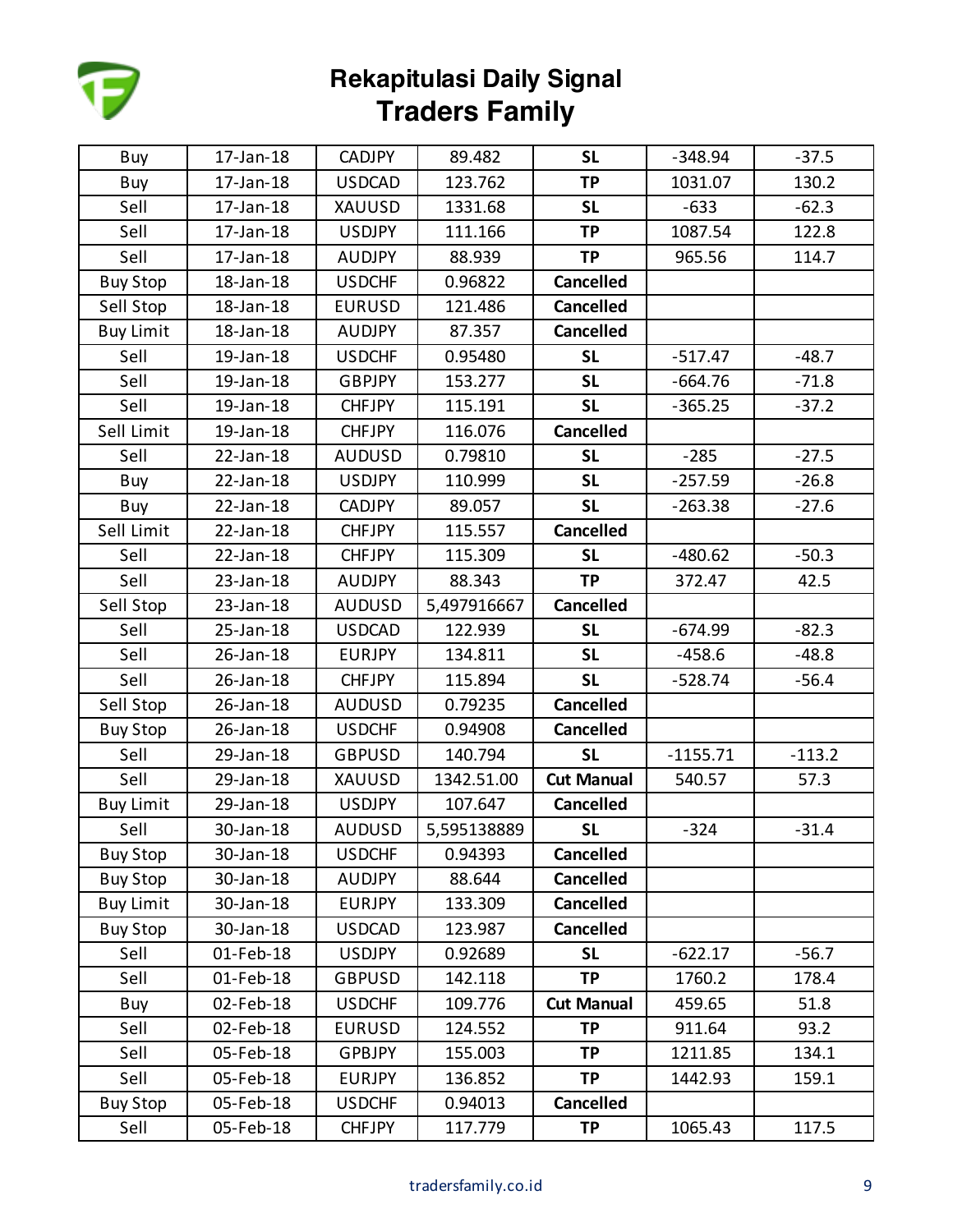# Rekapitulasi Daily Signal
## Traders Family

| | | | | | | |
|---|---|---|---|---|---|---|
| Buy | 17-Jan-18 | CADJPY | 89.482 | **SL** | -348.94 | -37.5 |
| Buy | 17-Jan-18 | USDCAD | 123.762 | **TP** | 1031.07 | 130.2 |
| Sell | 17-Jan-18 | XAUUSD | 1331.68 | **SL** | -633 | -62.3 |
| Sell | 17-Jan-18 | USDJPY | 111.166 | **TP** | 1087.54 | 122.8 |
| Sell | 17-Jan-18 | AUDJPY | 88.939 | **TP** | 965.56 | 114.7 |
| Buy Stop | 18-Jan-18 | USDCHF | 0.96822 | **Cancelled** | | |
| Sell Stop | 18-Jan-18 | EURUSD | 121.486 | **Cancelled** | | |
| Buy Limit | 18-Jan-18 | AUDJPY | 87.357 | **Cancelled** | | |
| Sell | 19-Jan-18 | USDCHF | 0.95480 | **SL** | -517.47 | -48.7 |
| Sell | 19-Jan-18 | GBPJPY | 153.277 | **SL** | -664.76 | -71.8 |
| Sell | 19-Jan-18 | CHFJPY | 115.191 | **SL** | -365.25 | -37.2 |
| Sell Limit | 19-Jan-18 | CHFJPY | 116.076 | **Cancelled** | | |
| Sell | 22-Jan-18 | AUDUSD | 0.79810 | **SL** | -285 | -27.5 |
| Buy | 22-Jan-18 | USDJPY | 110.999 | **SL** | -257.59 | -26.8 |
| Buy | 22-Jan-18 | CADJPY | 89.057 | **SL** | -263.38 | -27.6 |
| Sell Limit | 22-Jan-18 | CHFJPY | 115.557 | **Cancelled** | | |
| Sell | 22-Jan-18 | CHFJPY | 115.309 | **SL** | -480.62 | -50.3 |
| Sell | 23-Jan-18 | AUDJPY | 88.343 | **TP** | 372.47 | 42.5 |
| Sell Stop | 23-Jan-18 | AUDUSD | 5,497916667 | **Cancelled** | | |
| Sell | 25-Jan-18 | USDCAD | 122.939 | **SL** | -674.99 | -82.3 |
| Sell | 26-Jan-18 | EURJPY | 134.811 | **SL** | -458.6 | -48.8 |
| Sell | 26-Jan-18 | CHFJPY | 115.894 | **SL** | -528.74 | -56.4 |
| Sell Stop | 26-Jan-18 | AUDUSD | 0.79235 | **Cancelled** | | |
| Buy Stop | 26-Jan-18 | USDCHF | 0.94908 | **Cancelled** | | |
| Sell | 29-Jan-18 | GBPUSD | 140.794 | **SL** | -1155.71 | -113.2 |
| Sell | 29-Jan-18 | XAUUSD | 1342.51.00 | **Cut Manual** | 540.57 | 57.3 |
| Buy Limit | 29-Jan-18 | USDJPY | 107.647 | **Cancelled** | | |
| Sell | 30-Jan-18 | AUDUSD | 5,595138889 | **SL** | -324 | -31.4 |
| Buy Stop | 30-Jan-18 | USDCHF | 0.94393 | **Cancelled** | | |
| Buy Stop | 30-Jan-18 | AUDJPY | 88.644 | **Cancelled** | | |
| Buy Limit | 30-Jan-18 | EURJPY | 133.309 | **Cancelled** | | |
| Buy Stop | 30-Jan-18 | USDCAD | 123.987 | **Cancelled** | | |
| Sell | 01-Feb-18 | USDJPY | 0.92689 | **SL** | -622.17 | -56.7 |
| Sell | 01-Feb-18 | GBPUSD | 142.118 | **TP** | 1760.2 | 178.4 |
| Buy | 02-Feb-18 | USDCHF | 109.776 | **Cut Manual** | 459.65 | 51.8 |
| Sell | 02-Feb-18 | EURUSD | 124.552 | **TP** | 911.64 | 93.2 |
| Sell | 05-Feb-18 | GPBJPY | 155.003 | **TP** | 1211.85 | 134.1 |
| Sell | 05-Feb-18 | EURJPY | 136.852 | **TP** | 1442.93 | 159.1 |
| Buy Stop | 05-Feb-18 | USDCHF | 0.94013 | **Cancelled** | | |
| Sell | 05-Feb-18 | CHFJPY | 117.779 | **TP** | 1065.43 | 117.5 |

tradersfamily.co.id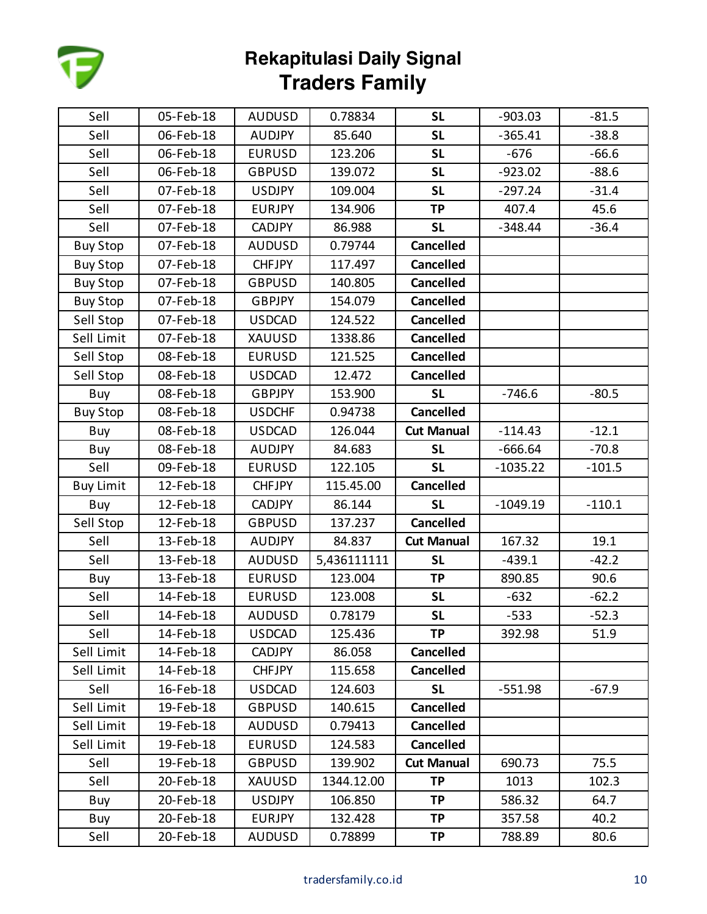# Rekapitulasi Daily Signal
## Traders Family

| | | | | | | |
|---|---|---|---|---|---|---|
| Sell | 05-Feb-18 | AUDUSD | 0.78834 | **SL** | -903.03 | -81.5 |
| Sell | 06-Feb-18 | AUDJPY | 85.640 | **SL** | -365.41 | -38.8 |
| Sell | 06-Feb-18 | EURUSD | 123.206 | **SL** | -676 | -66.6 |
| Sell | 06-Feb-18 | GBPUSD | 139.072 | **SL** | -923.02 | -88.6 |
| Sell | 07-Feb-18 | USDJPY | 109.004 | **SL** | -297.24 | -31.4 |
| Sell | 07-Feb-18 | EURJPY | 134.906 | **TP** | 407.4 | 45.6 |
| Sell | 07-Feb-18 | CADJPY | 86.988 | **SL** | -348.44 | -36.4 |
| Buy Stop | 07-Feb-18 | AUDUSD | 0.79744 | **Cancelled** | | |
| Buy Stop | 07-Feb-18 | CHFJPY | 117.497 | **Cancelled** | | |
| Buy Stop | 07-Feb-18 | GBPUSD | 140.805 | **Cancelled** | | |
| Buy Stop | 07-Feb-18 | GBPJPY | 154.079 | **Cancelled** | | |
| Sell Stop | 07-Feb-18 | USDCAD | 124.522 | **Cancelled** | | |
| Sell Limit | 07-Feb-18 | XAUUSD | 1338.86 | **Cancelled** | | |
| Sell Stop | 08-Feb-18 | EURUSD | 121.525 | **Cancelled** | | |
| Sell Stop | 08-Feb-18 | USDCAD | 12.472 | **Cancelled** | | |
| Buy | 08-Feb-18 | GBPJPY | 153.900 | **SL** | -746.6 | -80.5 |
| Buy Stop | 08-Feb-18 | USDCHF | 0.94738 | **Cancelled** | | |
| Buy | 08-Feb-18 | USDCAD | 126.044 | **Cut Manual** | -114.43 | -12.1 |
| Buy | 08-Feb-18 | AUDJPY | 84.683 | **SL** | -666.64 | -70.8 |
| Sell | 09-Feb-18 | EURUSD | 122.105 | **SL** | -1035.22 | -101.5 |
| Buy Limit | 12-Feb-18 | CHFJPY | 115.45.00 | **Cancelled** | | |
| Buy | 12-Feb-18 | CADJPY | 86.144 | **SL** | -1049.19 | -110.1 |
| Sell Stop | 12-Feb-18 | GBPUSD | 137.237 | **Cancelled** | | |
| Sell | 13-Feb-18 | AUDJPY | 84.837 | **Cut Manual** | 167.32 | 19.1 |
| Sell | 13-Feb-18 | AUDUSD | 5,436111111 | **SL** | -439.1 | -42.2 |
| Buy | 13-Feb-18 | EURUSD | 123.004 | **TP** | 890.85 | 90.6 |
| Sell | 14-Feb-18 | EURUSD | 123.008 | **SL** | -632 | -62.2 |
| Sell | 14-Feb-18 | AUDUSD | 0.78179 | **SL** | -533 | -52.3 |
| Sell | 14-Feb-18 | USDCAD | 125.436 | **TP** | 392.98 | 51.9 |
| Sell Limit | 14-Feb-18 | CADJPY | 86.058 | **Cancelled** | | |
| Sell Limit | 14-Feb-18 | CHFJPY | 115.658 | **Cancelled** | | |
| Sell | 16-Feb-18 | USDCAD | 124.603 | **SL** | -551.98 | -67.9 |
| Sell Limit | 19-Feb-18 | GBPUSD | 140.615 | **Cancelled** | | |
| Sell Limit | 19-Feb-18 | AUDUSD | 0.79413 | **Cancelled** | | |
| Sell Limit | 19-Feb-18 | EURUSD | 124.583 | **Cancelled** | | |
| Sell | 19-Feb-18 | GBPUSD | 139.902 | **Cut Manual** | 690.73 | 75.5 |
| Sell | 20-Feb-18 | XAUUSD | 1344.12.00 | **TP** | 1013 | 102.3 |
| Buy | 20-Feb-18 | USDJPY | 106.850 | **TP** | 586.32 | 64.7 |
| Buy | 20-Feb-18 | EURJPY | 132.428 | **TP** | 357.58 | 40.2 |
| Sell | 20-Feb-18 | AUDUSD | 0.78899 | **TP** | 788.89 | 80.6 |

tradersfamily.co.id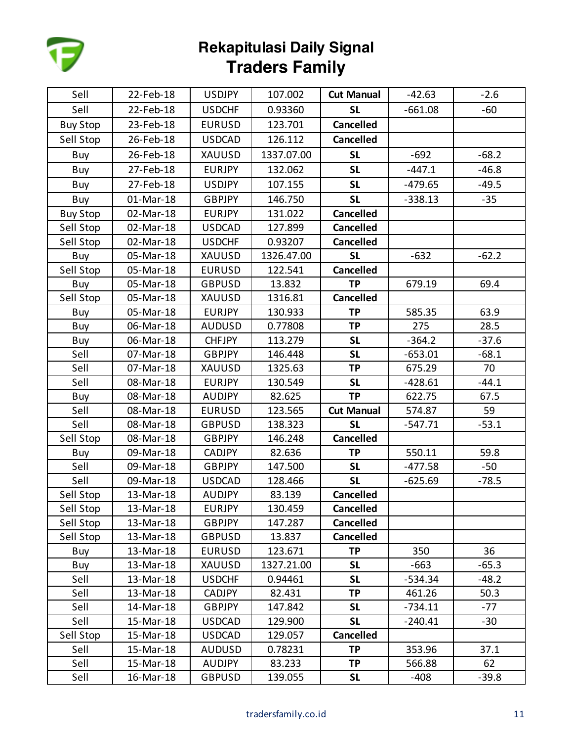# Rekapitulasi Daily Signal
## Traders Family

| | | | | | | |
|---|---|---|---|---|---|---|
| Sell | 22-Feb-18 | USDJPY | 107.002 | **Cut Manual** | -42.63 | -2.6 |
| Sell | 22-Feb-18 | USDCHF | 0.93360 | **SL** | -661.08 | -60 |
| Buy Stop | 23-Feb-18 | EURUSD | 123.701 | **Cancelled** | | |
| Sell Stop | 26-Feb-18 | USDCAD | 126.112 | **Cancelled** | | |
| Buy | 26-Feb-18 | XAUUSD | 1337.07.00 | **SL** | -692 | -68.2 |
| Buy | 27-Feb-18 | EURJPY | 132.062 | **SL** | -447.1 | -46.8 |
| Buy | 27-Feb-18 | USDJPY | 107.155 | **SL** | -479.65 | -49.5 |
| Buy | 01-Mar-18 | GBPJPY | 146.750 | **SL** | -338.13 | -35 |
| Buy Stop | 02-Mar-18 | EURJPY | 131.022 | **Cancelled** | | |
| Sell Stop | 02-Mar-18 | USDCAD | 127.899 | **Cancelled** | | |
| Sell Stop | 02-Mar-18 | USDCHF | 0.93207 | **Cancelled** | | |
| Buy | 05-Mar-18 | XAUUSD | 1326.47.00 | **SL** | -632 | -62.2 |
| Sell Stop | 05-Mar-18 | EURUSD | 122.541 | **Cancelled** | | |
| Buy | 05-Mar-18 | GBPUSD | 13.832 | **TP** | 679.19 | 69.4 |
| Sell Stop | 05-Mar-18 | XAUUSD | 1316.81 | **Cancelled** | | |
| Buy | 05-Mar-18 | EURJPY | 130.933 | **TP** | 585.35 | 63.9 |
| Buy | 06-Mar-18 | AUDUSD | 0.77808 | **TP** | 275 | 28.5 |
| Buy | 06-Mar-18 | CHFJPY | 113.279 | **SL** | -364.2 | -37.6 |
| Sell | 07-Mar-18 | GBPJPY | 146.448 | **SL** | -653.01 | -68.1 |
| Sell | 07-Mar-18 | XAUUSD | 1325.63 | **TP** | 675.29 | 70 |
| Sell | 08-Mar-18 | EURJPY | 130.549 | **SL** | -428.61 | -44.1 |
| Buy | 08-Mar-18 | AUDJPY | 82.625 | **TP** | 622.75 | 67.5 |
| Sell | 08-Mar-18 | EURUSD | 123.565 | **Cut Manual** | 574.87 | 59 |
| Sell | 08-Mar-18 | GBPUSD | 138.323 | **SL** | -547.71 | -53.1 |
| Sell Stop | 08-Mar-18 | GBPJPY | 146.248 | **Cancelled** | | |
| Buy | 09-Mar-18 | CADJPY | 82.636 | **TP** | 550.11 | 59.8 |
| Sell | 09-Mar-18 | GBPJPY | 147.500 | **SL** | -477.58 | -50 |
| Sell | 09-Mar-18 | USDCAD | 128.466 | **SL** | -625.69 | -78.5 |
| Sell Stop | 13-Mar-18 | AUDJPY | 83.139 | **Cancelled** | | |
| Sell Stop | 13-Mar-18 | EURJPY | 130.459 | **Cancelled** | | |
| Sell Stop | 13-Mar-18 | GBPJPY | 147.287 | **Cancelled** | | |
| Sell Stop | 13-Mar-18 | GBPUSD | 13.837 | **Cancelled** | | |
| Buy | 13-Mar-18 | EURUSD | 123.671 | **TP** | 350 | 36 |
| Buy | 13-Mar-18 | XAUUSD | 1327.21.00 | **SL** | -663 | -65.3 |
| Sell | 13-Mar-18 | USDCHF | 0.94461 | **SL** | -534.34 | -48.2 |
| Sell | 13-Mar-18 | CADJPY | 82.431 | **TP** | 461.26 | 50.3 |
| Sell | 14-Mar-18 | GBPJPY | 147.842 | **SL** | -734.11 | -77 |
| Sell | 15-Mar-18 | USDCAD | 129.900 | **SL** | -240.41 | -30 |
| Sell Stop | 15-Mar-18 | USDCAD | 129.057 | **Cancelled** | | |
| Sell | 15-Mar-18 | AUDUSD | 0.78231 | **TP** | 353.96 | 37.1 |
| Sell | 15-Mar-18 | AUDJPY | 83.233 | **TP** | 566.88 | 62 |
| Sell | 16-Mar-18 | GBPUSD | 139.055 | **SL** | -408 | -39.8 |

tradersfamily.co.id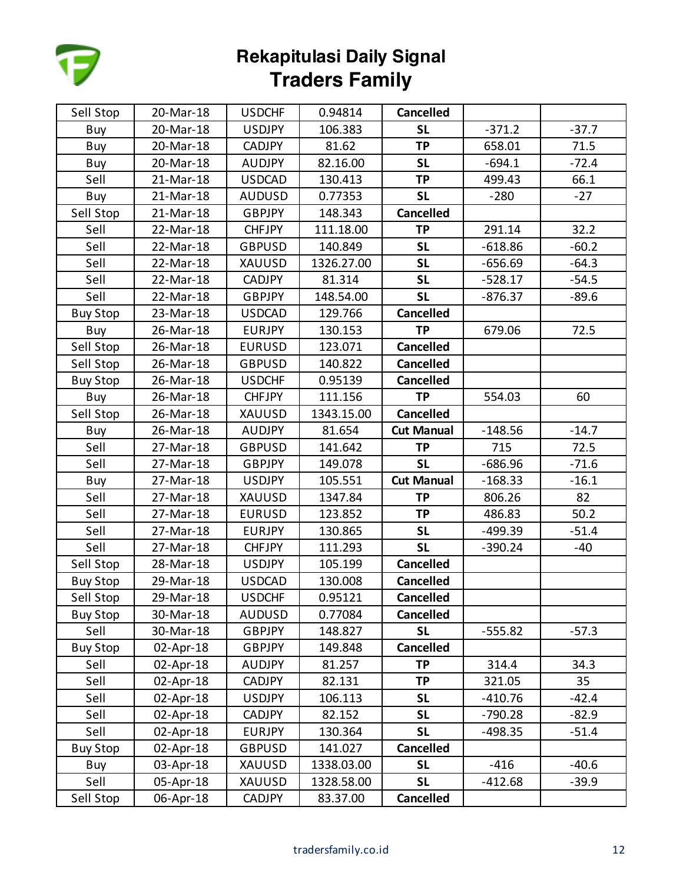# Rekapitulasi Daily Signal
# Traders Family

| | | | | | | |
|---|---|---|---|---|---|---|
| Sell Stop | 20-Mar-18 | USDCHF | 0.94814 | **Cancelled** | | |
| Buy | 20-Mar-18 | USDJPY | 106.383 | **SL** | -371.2 | -37.7 |
| Buy | 20-Mar-18 | CADJPY | 81.62 | **TP** | 658.01 | 71.5 |
| Buy | 20-Mar-18 | AUDJPY | 82.16.00 | **SL** | -694.1 | -72.4 |
| Sell | 21-Mar-18 | USDCAD | 130.413 | **TP** | 499.43 | 66.1 |
| Buy | 21-Mar-18 | AUDUSD | 0.77353 | **SL** | -280 | -27 |
| Sell Stop | 21-Mar-18 | GBPJPY | 148.343 | **Cancelled** | | |
| Sell | 22-Mar-18 | CHFJPY | 111.18.00 | **TP** | 291.14 | 32.2 |
| Sell | 22-Mar-18 | GBPUSD | 140.849 | **SL** | -618.86 | -60.2 |
| Sell | 22-Mar-18 | XAUUSD | 1326.27.00 | **SL** | -656.69 | -64.3 |
| Sell | 22-Mar-18 | CADJPY | 81.314 | **SL** | -528.17 | -54.5 |
| Sell | 22-Mar-18 | GBPJPY | 148.54.00 | **SL** | -876.37 | -89.6 |
| Buy Stop | 23-Mar-18 | USDCAD | 129.766 | **Cancelled** | | |
| Buy | 26-Mar-18 | EURJPY | 130.153 | **TP** | 679.06 | 72.5 |
| Sell Stop | 26-Mar-18 | EURUSD | 123.071 | **Cancelled** | | |
| Sell Stop | 26-Mar-18 | GBPUSD | 140.822 | **Cancelled** | | |
| Buy Stop | 26-Mar-18 | USDCHF | 0.95139 | **Cancelled** | | |
| Buy | 26-Mar-18 | CHFJPY | 111.156 | **TP** | 554.03 | 60 |
| Sell Stop | 26-Mar-18 | XAUUSD | 1343.15.00 | **Cancelled** | | |
| Buy | 26-Mar-18 | AUDJPY | 81.654 | **Cut Manual** | -148.56 | -14.7 |
| Sell | 27-Mar-18 | GBPUSD | 141.642 | **TP** | 715 | 72.5 |
| Sell | 27-Mar-18 | GBPJPY | 149.078 | **SL** | -686.96 | -71.6 |
| Buy | 27-Mar-18 | USDJPY | 105.551 | **Cut Manual** | -168.33 | -16.1 |
| Sell | 27-Mar-18 | XAUUSD | 1347.84 | **TP** | 806.26 | 82 |
| Sell | 27-Mar-18 | EURUSD | 123.852 | **TP** | 486.83 | 50.2 |
| Sell | 27-Mar-18 | EURJPY | 130.865 | **SL** | -499.39 | -51.4 |
| Sell | 27-Mar-18 | CHFJPY | 111.293 | **SL** | -390.24 | -40 |
| Sell Stop | 28-Mar-18 | USDJPY | 105.199 | **Cancelled** | | |
| Buy Stop | 29-Mar-18 | USDCAD | 130.008 | **Cancelled** | | |
| Sell Stop | 29-Mar-18 | USDCHF | 0.95121 | **Cancelled** | | |
| Buy Stop | 30-Mar-18 | AUDUSD | 0.77084 | **Cancelled** | | |
| Sell | 30-Mar-18 | GBPJPY | 148.827 | **SL** | -555.82 | -57.3 |
| Buy Stop | 02-Apr-18 | GBPJPY | 149.848 | **Cancelled** | | |
| Sell | 02-Apr-18 | AUDJPY | 81.257 | **TP** | 314.4 | 34.3 |
| Sell | 02-Apr-18 | CADJPY | 82.131 | **TP** | 321.05 | 35 |
| Sell | 02-Apr-18 | USDJPY | 106.113 | **SL** | -410.76 | -42.4 |
| Sell | 02-Apr-18 | CADJPY | 82.152 | **SL** | -790.28 | -82.9 |
| Sell | 02-Apr-18 | EURJPY | 130.364 | **SL** | -498.35 | -51.4 |
| Buy Stop | 02-Apr-18 | GBPUSD | 141.027 | **Cancelled** | | |
| Buy | 03-Apr-18 | XAUUSD | 1338.03.00 | **SL** | -416 | -40.6 |
| Sell | 05-Apr-18 | XAUUSD | 1328.58.00 | **SL** | -412.68 | -39.9 |
| Sell Stop | 06-Apr-18 | CADJPY | 83.37.00 | **Cancelled** | | |

tradersfamily.co.id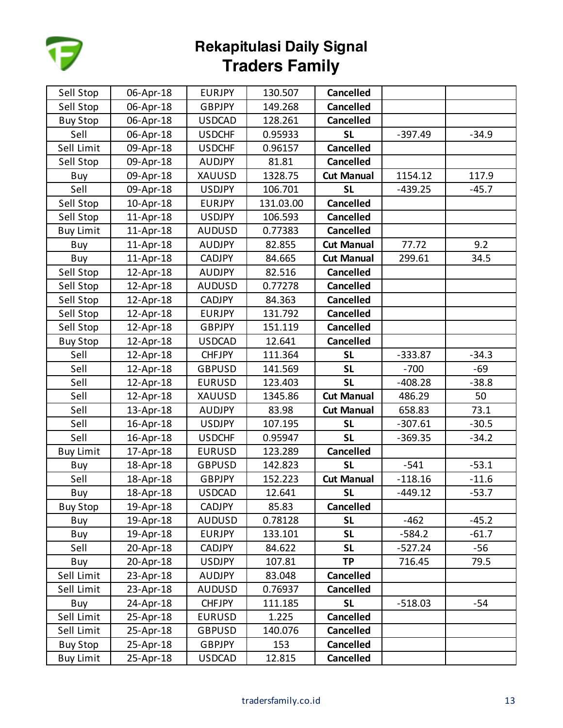# Rekapitulasi Daily Signal
## Traders Family

| | | | | | | |
|---|---|---|---|---|---|---|
| Sell Stop | 06-Apr-18 | EURJPY | 130.507 | **Cancelled** | | |
| Sell Stop | 06-Apr-18 | GBPJPY | 149.268 | **Cancelled** | | |
| Buy Stop | 06-Apr-18 | USDCAD | 128.261 | **Cancelled** | | |
| Sell | 06-Apr-18 | USDCHF | 0.95933 | **SL** | -397.49 | -34.9 |
| Sell Limit | 09-Apr-18 | USDCHF | 0.96157 | **Cancelled** | | |
| Sell Stop | 09-Apr-18 | AUDJPY | 81.81 | **Cancelled** | | |
| Buy | 09-Apr-18 | XAUUSD | 1328.75 | **Cut Manual** | 1154.12 | 117.9 |
| Sell | 09-Apr-18 | USDJPY | 106.701 | **SL** | -439.25 | -45.7 |
| Sell Stop | 10-Apr-18 | EURJPY | 131.03.00 | **Cancelled** | | |
| Sell Stop | 11-Apr-18 | USDJPY | 106.593 | **Cancelled** | | |
| Buy Limit | 11-Apr-18 | AUDUSD | 0.77383 | **Cancelled** | | |
| Buy | 11-Apr-18 | AUDJPY | 82.855 | **Cut Manual** | 77.72 | 9.2 |
| Buy | 11-Apr-18 | CADJPY | 84.665 | **Cut Manual** | 299.61 | 34.5 |
| Sell Stop | 12-Apr-18 | AUDJPY | 82.516 | **Cancelled** | | |
| Sell Stop | 12-Apr-18 | AUDUSD | 0.77278 | **Cancelled** | | |
| Sell Stop | 12-Apr-18 | CADJPY | 84.363 | **Cancelled** | | |
| Sell Stop | 12-Apr-18 | EURJPY | 131.792 | **Cancelled** | | |
| Sell Stop | 12-Apr-18 | GBPJPY | 151.119 | **Cancelled** | | |
| Buy Stop | 12-Apr-18 | USDCAD | 12.641 | **Cancelled** | | |
| Sell | 12-Apr-18 | CHFJPY | 111.364 | **SL** | -333.87 | -34.3 |
| Sell | 12-Apr-18 | GBPUSD | 141.569 | **SL** | -700 | -69 |
| Sell | 12-Apr-18 | EURUSD | 123.403 | **SL** | -408.28 | -38.8 |
| Sell | 12-Apr-18 | XAUUSD | 1345.86 | **Cut Manual** | 486.29 | 50 |
| Sell | 13-Apr-18 | AUDJPY | 83.98 | **Cut Manual** | 658.83 | 73.1 |
| Sell | 16-Apr-18 | USDJPY | 107.195 | **SL** | -307.61 | -30.5 |
| Sell | 16-Apr-18 | USDCHF | 0.95947 | **SL** | -369.35 | -34.2 |
| Buy Limit | 17-Apr-18 | EURUSD | 123.289 | **Cancelled** | | |
| Buy | 18-Apr-18 | GBPUSD | 142.823 | **SL** | -541 | -53.1 |
| Sell | 18-Apr-18 | GBPJPY | 152.223 | **Cut Manual** | -118.16 | -11.6 |
| Buy | 18-Apr-18 | USDCAD | 12.641 | **SL** | -449.12 | -53.7 |
| Buy Stop | 19-Apr-18 | CADJPY | 85.83 | **Cancelled** | | |
| Buy | 19-Apr-18 | AUDUSD | 0.78128 | **SL** | -462 | -45.2 |
| Buy | 19-Apr-18 | EURJPY | 133.101 | **SL** | -584.2 | -61.7 |
| Sell | 20-Apr-18 | CADJPY | 84.622 | **SL** | -527.24 | -56 |
| Buy | 20-Apr-18 | USDJPY | 107.81 | **TP** | 716.45 | 79.5 |
| Sell Limit | 23-Apr-18 | AUDJPY | 83.048 | **Cancelled** | | |
| Sell Limit | 23-Apr-18 | AUDUSD | 0.76937 | **Cancelled** | | |
| Buy | 24-Apr-18 | CHFJPY | 111.185 | **SL** | -518.03 | -54 |
| Sell Limit | 25-Apr-18 | EURUSD | 1.225 | **Cancelled** | | |
| Sell Limit | 25-Apr-18 | GBPUSD | 140.076 | **Cancelled** | | |
| Buy Stop | 25-Apr-18 | GBPJPY | 153 | **Cancelled** | | |
| Buy Limit | 25-Apr-18 | USDCAD | 12.815 | **Cancelled** | | |

tradersfamily.co.id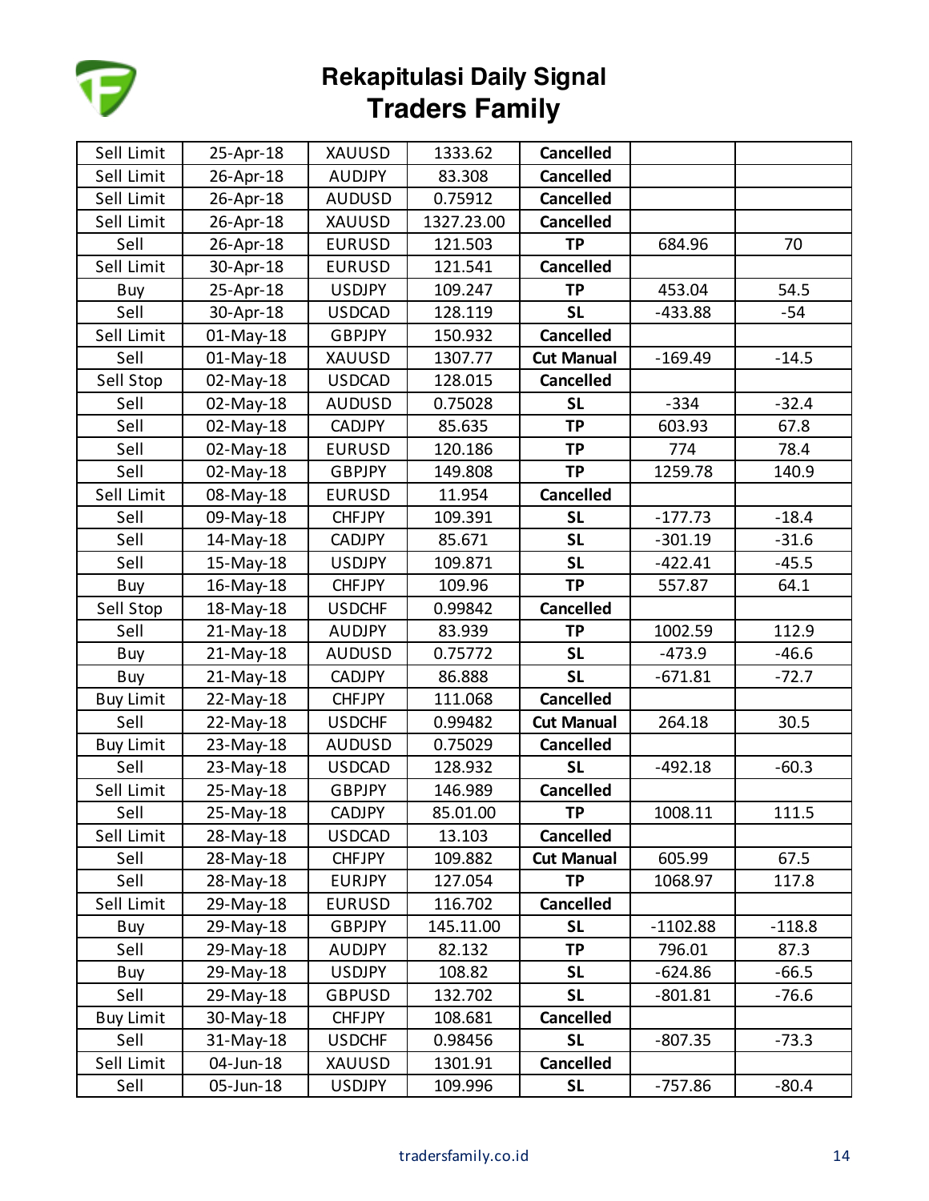# Rekapitulasi Daily Signal
## Traders Family

| | | | | | | |
|---|---|---|---|---|---|---|
| Sell Limit | 25-Apr-18 | XAUUSD | 1333.62 | **Cancelled** | | |
| Sell Limit | 26-Apr-18 | AUDJPY | 83.308 | **Cancelled** | | |
| Sell Limit | 26-Apr-18 | AUDUSD | 0.75912 | **Cancelled** | | |
| Sell Limit | 26-Apr-18 | XAUUSD | 1327.23.00 | **Cancelled** | | |
| Sell | 26-Apr-18 | EURUSD | 121.503 | **TP** | 684.96 | 70 |
| Sell Limit | 30-Apr-18 | EURUSD | 121.541 | **Cancelled** | | |
| Buy | 25-Apr-18 | USDJPY | 109.247 | **TP** | 453.04 | 54.5 |
| Sell | 30-Apr-18 | USDCAD | 128.119 | **SL** | -433.88 | -54 |
| Sell Limit | 01-May-18 | GBPJPY | 150.932 | **Cancelled** | | |
| Sell | 01-May-18 | XAUUSD | 1307.77 | **Cut Manual** | -169.49 | -14.5 |
| Sell Stop | 02-May-18 | USDCAD | 128.015 | **Cancelled** | | |
| Sell | 02-May-18 | AUDUSD | 0.75028 | **SL** | -334 | -32.4 |
| Sell | 02-May-18 | CADJPY | 85.635 | **TP** | 603.93 | 67.8 |
| Sell | 02-May-18 | EURUSD | 120.186 | **TP** | 774 | 78.4 |
| Sell | 02-May-18 | GBPJPY | 149.808 | **TP** | 1259.78 | 140.9 |
| Sell Limit | 08-May-18 | EURUSD | 11.954 | **Cancelled** | | |
| Sell | 09-May-18 | CHFJPY | 109.391 | **SL** | -177.73 | -18.4 |
| Sell | 14-May-18 | CADJPY | 85.671 | **SL** | -301.19 | -31.6 |
| Sell | 15-May-18 | USDJPY | 109.871 | **SL** | -422.41 | -45.5 |
| Buy | 16-May-18 | CHFJPY | 109.96 | **TP** | 557.87 | 64.1 |
| Sell Stop | 18-May-18 | USDCHF | 0.99842 | **Cancelled** | | |
| Sell | 21-May-18 | AUDJPY | 83.939 | **TP** | 1002.59 | 112.9 |
| Buy | 21-May-18 | AUDUSD | 0.75772 | **SL** | -473.9 | -46.6 |
| Buy | 21-May-18 | CADJPY | 86.888 | **SL** | -671.81 | -72.7 |
| Buy Limit | 22-May-18 | CHFJPY | 111.068 | **Cancelled** | | |
| Sell | 22-May-18 | USDCHF | 0.99482 | **Cut Manual** | 264.18 | 30.5 |
| Buy Limit | 23-May-18 | AUDUSD | 0.75029 | **Cancelled** | | |
| Sell | 23-May-18 | USDCAD | 128.932 | **SL** | -492.18 | -60.3 |
| Sell Limit | 25-May-18 | GBPJPY | 146.989 | **Cancelled** | | |
| Sell | 25-May-18 | CADJPY | 85.01.00 | **TP** | 1008.11 | 111.5 |
| Sell Limit | 28-May-18 | USDCAD | 13.103 | **Cancelled** | | |
| Sell | 28-May-18 | CHFJPY | 109.882 | **Cut Manual** | 605.99 | 67.5 |
| Sell | 28-May-18 | EURJPY | 127.054 | **TP** | 1068.97 | 117.8 |
| Sell Limit | 29-May-18 | EURUSD | 116.702 | **Cancelled** | | |
| Buy | 29-May-18 | GBPJPY | 145.11.00 | **SL** | -1102.88 | -118.8 |
| Sell | 29-May-18 | AUDJPY | 82.132 | **TP** | 796.01 | 87.3 |
| Buy | 29-May-18 | USDJPY | 108.82 | **SL** | -624.86 | -66.5 |
| Sell | 29-May-18 | GBPUSD | 132.702 | **SL** | -801.81 | -76.6 |
| Buy Limit | 30-May-18 | CHFJPY | 108.681 | **Cancelled** | | |
| Sell | 31-May-18 | USDCHF | 0.98456 | **SL** | -807.35 | -73.3 |
| Sell Limit | 04-Jun-18 | XAUUSD | 1301.91 | **Cancelled** | | |
| Sell | 05-Jun-18 | USDJPY | 109.996 | **SL** | -757.86 | -80.4 |

tradersfamily.co.id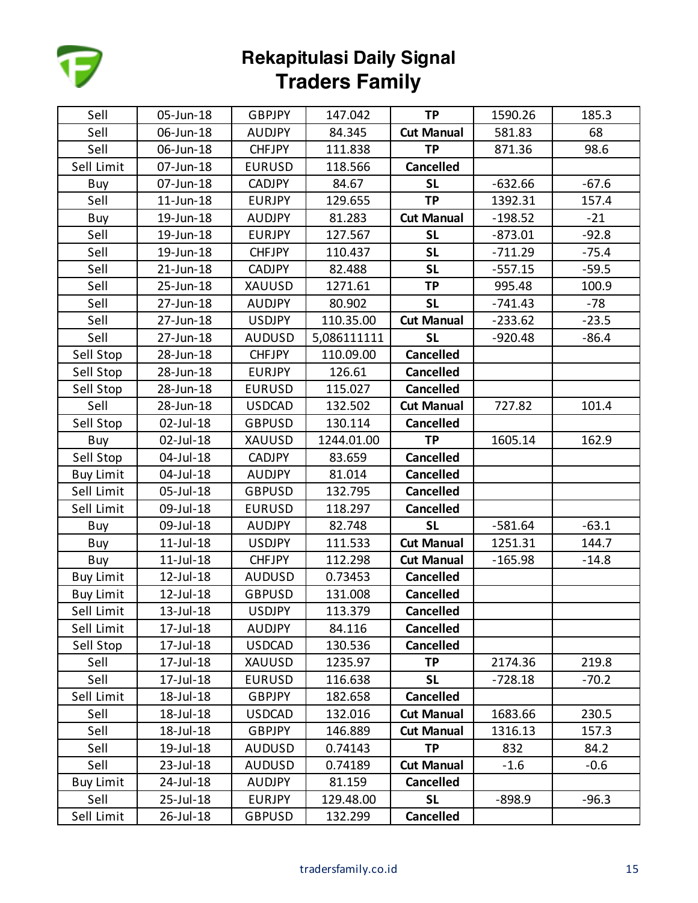# Rekapitulasi Daily Signal
## Traders Family

| | | | | | | |
|---|---|---|---|---|---|---|
| Sell | 05-Jun-18 | GBPJPY | 147.042 | **TP** | 1590.26 | 185.3 |
| Sell | 06-Jun-18 | AUDJPY | 84.345 | **Cut Manual** | 581.83 | 68 |
| Sell | 06-Jun-18 | CHFJPY | 111.838 | **TP** | 871.36 | 98.6 |
| Sell Limit | 07-Jun-18 | EURUSD | 118.566 | **Cancelled** | | |
| Buy | 07-Jun-18 | CADJPY | 84.67 | **SL** | -632.66 | -67.6 |
| Sell | 11-Jun-18 | EURJPY | 129.655 | **TP** | 1392.31 | 157.4 |
| Buy | 19-Jun-18 | AUDJPY | 81.283 | **Cut Manual** | -198.52 | -21 |
| Sell | 19-Jun-18 | EURJPY | 127.567 | **SL** | -873.01 | -92.8 |
| Sell | 19-Jun-18 | CHFJPY | 110.437 | **SL** | -711.29 | -75.4 |
| Sell | 21-Jun-18 | CADJPY | 82.488 | **SL** | -557.15 | -59.5 |
| Sell | 25-Jun-18 | XAUUSD | 1271.61 | **TP** | 995.48 | 100.9 |
| Sell | 27-Jun-18 | AUDJPY | 80.902 | **SL** | -741.43 | -78 |
| Sell | 27-Jun-18 | USDJPY | 110.35.00 | **Cut Manual** | -233.62 | -23.5 |
| Sell | 27-Jun-18 | AUDUSD | 5,086111111 | **SL** | -920.48 | -86.4 |
| Sell Stop | 28-Jun-18 | CHFJPY | 110.09.00 | **Cancelled** | | |
| Sell Stop | 28-Jun-18 | EURJPY | 126.61 | **Cancelled** | | |
| Sell Stop | 28-Jun-18 | EURUSD | 115.027 | **Cancelled** | | |
| Sell | 28-Jun-18 | USDCAD | 132.502 | **Cut Manual** | 727.82 | 101.4 |
| Sell Stop | 02-Jul-18 | GBPUSD | 130.114 | **Cancelled** | | |
| Buy | 02-Jul-18 | XAUUSD | 1244.01.00 | **TP** | 1605.14 | 162.9 |
| Sell Stop | 04-Jul-18 | CADJPY | 83.659 | **Cancelled** | | |
| Buy Limit | 04-Jul-18 | AUDJPY | 81.014 | **Cancelled** | | |
| Sell Limit | 05-Jul-18 | GBPUSD | 132.795 | **Cancelled** | | |
| Sell Limit | 09-Jul-18 | EURUSD | 118.297 | **Cancelled** | | |
| Buy | 09-Jul-18 | AUDJPY | 82.748 | **SL** | -581.64 | -63.1 |
| Buy | 11-Jul-18 | USDJPY | 111.533 | **Cut Manual** | 1251.31 | 144.7 |
| Buy | 11-Jul-18 | CHFJPY | 112.298 | **Cut Manual** | -165.98 | -14.8 |
| Buy Limit | 12-Jul-18 | AUDUSD | 0.73453 | **Cancelled** | | |
| Buy Limit | 12-Jul-18 | GBPUSD | 131.008 | **Cancelled** | | |
| Sell Limit | 13-Jul-18 | USDJPY | 113.379 | **Cancelled** | | |
| Sell Limit | 17-Jul-18 | AUDJPY | 84.116 | **Cancelled** | | |
| Sell Stop | 17-Jul-18 | USDCAD | 130.536 | **Cancelled** | | |
| Sell | 17-Jul-18 | XAUUSD | 1235.97 | **TP** | 2174.36 | 219.8 |
| Sell | 17-Jul-18 | EURUSD | 116.638 | **SL** | -728.18 | -70.2 |
| Sell Limit | 18-Jul-18 | GBPJPY | 182.658 | **Cancelled** | | |
| Sell | 18-Jul-18 | USDCAD | 132.016 | **Cut Manual** | 1683.66 | 230.5 |
| Sell | 18-Jul-18 | GBPJPY | 146.889 | **Cut Manual** | 1316.13 | 157.3 |
| Sell | 19-Jul-18 | AUDUSD | 0.74143 | **TP** | 832 | 84.2 |
| Sell | 23-Jul-18 | AUDUSD | 0.74189 | **Cut Manual** | -1.6 | -0.6 |
| Buy Limit | 24-Jul-18 | AUDJPY | 81.159 | **Cancelled** | | |
| Sell | 25-Jul-18 | EURJPY | 129.48.00 | **SL** | -898.9 | -96.3 |
| Sell Limit | 26-Jul-18 | GBPUSD | 132.299 | **Cancelled** | | |

tradersfamily.co.id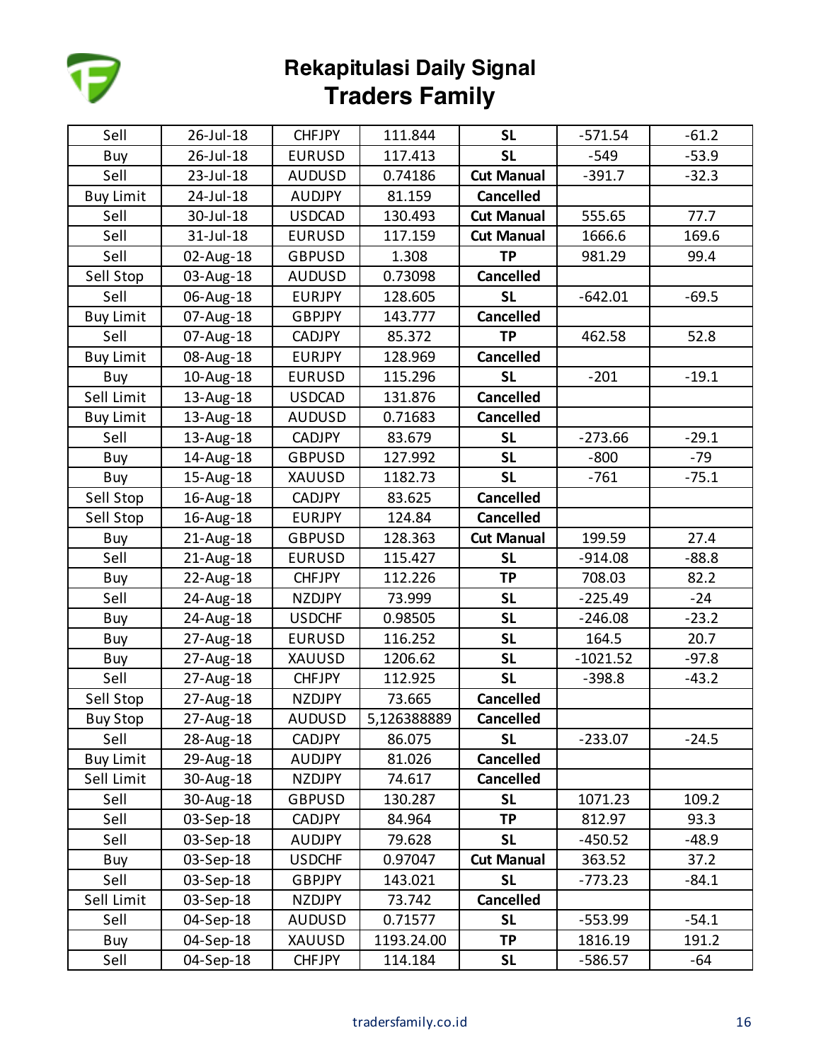# Rekapitulasi Daily Signal
## Traders Family

| Sell | 26-Jul-18 | CHFJPY | 111.844 | **SL** | -571.54 | -61.2 |
|---|---|---|---|---|---|---|
| Buy | 26-Jul-18 | EURUSD | 117.413 | **SL** | -549 | -53.9 |
| Sell | 23-Jul-18 | AUDUSD | 0.74186 | **Cut Manual** | -391.7 | -32.3 |
| Buy Limit | 24-Jul-18 | AUDJPY | 81.159 | **Cancelled** | | |
| Sell | 30-Jul-18 | USDCAD | 130.493 | **Cut Manual** | 555.65 | 77.7 |
| Sell | 31-Jul-18 | EURUSD | 117.159 | **Cut Manual** | 1666.6 | 169.6 |
| Sell | 02-Aug-18 | GBPUSD | 1.308 | **TP** | 981.29 | 99.4 |
| Sell Stop | 03-Aug-18 | AUDUSD | 0.73098 | **Cancelled** | | |
| Sell | 06-Aug-18 | EURJPY | 128.605 | **SL** | -642.01 | -69.5 |
| Buy Limit | 07-Aug-18 | GBPJPY | 143.777 | **Cancelled** | | |
| Sell | 07-Aug-18 | CADJPY | 85.372 | **TP** | 462.58 | 52.8 |
| Buy Limit | 08-Aug-18 | EURJPY | 128.969 | **Cancelled** | | |
| Buy | 10-Aug-18 | EURUSD | 115.296 | **SL** | -201 | -19.1 |
| Sell Limit | 13-Aug-18 | USDCAD | 131.876 | **Cancelled** | | |
| Buy Limit | 13-Aug-18 | AUDUSD | 0.71683 | **Cancelled** | | |
| Sell | 13-Aug-18 | CADJPY | 83.679 | **SL** | -273.66 | -29.1 |
| Buy | 14-Aug-18 | GBPUSD | 127.992 | **SL** | -800 | -79 |
| Buy | 15-Aug-18 | XAUUSD | 1182.73 | **SL** | -761 | -75.1 |
| Sell Stop | 16-Aug-18 | CADJPY | 83.625 | **Cancelled** | | |
| Sell Stop | 16-Aug-18 | EURJPY | 124.84 | **Cancelled** | | |
| Buy | 21-Aug-18 | GBPUSD | 128.363 | **Cut Manual** | 199.59 | 27.4 |
| Sell | 21-Aug-18 | EURUSD | 115.427 | **SL** | -914.08 | -88.8 |
| Buy | 22-Aug-18 | CHFJPY | 112.226 | **TP** | 708.03 | 82.2 |
| Sell | 24-Aug-18 | NZDJPY | 73.999 | **SL** | -225.49 | -24 |
| Buy | 24-Aug-18 | USDCHF | 0.98505 | **SL** | -246.08 | -23.2 |
| Buy | 27-Aug-18 | EURUSD | 116.252 | **SL** | 164.5 | 20.7 |
| Buy | 27-Aug-18 | XAUUSD | 1206.62 | **SL** | -1021.52 | -97.8 |
| Sell | 27-Aug-18 | CHFJPY | 112.925 | **SL** | -398.8 | -43.2 |
| Sell Stop | 27-Aug-18 | NZDJPY | 73.665 | **Cancelled** | | |
| Buy Stop | 27-Aug-18 | AUDUSD | 5,126388889 | **Cancelled** | | |
| Sell | 28-Aug-18 | CADJPY | 86.075 | **SL** | -233.07 | -24.5 |
| Buy Limit | 29-Aug-18 | AUDJPY | 81.026 | **Cancelled** | | |
| Sell Limit | 30-Aug-18 | NZDJPY | 74.617 | **Cancelled** | | |
| Sell | 30-Aug-18 | GBPUSD | 130.287 | **SL** | 1071.23 | 109.2 |
| Sell | 03-Sep-18 | CADJPY | 84.964 | **TP** | 812.97 | 93.3 |
| Sell | 03-Sep-18 | AUDJPY | 79.628 | **SL** | -450.52 | -48.9 |
| Buy | 03-Sep-18 | USDCHF | 0.97047 | **Cut Manual** | 363.52 | 37.2 |
| Sell | 03-Sep-18 | GBPJPY | 143.021 | **SL** | -773.23 | -84.1 |
| Sell Limit | 03-Sep-18 | NZDJPY | 73.742 | **Cancelled** | | |
| Sell | 04-Sep-18 | AUDUSD | 0.71577 | **SL** | -553.99 | -54.1 |
| Buy | 04-Sep-18 | XAUUSD | 1193.24.00 | **TP** | 1816.19 | 191.2 |
| Sell | 04-Sep-18 | CHFJPY | 114.184 | **SL** | -586.57 | -64 |

tradersfamily.co.id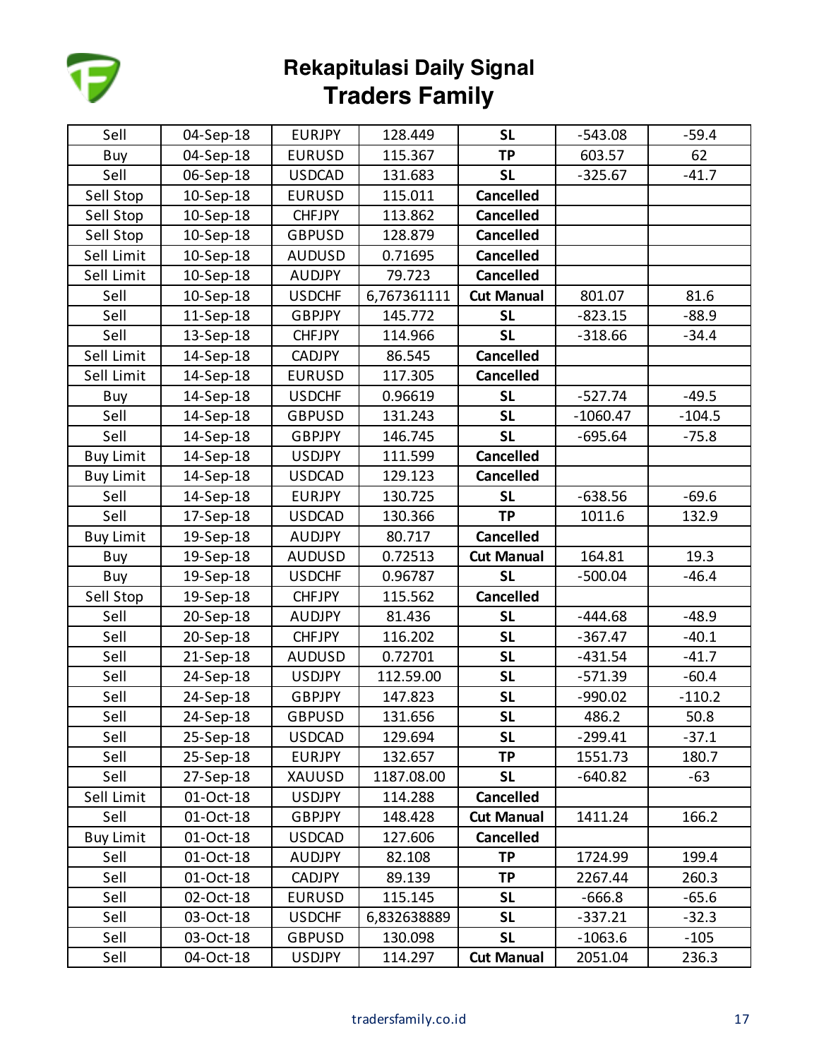# Rekapitulasi Daily Signal
## Traders Family

| | | | | | | |
|---|---|---|---|---|---|---|
| Sell | 04-Sep-18 | EURJPY | 128.449 | **SL** | -543.08 | -59.4 |
| Buy | 04-Sep-18 | EURUSD | 115.367 | **TP** | 603.57 | 62 |
| Sell | 06-Sep-18 | USDCAD | 131.683 | **SL** | -325.67 | -41.7 |
| Sell Stop | 10-Sep-18 | EURUSD | 115.011 | **Cancelled** | | |
| Sell Stop | 10-Sep-18 | CHFJPY | 113.862 | **Cancelled** | | |
| Sell Stop | 10-Sep-18 | GBPUSD | 128.879 | **Cancelled** | | |
| Sell Limit | 10-Sep-18 | AUDUSD | 0.71695 | **Cancelled** | | |
| Sell Limit | 10-Sep-18 | AUDJPY | 79.723 | **Cancelled** | | |
| Sell | 10-Sep-18 | USDCHF | 6,767361111 | **Cut Manual** | 801.07 | 81.6 |
| Sell | 11-Sep-18 | GBPJPY | 145.772 | **SL** | -823.15 | -88.9 |
| Sell | 13-Sep-18 | CHFJPY | 114.966 | **SL** | -318.66 | -34.4 |
| Sell Limit | 14-Sep-18 | CADJPY | 86.545 | **Cancelled** | | |
| Sell Limit | 14-Sep-18 | EURUSD | 117.305 | **Cancelled** | | |
| Buy | 14-Sep-18 | USDCHF | 0.96619 | **SL** | -527.74 | -49.5 |
| Sell | 14-Sep-18 | GBPUSD | 131.243 | **SL** | -1060.47 | -104.5 |
| Sell | 14-Sep-18 | GBPJPY | 146.745 | **SL** | -695.64 | -75.8 |
| Buy Limit | 14-Sep-18 | USDJPY | 111.599 | **Cancelled** | | |
| Buy Limit | 14-Sep-18 | USDCAD | 129.123 | **Cancelled** | | |
| Sell | 14-Sep-18 | EURJPY | 130.725 | **SL** | -638.56 | -69.6 |
| Sell | 17-Sep-18 | USDCAD | 130.366 | **TP** | 1011.6 | 132.9 |
| Buy Limit | 19-Sep-18 | AUDJPY | 80.717 | **Cancelled** | | |
| Buy | 19-Sep-18 | AUDUSD | 0.72513 | **Cut Manual** | 164.81 | 19.3 |
| Buy | 19-Sep-18 | USDCHF | 0.96787 | **SL** | -500.04 | -46.4 |
| Sell Stop | 19-Sep-18 | CHFJPY | 115.562 | **Cancelled** | | |
| Sell | 20-Sep-18 | AUDJPY | 81.436 | **SL** | -444.68 | -48.9 |
| Sell | 20-Sep-18 | CHFJPY | 116.202 | **SL** | -367.47 | -40.1 |
| Sell | 21-Sep-18 | AUDUSD | 0.72701 | **SL** | -431.54 | -41.7 |
| Sell | 24-Sep-18 | USDJPY | 112.59.00 | **SL** | -571.39 | -60.4 |
| Sell | 24-Sep-18 | GBPJPY | 147.823 | **SL** | -990.02 | -110.2 |
| Sell | 24-Sep-18 | GBPUSD | 131.656 | **SL** | 486.2 | 50.8 |
| Sell | 25-Sep-18 | USDCAD | 129.694 | **SL** | -299.41 | -37.1 |
| Sell | 25-Sep-18 | EURJPY | 132.657 | **TP** | 1551.73 | 180.7 |
| Sell | 27-Sep-18 | XAUUSD | 1187.08.00 | **SL** | -640.82 | -63 |
| Sell Limit | 01-Oct-18 | USDJPY | 114.288 | **Cancelled** | | |
| Sell | 01-Oct-18 | GBPJPY | 148.428 | **Cut Manual** | 1411.24 | 166.2 |
| Buy Limit | 01-Oct-18 | USDCAD | 127.606 | **Cancelled** | | |
| Sell | 01-Oct-18 | AUDJPY | 82.108 | **TP** | 1724.99 | 199.4 |
| Sell | 01-Oct-18 | CADJPY | 89.139 | **TP** | 2267.44 | 260.3 |
| Sell | 02-Oct-18 | EURUSD | 115.145 | **SL** | -666.8 | -65.6 |
| Sell | 03-Oct-18 | USDCHF | 6,832638889 | **SL** | -337.21 | -32.3 |
| Sell | 03-Oct-18 | GBPUSD | 130.098 | **SL** | -1063.6 | -105 |
| Sell | 04-Oct-18 | USDJPY | 114.297 | **Cut Manual** | 2051.04 | 236.3 |

tradersfamily.co.id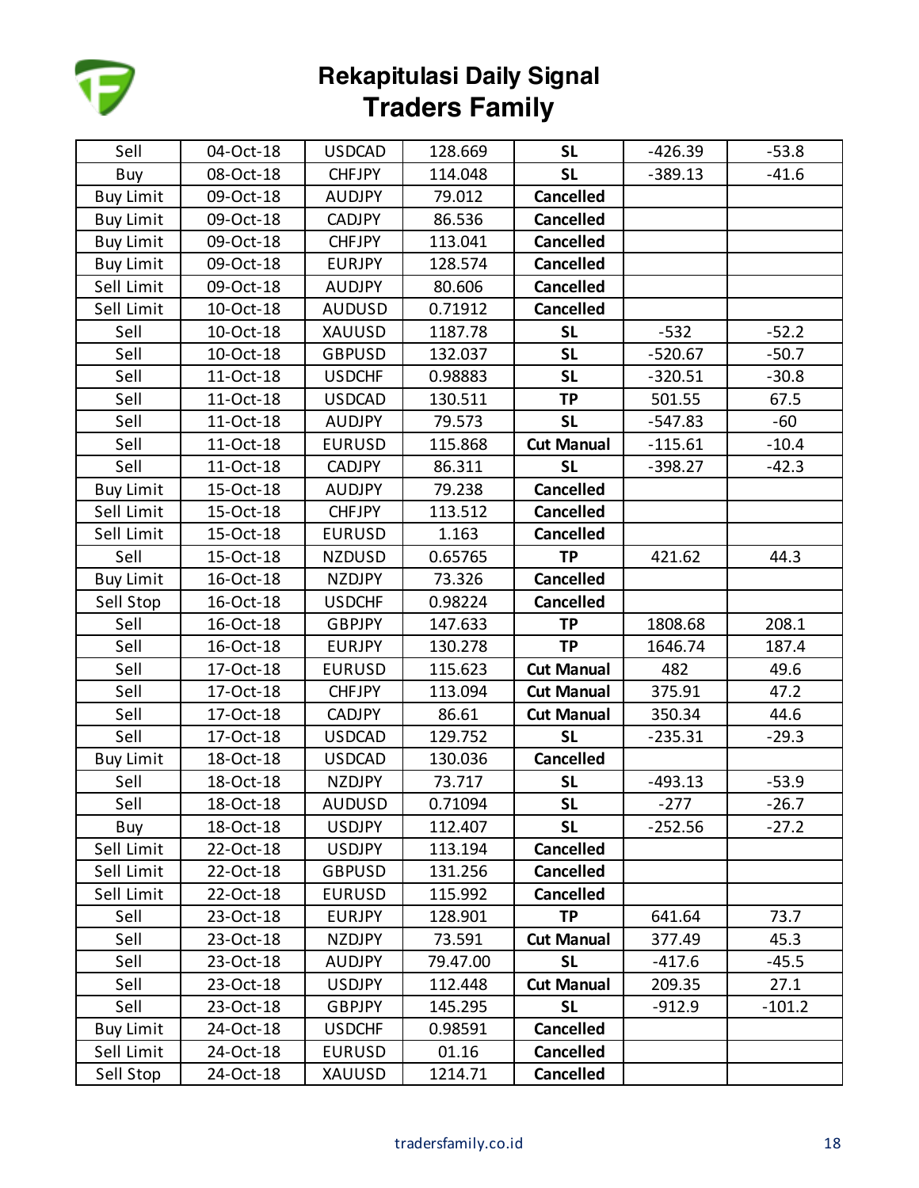# Rekapitulasi Daily Signal
## Traders Family

| | | | | | | |
|---|---|---|---|---|---|---|
| Sell | 04-Oct-18 | USDCAD | 128.669 | **SL** | -426.39 | -53.8 |
| Buy | 08-Oct-18 | CHFJPY | 114.048 | **SL** | -389.13 | -41.6 |
| Buy Limit | 09-Oct-18 | AUDJPY | 79.012 | **Cancelled** | | |
| Buy Limit | 09-Oct-18 | CADJPY | 86.536 | **Cancelled** | | |
| Buy Limit | 09-Oct-18 | CHFJPY | 113.041 | **Cancelled** | | |
| Buy Limit | 09-Oct-18 | EURJPY | 128.574 | **Cancelled** | | |
| Sell Limit | 09-Oct-18 | AUDJPY | 80.606 | **Cancelled** | | |
| Sell Limit | 10-Oct-18 | AUDUSD | 0.71912 | **Cancelled** | | |
| Sell | 10-Oct-18 | XAUUSD | 1187.78 | **SL** | -532 | -52.2 |
| Sell | 10-Oct-18 | GBPUSD | 132.037 | **SL** | -520.67 | -50.7 |
| Sell | 11-Oct-18 | USDCHF | 0.98883 | **SL** | -320.51 | -30.8 |
| Sell | 11-Oct-18 | USDCAD | 130.511 | **TP** | 501.55 | 67.5 |
| Sell | 11-Oct-18 | AUDJPY | 79.573 | **SL** | -547.83 | -60 |
| Sell | 11-Oct-18 | EURUSD | 115.868 | **Cut Manual** | -115.61 | -10.4 |
| Sell | 11-Oct-18 | CADJPY | 86.311 | **SL** | -398.27 | -42.3 |
| Buy Limit | 15-Oct-18 | AUDJPY | 79.238 | **Cancelled** | | |
| Sell Limit | 15-Oct-18 | CHFJPY | 113.512 | **Cancelled** | | |
| Sell Limit | 15-Oct-18 | EURUSD | 1.163 | **Cancelled** | | |
| Sell | 15-Oct-18 | NZDUSD | 0.65765 | **TP** | 421.62 | 44.3 |
| Buy Limit | 16-Oct-18 | NZDJPY | 73.326 | **Cancelled** | | |
| Sell Stop | 16-Oct-18 | USDCHF | 0.98224 | **Cancelled** | | |
| Sell | 16-Oct-18 | GBPJPY | 147.633 | **TP** | 1808.68 | 208.1 |
| Sell | 16-Oct-18 | EURJPY | 130.278 | **TP** | 1646.74 | 187.4 |
| Sell | 17-Oct-18 | EURUSD | 115.623 | **Cut Manual** | 482 | 49.6 |
| Sell | 17-Oct-18 | CHFJPY | 113.094 | **Cut Manual** | 375.91 | 47.2 |
| Sell | 17-Oct-18 | CADJPY | 86.61 | **Cut Manual** | 350.34 | 44.6 |
| Sell | 17-Oct-18 | USDCAD | 129.752 | **SL** | -235.31 | -29.3 |
| Buy Limit | 18-Oct-18 | USDCAD | 130.036 | **Cancelled** | | |
| Sell | 18-Oct-18 | NZDJPY | 73.717 | **SL** | -493.13 | -53.9 |
| Sell | 18-Oct-18 | AUDUSD | 0.71094 | **SL** | -277 | -26.7 |
| Buy | 18-Oct-18 | USDJPY | 112.407 | **SL** | -252.56 | -27.2 |
| Sell Limit | 22-Oct-18 | USDJPY | 113.194 | **Cancelled** | | |
| Sell Limit | 22-Oct-18 | GBPUSD | 131.256 | **Cancelled** | | |
| Sell Limit | 22-Oct-18 | EURUSD | 115.992 | **Cancelled** | | |
| Sell | 23-Oct-18 | EURJPY | 128.901 | **TP** | 641.64 | 73.7 |
| Sell | 23-Oct-18 | NZDJPY | 73.591 | **Cut Manual** | 377.49 | 45.3 |
| Sell | 23-Oct-18 | AUDJPY | 79.47.00 | **SL** | -417.6 | -45.5 |
| Sell | 23-Oct-18 | USDJPY | 112.448 | **Cut Manual** | 209.35 | 27.1 |
| Sell | 23-Oct-18 | GBPJPY | 145.295 | **SL** | -912.9 | -101.2 |
| Buy Limit | 24-Oct-18 | USDCHF | 0.98591 | **Cancelled** | | |
| Sell Limit | 24-Oct-18 | EURUSD | 01.16 | **Cancelled** | | |
| Sell Stop | 24-Oct-18 | XAUUSD | 1214.71 | **Cancelled** | | |

tradersfamily.co.id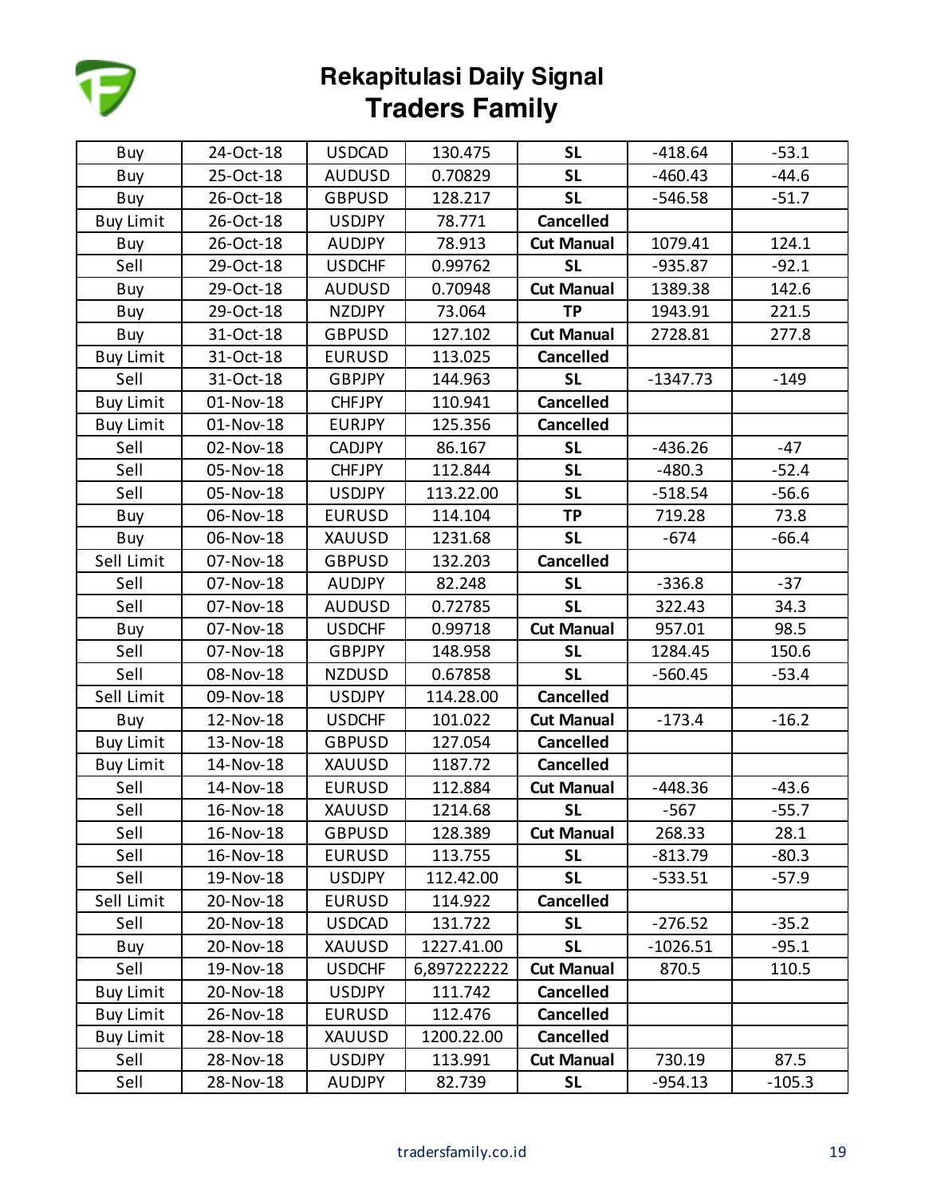# Rekapitulasi Daily Signal
## Traders Family

| | | | | | | |
|---|---|---|---|---|---|---|
| Buy | 24-Oct-18 | USDCAD | 130.475 | **SL** | -418.64 | -53.1 |
| Buy | 25-Oct-18 | AUDUSD | 0.70829 | **SL** | -460.43 | -44.6 |
| Buy | 26-Oct-18 | GBPUSD | 128.217 | **SL** | -546.58 | -51.7 |
| Buy Limit | 26-Oct-18 | USDJPY | 78.771 | **Cancelled** | | |
| Buy | 26-Oct-18 | AUDJPY | 78.913 | **Cut Manual** | 1079.41 | 124.1 |
| Sell | 29-Oct-18 | USDCHF | 0.99762 | **SL** | -935.87 | -92.1 |
| Buy | 29-Oct-18 | AUDUSD | 0.70948 | **Cut Manual** | 1389.38 | 142.6 |
| Buy | 29-Oct-18 | NZDJPY | 73.064 | **TP** | 1943.91 | 221.5 |
| Buy | 31-Oct-18 | GBPUSD | 127.102 | **Cut Manual** | 2728.81 | 277.8 |
| Buy Limit | 31-Oct-18 | EURUSD | 113.025 | **Cancelled** | | |
| Sell | 31-Oct-18 | GBPJPY | 144.963 | **SL** | -1347.73 | -149 |
| Buy Limit | 01-Nov-18 | CHFJPY | 110.941 | **Cancelled** | | |
| Buy Limit | 01-Nov-18 | EURJPY | 125.356 | **Cancelled** | | |
| Sell | 02-Nov-18 | CADJPY | 86.167 | **SL** | -436.26 | -47 |
| Sell | 05-Nov-18 | CHFJPY | 112.844 | **SL** | -480.3 | -52.4 |
| Sell | 05-Nov-18 | USDJPY | 113.22.00 | **SL** | -518.54 | -56.6 |
| Buy | 06-Nov-18 | EURUSD | 114.104 | **TP** | 719.28 | 73.8 |
| Buy | 06-Nov-18 | XAUUSD | 1231.68 | **SL** | -674 | -66.4 |
| Sell Limit | 07-Nov-18 | GBPUSD | 132.203 | **Cancelled** | | |
| Sell | 07-Nov-18 | AUDJPY | 82.248 | **SL** | -336.8 | -37 |
| Sell | 07-Nov-18 | AUDUSD | 0.72785 | **SL** | 322.43 | 34.3 |
| Buy | 07-Nov-18 | USDCHF | 0.99718 | **Cut Manual** | 957.01 | 98.5 |
| Sell | 07-Nov-18 | GBPJPY | 148.958 | **SL** | 1284.45 | 150.6 |
| Sell | 08-Nov-18 | NZDUSD | 0.67858 | **SL** | -560.45 | -53.4 |
| Sell Limit | 09-Nov-18 | USDJPY | 114.28.00 | **Cancelled** | | |
| Buy | 12-Nov-18 | USDCHF | 101.022 | **Cut Manual** | -173.4 | -16.2 |
| Buy Limit | 13-Nov-18 | GBPUSD | 127.054 | **Cancelled** | | |
| Buy Limit | 14-Nov-18 | XAUUSD | 1187.72 | **Cancelled** | | |
| Sell | 14-Nov-18 | EURUSD | 112.884 | **Cut Manual** | -448.36 | -43.6 |
| Sell | 16-Nov-18 | XAUUSD | 1214.68 | **SL** | -567 | -55.7 |
| Sell | 16-Nov-18 | GBPUSD | 128.389 | **Cut Manual** | 268.33 | 28.1 |
| Sell | 16-Nov-18 | EURUSD | 113.755 | **SL** | -813.79 | -80.3 |
| Sell | 19-Nov-18 | USDJPY | 112.42.00 | **SL** | -533.51 | -57.9 |
| Sell Limit | 20-Nov-18 | EURUSD | 114.922 | **Cancelled** | | |
| Sell | 20-Nov-18 | USDCAD | 131.722 | **SL** | -276.52 | -35.2 |
| Buy | 20-Nov-18 | XAUUSD | 1227.41.00 | **SL** | -1026.51 | -95.1 |
| Sell | 19-Nov-18 | USDCHF | 6,897222222 | **Cut Manual** | 870.5 | 110.5 |
| Buy Limit | 20-Nov-18 | USDJPY | 111.742 | **Cancelled** | | |
| Buy Limit | 26-Nov-18 | EURUSD | 112.476 | **Cancelled** | | |
| Buy Limit | 28-Nov-18 | XAUUSD | 1200.22.00 | **Cancelled** | | |
| Sell | 28-Nov-18 | USDJPY | 113.991 | **Cut Manual** | 730.19 | 87.5 |
| Sell | 28-Nov-18 | AUDJPY | 82.739 | **SL** | -954.13 | -105.3 |

tradersfamily.co.id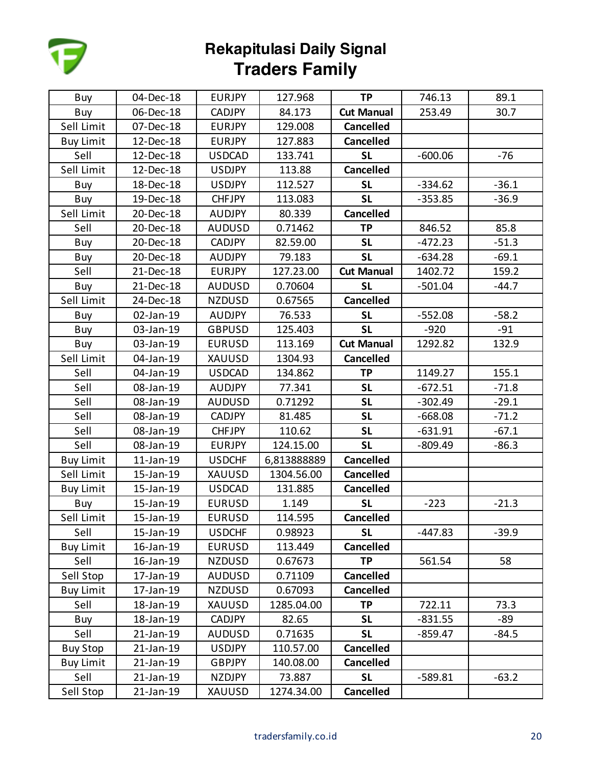# Rekapitulasi Daily Signal
## Traders Family

| | | | | | | |
|---|---|---|---|---|---|---|
| Buy | 04-Dec-18 | EURJPY | 127.968 | **TP** | 746.13 | 89.1 |
| Buy | 06-Dec-18 | CADJPY | 84.173 | **Cut Manual** | 253.49 | 30.7 |
| Sell Limit | 07-Dec-18 | EURJPY | 129.008 | **Cancelled** | | |
| Buy Limit | 12-Dec-18 | EURJPY | 127.883 | **Cancelled** | | |
| Sell | 12-Dec-18 | USDCAD | 133.741 | **SL** | -600.06 | -76 |
| Sell Limit | 12-Dec-18 | USDJPY | 113.88 | **Cancelled** | | |
| Buy | 18-Dec-18 | USDJPY | 112.527 | **SL** | -334.62 | -36.1 |
| Buy | 19-Dec-18 | CHFJPY | 113.083 | **SL** | -353.85 | -36.9 |
| Sell Limit | 20-Dec-18 | AUDJPY | 80.339 | **Cancelled** | | |
| Sell | 20-Dec-18 | AUDUSD | 0.71462 | **TP** | 846.52 | 85.8 |
| Buy | 20-Dec-18 | CADJPY | 82.59.00 | **SL** | -472.23 | -51.3 |
| Buy | 20-Dec-18 | AUDJPY | 79.183 | **SL** | -634.28 | -69.1 |
| Sell | 21-Dec-18 | EURJPY | 127.23.00 | **Cut Manual** | 1402.72 | 159.2 |
| Buy | 21-Dec-18 | AUDUSD | 0.70604 | **SL** | -501.04 | -44.7 |
| Sell Limit | 24-Dec-18 | NZDUSD | 0.67565 | **Cancelled** | | |
| Buy | 02-Jan-19 | AUDJPY | 76.533 | **SL** | -552.08 | -58.2 |
| Buy | 03-Jan-19 | GBPUSD | 125.403 | **SL** | -920 | -91 |
| Buy | 03-Jan-19 | EURUSD | 113.169 | **Cut Manual** | 1292.82 | 132.9 |
| Sell Limit | 04-Jan-19 | XAUUSD | 1304.93 | **Cancelled** | | |
| Sell | 04-Jan-19 | USDCAD | 134.862 | **TP** | 1149.27 | 155.1 |
| Sell | 08-Jan-19 | AUDJPY | 77.341 | **SL** | -672.51 | -71.8 |
| Sell | 08-Jan-19 | AUDUSD | 0.71292 | **SL** | -302.49 | -29.1 |
| Sell | 08-Jan-19 | CADJPY | 81.485 | **SL** | -668.08 | -71.2 |
| Sell | 08-Jan-19 | CHFJPY | 110.62 | **SL** | -631.91 | -67.1 |
| Sell | 08-Jan-19 | EURJPY | 124.15.00 | **SL** | -809.49 | -86.3 |
| Buy Limit | 11-Jan-19 | USDCHF | 6,813888889 | **Cancelled** | | |
| Sell Limit | 15-Jan-19 | XAUUSD | 1304.56.00 | **Cancelled** | | |
| Buy Limit | 15-Jan-19 | USDCAD | 131.885 | **Cancelled** | | |
| Buy | 15-Jan-19 | EURUSD | 1.149 | **SL** | -223 | -21.3 |
| Sell Limit | 15-Jan-19 | EURUSD | 114.595 | **Cancelled** | | |
| Sell | 15-Jan-19 | USDCHF | 0.98923 | **SL** | -447.83 | -39.9 |
| Buy Limit | 16-Jan-19 | EURUSD | 113.449 | **Cancelled** | | |
| Sell | 16-Jan-19 | NZDUSD | 0.67673 | **TP** | 561.54 | 58 |
| Sell Stop | 17-Jan-19 | AUDUSD | 0.71109 | **Cancelled** | | |
| Buy Limit | 17-Jan-19 | NZDUSD | 0.67093 | **Cancelled** | | |
| Sell | 18-Jan-19 | XAUUSD | 1285.04.00 | **TP** | 722.11 | 73.3 |
| Buy | 18-Jan-19 | CADJPY | 82.65 | **SL** | -831.55 | -89 |
| Sell | 21-Jan-19 | AUDUSD | 0.71635 | **SL** | -859.47 | -84.5 |
| Buy Stop | 21-Jan-19 | USDJPY | 110.57.00 | **Cancelled** | | |
| Buy Limit | 21-Jan-19 | GBPJPY | 140.08.00 | **Cancelled** | | |
| Sell | 21-Jan-19 | NZDJPY | 73.887 | **SL** | -589.81 | -63.2 |
| Sell Stop | 21-Jan-19 | XAUUSD | 1274.34.00 | **Cancelled** | | |

tradersfamily.co.id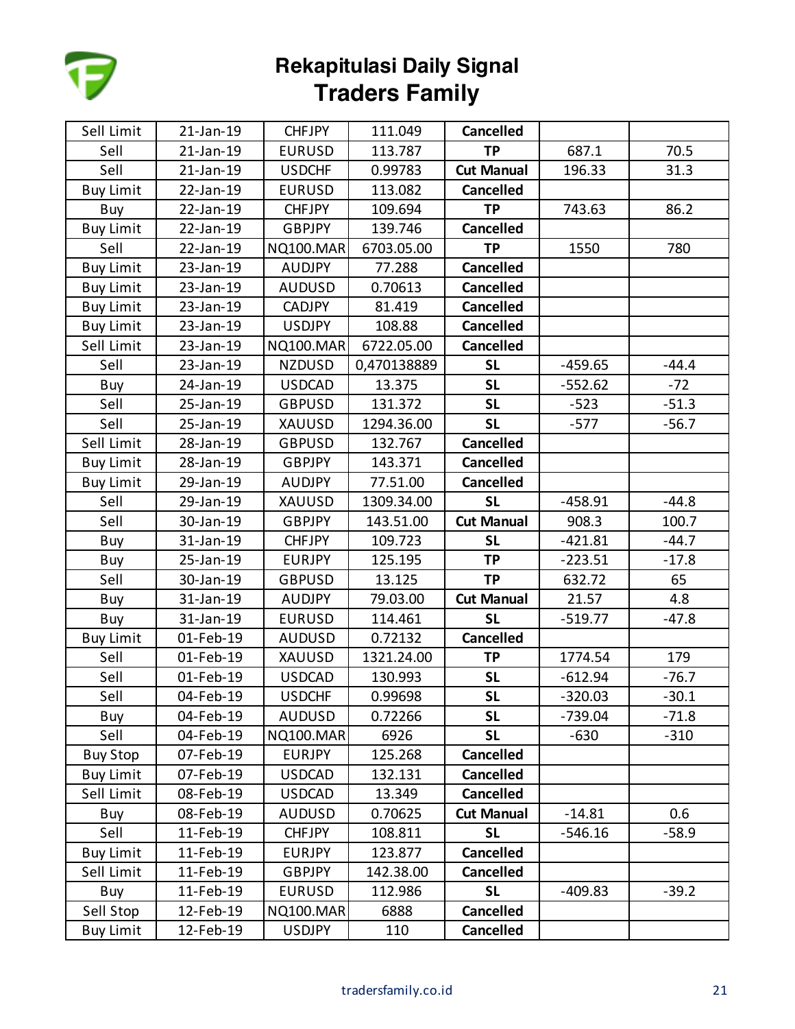# Rekapitulasi Daily Signal
## Traders Family

| | | | | | | |
|---|---|---|---|---|---|---|
| Sell Limit | 21-Jan-19 | CHFJPY | 111.049 | **Cancelled** | | |
| Sell | 21-Jan-19 | EURUSD | 113.787 | **TP** | 687.1 | 70.5 |
| Sell | 21-Jan-19 | USDCHF | 0.99783 | **Cut Manual** | 196.33 | 31.3 |
| Buy Limit | 22-Jan-19 | EURUSD | 113.082 | **Cancelled** | | |
| Buy | 22-Jan-19 | CHFJPY | 109.694 | **TP** | 743.63 | 86.2 |
| Buy Limit | 22-Jan-19 | GBPJPY | 139.746 | **Cancelled** | | |
| Sell | 22-Jan-19 | NQ100.MAR | 6703.05.00 | **TP** | 1550 | 780 |
| Buy Limit | 23-Jan-19 | AUDJPY | 77.288 | **Cancelled** | | |
| Buy Limit | 23-Jan-19 | AUDUSD | 0.70613 | **Cancelled** | | |
| Buy Limit | 23-Jan-19 | CADJPY | 81.419 | **Cancelled** | | |
| Buy Limit | 23-Jan-19 | USDJPY | 108.88 | **Cancelled** | | |
| Sell Limit | 23-Jan-19 | NQ100.MAR | 6722.05.00 | **Cancelled** | | |
| Sell | 23-Jan-19 | NZDUSD | 0,470138889 | **SL** | -459.65 | -44.4 |
| Buy | 24-Jan-19 | USDCAD | 13.375 | **SL** | -552.62 | -72 |
| Sell | 25-Jan-19 | GBPUSD | 131.372 | **SL** | -523 | -51.3 |
| Sell | 25-Jan-19 | XAUUSD | 1294.36.00 | **SL** | -577 | -56.7 |
| Sell Limit | 28-Jan-19 | GBPUSD | 132.767 | **Cancelled** | | |
| Buy Limit | 28-Jan-19 | GBPJPY | 143.371 | **Cancelled** | | |
| Buy Limit | 29-Jan-19 | AUDJPY | 77.51.00 | **Cancelled** | | |
| Sell | 29-Jan-19 | XAUUSD | 1309.34.00 | **SL** | -458.91 | -44.8 |
| Sell | 30-Jan-19 | GBPJPY | 143.51.00 | **Cut Manual** | 908.3 | 100.7 |
| Buy | 31-Jan-19 | CHFJPY | 109.723 | **SL** | -421.81 | -44.7 |
| Buy | 25-Jan-19 | EURJPY | 125.195 | **TP** | -223.51 | -17.8 |
| Sell | 30-Jan-19 | GBPUSD | 13.125 | **TP** | 632.72 | 65 |
| Buy | 31-Jan-19 | AUDJPY | 79.03.00 | **Cut Manual** | 21.57 | 4.8 |
| Buy | 31-Jan-19 | EURUSD | 114.461 | **SL** | -519.77 | -47.8 |
| Buy Limit | 01-Feb-19 | AUDUSD | 0.72132 | **Cancelled** | | |
| Sell | 01-Feb-19 | XAUUSD | 1321.24.00 | **TP** | 1774.54 | 179 |
| Sell | 01-Feb-19 | USDCAD | 130.993 | **SL** | -612.94 | -76.7 |
| Sell | 04-Feb-19 | USDCHF | 0.99698 | **SL** | -320.03 | -30.1 |
| Buy | 04-Feb-19 | AUDUSD | 0.72266 | **SL** | -739.04 | -71.8 |
| Sell | 04-Feb-19 | NQ100.MAR | 6926 | **SL** | -630 | -310 |
| Buy Stop | 07-Feb-19 | EURJPY | 125.268 | **Cancelled** | | |
| Buy Limit | 07-Feb-19 | USDCAD | 132.131 | **Cancelled** | | |
| Sell Limit | 08-Feb-19 | USDCAD | 13.349 | **Cancelled** | | |
| Buy | 08-Feb-19 | AUDUSD | 0.70625 | **Cut Manual** | -14.81 | 0.6 |
| Sell | 11-Feb-19 | CHFJPY | 108.811 | **SL** | -546.16 | -58.9 |
| Buy Limit | 11-Feb-19 | EURJPY | 123.877 | **Cancelled** | | |
| Sell Limit | 11-Feb-19 | GBPJPY | 142.38.00 | **Cancelled** | | |
| Buy | 11-Feb-19 | EURUSD | 112.986 | **SL** | -409.83 | -39.2 |
| Sell Stop | 12-Feb-19 | NQ100.MAR | 6888 | **Cancelled** | | |
| Buy Limit | 12-Feb-19 | USDJPY | 110 | **Cancelled** | | |

tradersfamily.co.id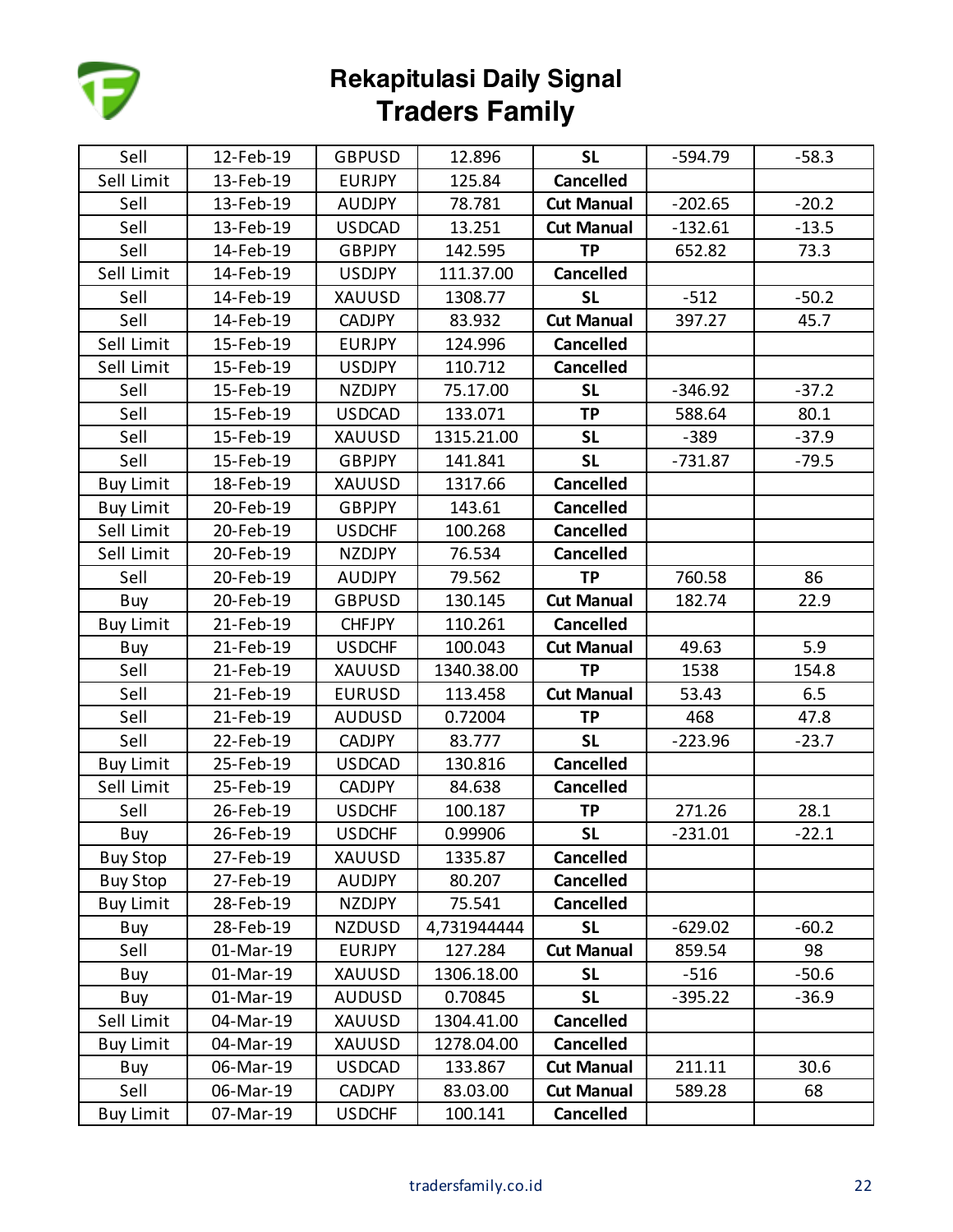# Rekapitulasi Daily Signal
## Traders Family

| | | | | | | |
|---|---|---|---|---|---|---|
| Sell | 12-Feb-19 | GBPUSD | 12.896 | **SL** | -594.79 | -58.3 |
| Sell Limit | 13-Feb-19 | EURJPY | 125.84 | **Cancelled** | | |
| Sell | 13-Feb-19 | AUDJPY | 78.781 | **Cut Manual** | -202.65 | -20.2 |
| Sell | 13-Feb-19 | USDCAD | 13.251 | **Cut Manual** | -132.61 | -13.5 |
| Sell | 14-Feb-19 | GBPJPY | 142.595 | **TP** | 652.82 | 73.3 |
| Sell Limit | 14-Feb-19 | USDJPY | 111.37.00 | **Cancelled** | | |
| Sell | 14-Feb-19 | XAUUSD | 1308.77 | **SL** | -512 | -50.2 |
| Sell | 14-Feb-19 | CADJPY | 83.932 | **Cut Manual** | 397.27 | 45.7 |
| Sell Limit | 15-Feb-19 | EURJPY | 124.996 | **Cancelled** | | |
| Sell Limit | 15-Feb-19 | USDJPY | 110.712 | **Cancelled** | | |
| Sell | 15-Feb-19 | NZDJPY | 75.17.00 | **SL** | -346.92 | -37.2 |
| Sell | 15-Feb-19 | USDCAD | 133.071 | **TP** | 588.64 | 80.1 |
| Sell | 15-Feb-19 | XAUUSD | 1315.21.00 | **SL** | -389 | -37.9 |
| Sell | 15-Feb-19 | GBPJPY | 141.841 | **SL** | -731.87 | -79.5 |
| Buy Limit | 18-Feb-19 | XAUUSD | 1317.66 | **Cancelled** | | |
| Buy Limit | 20-Feb-19 | GBPJPY | 143.61 | **Cancelled** | | |
| Sell Limit | 20-Feb-19 | USDCHF | 100.268 | **Cancelled** | | |
| Sell Limit | 20-Feb-19 | NZDJPY | 76.534 | **Cancelled** | | |
| Sell | 20-Feb-19 | AUDJPY | 79.562 | **TP** | 760.58 | 86 |
| Buy | 20-Feb-19 | GBPUSD | 130.145 | **Cut Manual** | 182.74 | 22.9 |
| Buy Limit | 21-Feb-19 | CHFJPY | 110.261 | **Cancelled** | | |
| Buy | 21-Feb-19 | USDCHF | 100.043 | **Cut Manual** | 49.63 | 5.9 |
| Sell | 21-Feb-19 | XAUUSD | 1340.38.00 | **TP** | 1538 | 154.8 |
| Sell | 21-Feb-19 | EURUSD | 113.458 | **Cut Manual** | 53.43 | 6.5 |
| Sell | 21-Feb-19 | AUDUSD | 0.72004 | **TP** | 468 | 47.8 |
| Sell | 22-Feb-19 | CADJPY | 83.777 | **SL** | -223.96 | -23.7 |
| Buy Limit | 25-Feb-19 | USDCAD | 130.816 | **Cancelled** | | |
| Sell Limit | 25-Feb-19 | CADJPY | 84.638 | **Cancelled** | | |
| Sell | 26-Feb-19 | USDCHF | 100.187 | **TP** | 271.26 | 28.1 |
| Buy | 26-Feb-19 | USDCHF | 0.99906 | **SL** | -231.01 | -22.1 |
| Buy Stop | 27-Feb-19 | XAUUSD | 1335.87 | **Cancelled** | | |
| Buy Stop | 27-Feb-19 | AUDJPY | 80.207 | **Cancelled** | | |
| Buy Limit | 28-Feb-19 | NZDJPY | 75.541 | **Cancelled** | | |
| Buy | 28-Feb-19 | NZDUSD | 4,731944444 | **SL** | -629.02 | -60.2 |
| Sell | 01-Mar-19 | EURJPY | 127.284 | **Cut Manual** | 859.54 | 98 |
| Buy | 01-Mar-19 | XAUUSD | 1306.18.00 | **SL** | -516 | -50.6 |
| Buy | 01-Mar-19 | AUDUSD | 0.70845 | **SL** | -395.22 | -36.9 |
| Sell Limit | 04-Mar-19 | XAUUSD | 1304.41.00 | **Cancelled** | | |
| Buy Limit | 04-Mar-19 | XAUUSD | 1278.04.00 | **Cancelled** | | |
| Buy | 06-Mar-19 | USDCAD | 133.867 | **Cut Manual** | 211.11 | 30.6 |
| Sell | 06-Mar-19 | CADJPY | 83.03.00 | **Cut Manual** | 589.28 | 68 |
| Buy Limit | 07-Mar-19 | USDCHF | 100.141 | **Cancelled** | | |

tradersfamily.co.id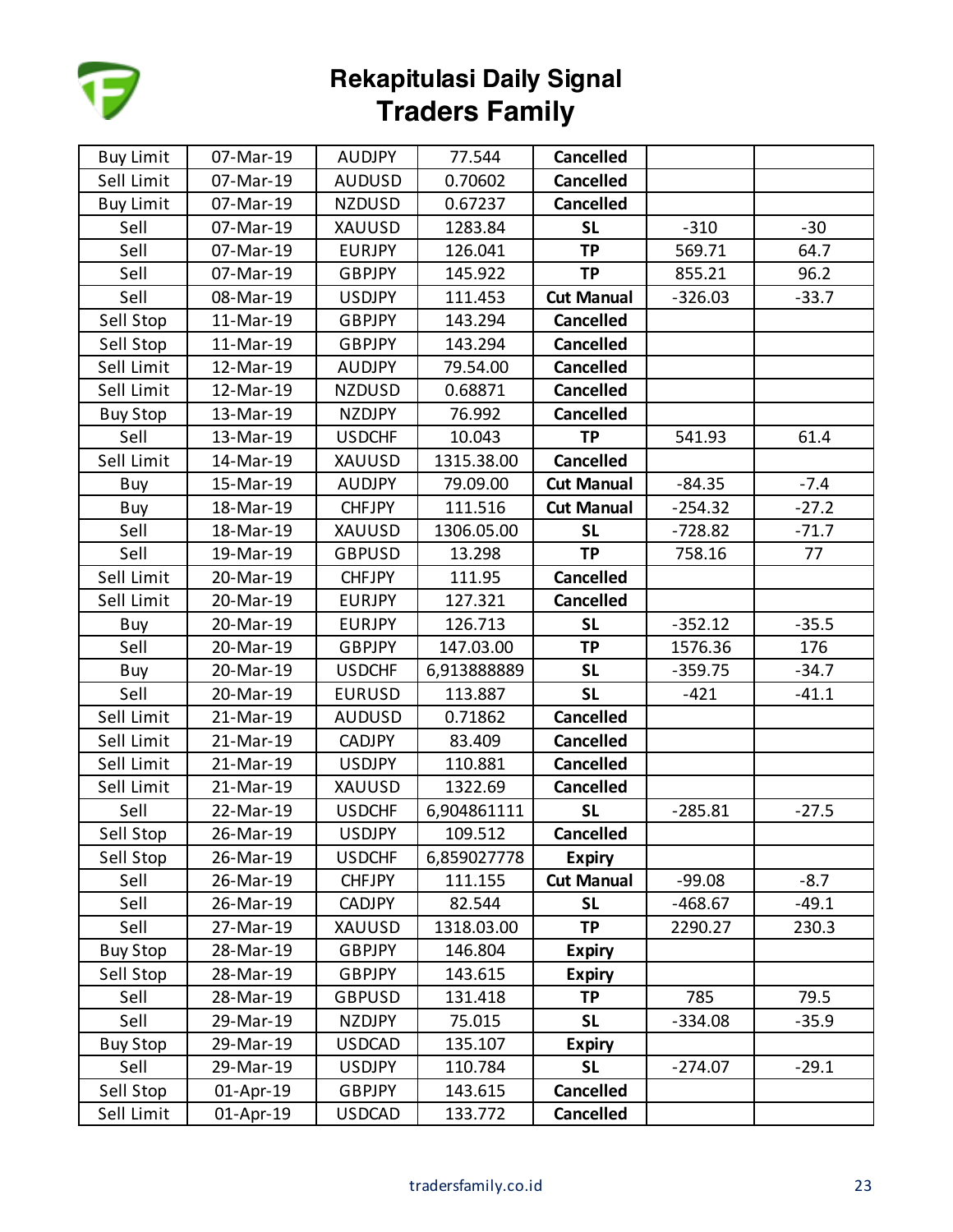# Rekapitulasi Daily Signal
## Traders Family

| | | | | | | |
|---|---|---|---|---|---|---|
| Buy Limit | 07-Mar-19 | AUDJPY | 77.544 | **Cancelled** | | |
| Sell Limit | 07-Mar-19 | AUDUSD | 0.70602 | **Cancelled** | | |
| Buy Limit | 07-Mar-19 | NZDUSD | 0.67237 | **Cancelled** | | |
| Sell | 07-Mar-19 | XAUUSD | 1283.84 | **SL** | -310 | -30 |
| Sell | 07-Mar-19 | EURJPY | 126.041 | **TP** | 569.71 | 64.7 |
| Sell | 07-Mar-19 | GBPJPY | 145.922 | **TP** | 855.21 | 96.2 |
| Sell | 08-Mar-19 | USDJPY | 111.453 | **Cut Manual** | -326.03 | -33.7 |
| Sell Stop | 11-Mar-19 | GBPJPY | 143.294 | **Cancelled** | | |
| Sell Stop | 11-Mar-19 | GBPJPY | 143.294 | **Cancelled** | | |
| Sell Limit | 12-Mar-19 | AUDJPY | 79.54.00 | **Cancelled** | | |
| Sell Limit | 12-Mar-19 | NZDUSD | 0.68871 | **Cancelled** | | |
| Buy Stop | 13-Mar-19 | NZDJPY | 76.992 | **Cancelled** | | |
| Sell | 13-Mar-19 | USDCHF | 10.043 | **TP** | 541.93 | 61.4 |
| Sell Limit | 14-Mar-19 | XAUUSD | 1315.38.00 | **Cancelled** | | |
| Buy | 15-Mar-19 | AUDJPY | 79.09.00 | **Cut Manual** | -84.35 | -7.4 |
| Buy | 18-Mar-19 | CHFJPY | 111.516 | **Cut Manual** | -254.32 | -27.2 |
| Sell | 18-Mar-19 | XAUUSD | 1306.05.00 | **SL** | -728.82 | -71.7 |
| Sell | 19-Mar-19 | GBPUSD | 13.298 | **TP** | 758.16 | 77 |
| Sell Limit | 20-Mar-19 | CHFJPY | 111.95 | **Cancelled** | | |
| Sell Limit | 20-Mar-19 | EURJPY | 127.321 | **Cancelled** | | |
| Buy | 20-Mar-19 | EURJPY | 126.713 | **SL** | -352.12 | -35.5 |
| Sell | 20-Mar-19 | GBPJPY | 147.03.00 | **TP** | 1576.36 | 176 |
| Buy | 20-Mar-19 | USDCHF | 6,913888889 | **SL** | -359.75 | -34.7 |
| Sell | 20-Mar-19 | EURUSD | 113.887 | **SL** | -421 | -41.1 |
| Sell Limit | 21-Mar-19 | AUDUSD | 0.71862 | **Cancelled** | | |
| Sell Limit | 21-Mar-19 | CADJPY | 83.409 | **Cancelled** | | |
| Sell Limit | 21-Mar-19 | USDJPY | 110.881 | **Cancelled** | | |
| Sell Limit | 21-Mar-19 | XAUUSD | 1322.69 | **Cancelled** | | |
| Sell | 22-Mar-19 | USDCHF | 6,904861111 | **SL** | -285.81 | -27.5 |
| Sell Stop | 26-Mar-19 | USDJPY | 109.512 | **Cancelled** | | |
| Sell Stop | 26-Mar-19 | USDCHF | 6,859027778 | **Expiry** | | |
| Sell | 26-Mar-19 | CHFJPY | 111.155 | **Cut Manual** | -99.08 | -8.7 |
| Sell | 26-Mar-19 | CADJPY | 82.544 | **SL** | -468.67 | -49.1 |
| Sell | 27-Mar-19 | XAUUSD | 1318.03.00 | **TP** | 2290.27 | 230.3 |
| Buy Stop | 28-Mar-19 | GBPJPY | 146.804 | **Expiry** | | |
| Sell Stop | 28-Mar-19 | GBPJPY | 143.615 | **Expiry** | | |
| Sell | 28-Mar-19 | GBPUSD | 131.418 | **TP** | 785 | 79.5 |
| Sell | 29-Mar-19 | NZDJPY | 75.015 | **SL** | -334.08 | -35.9 |
| Buy Stop | 29-Mar-19 | USDCAD | 135.107 | **Expiry** | | |
| Sell | 29-Mar-19 | USDJPY | 110.784 | **SL** | -274.07 | -29.1 |
| Sell Stop | 01-Apr-19 | GBPJPY | 143.615 | **Cancelled** | | |
| Sell Limit | 01-Apr-19 | USDCAD | 133.772 | **Cancelled** | | |

tradersfamily.co.id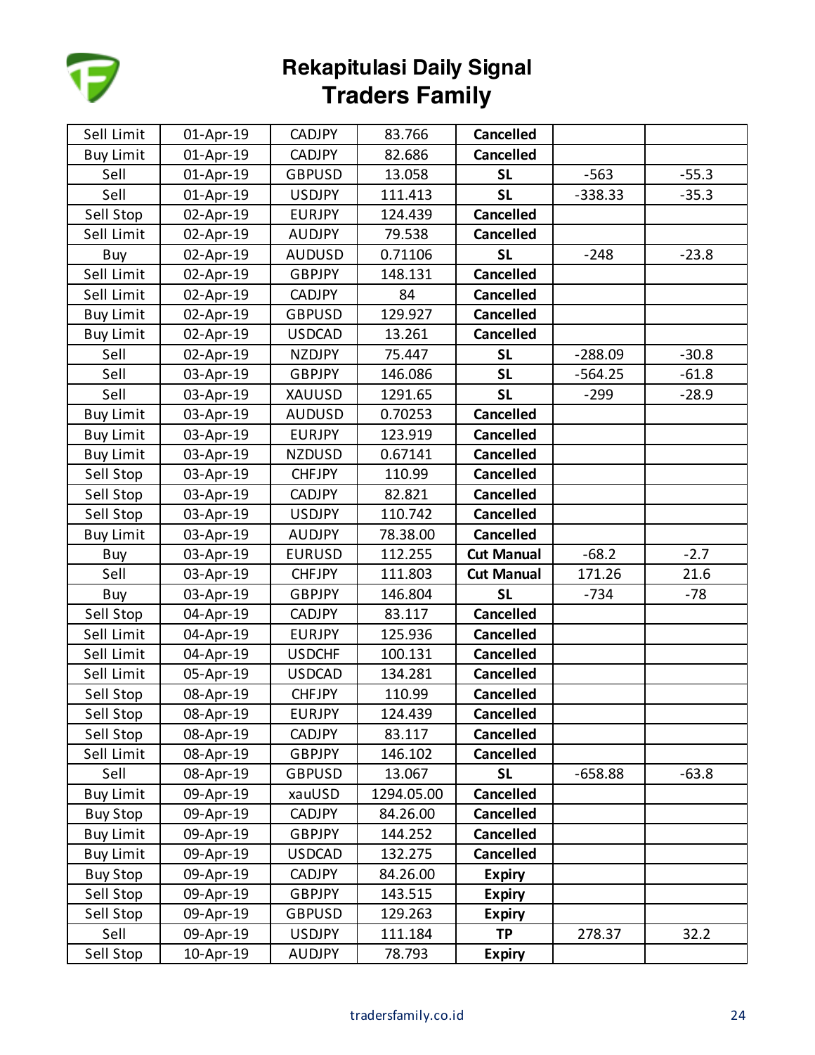# Rekapitulasi Daily Signal
## Traders Family

| | | | | | | |
|---|---|---|---|---|---|---|
| Sell Limit | 01-Apr-19 | CADJPY | 83.766 | **Cancelled** | | |
| Buy Limit | 01-Apr-19 | CADJPY | 82.686 | **Cancelled** | | |
| Sell | 01-Apr-19 | GBPUSD | 13.058 | **SL** | -563 | -55.3 |
| Sell | 01-Apr-19 | USDJPY | 111.413 | **SL** | -338.33 | -35.3 |
| Sell Stop | 02-Apr-19 | EURJPY | 124.439 | **Cancelled** | | |
| Sell Limit | 02-Apr-19 | AUDJPY | 79.538 | **Cancelled** | | |
| Buy | 02-Apr-19 | AUDUSD | 0.71106 | **SL** | -248 | -23.8 |
| Sell Limit | 02-Apr-19 | GBPJPY | 148.131 | **Cancelled** | | |
| Sell Limit | 02-Apr-19 | CADJPY | 84 | **Cancelled** | | |
| Buy Limit | 02-Apr-19 | GBPUSD | 129.927 | **Cancelled** | | |
| Buy Limit | 02-Apr-19 | USDCAD | 13.261 | **Cancelled** | | |
| Sell | 02-Apr-19 | NZDJPY | 75.447 | **SL** | -288.09 | -30.8 |
| Sell | 03-Apr-19 | GBPJPY | 146.086 | **SL** | -564.25 | -61.8 |
| Sell | 03-Apr-19 | XAUUSD | 1291.65 | **SL** | -299 | -28.9 |
| Buy Limit | 03-Apr-19 | AUDUSD | 0.70253 | **Cancelled** | | |
| Buy Limit | 03-Apr-19 | EURJPY | 123.919 | **Cancelled** | | |
| Buy Limit | 03-Apr-19 | NZDUSD | 0.67141 | **Cancelled** | | |
| Sell Stop | 03-Apr-19 | CHFJPY | 110.99 | **Cancelled** | | |
| Sell Stop | 03-Apr-19 | CADJPY | 82.821 | **Cancelled** | | |
| Sell Stop | 03-Apr-19 | USDJPY | 110.742 | **Cancelled** | | |
| Buy Limit | 03-Apr-19 | AUDJPY | 78.38.00 | **Cancelled** | | |
| Buy | 03-Apr-19 | EURUSD | 112.255 | **Cut Manual** | -68.2 | -2.7 |
| Sell | 03-Apr-19 | CHFJPY | 111.803 | **Cut Manual** | 171.26 | 21.6 |
| Buy | 03-Apr-19 | GBPJPY | 146.804 | **SL** | -734 | -78 |
| Sell Stop | 04-Apr-19 | CADJPY | 83.117 | **Cancelled** | | |
| Sell Limit | 04-Apr-19 | EURJPY | 125.936 | **Cancelled** | | |
| Sell Limit | 04-Apr-19 | USDCHF | 100.131 | **Cancelled** | | |
| Sell Limit | 05-Apr-19 | USDCAD | 134.281 | **Cancelled** | | |
| Sell Stop | 08-Apr-19 | CHFJPY | 110.99 | **Cancelled** | | |
| Sell Stop | 08-Apr-19 | EURJPY | 124.439 | **Cancelled** | | |
| Sell Stop | 08-Apr-19 | CADJPY | 83.117 | **Cancelled** | | |
| Sell Limit | 08-Apr-19 | GBPJPY | 146.102 | **Cancelled** | | |
| Sell | 08-Apr-19 | GBPUSD | 13.067 | **SL** | -658.88 | -63.8 |
| Buy Limit | 09-Apr-19 | xauUSD | 1294.05.00 | **Cancelled** | | |
| Buy Stop | 09-Apr-19 | CADJPY | 84.26.00 | **Cancelled** | | |
| Buy Limit | 09-Apr-19 | GBPJPY | 144.252 | **Cancelled** | | |
| Buy Limit | 09-Apr-19 | USDCAD | 132.275 | **Cancelled** | | |
| Buy Stop | 09-Apr-19 | CADJPY | 84.26.00 | **Expiry** | | |
| Sell Stop | 09-Apr-19 | GBPJPY | 143.515 | **Expiry** | | |
| Sell Stop | 09-Apr-19 | GBPUSD | 129.263 | **Expiry** | | |
| Sell | 09-Apr-19 | USDJPY | 111.184 | **TP** | 278.37 | 32.2 |
| Sell Stop | 10-Apr-19 | AUDJPY | 78.793 | **Expiry** | | |

tradersfamily.co.id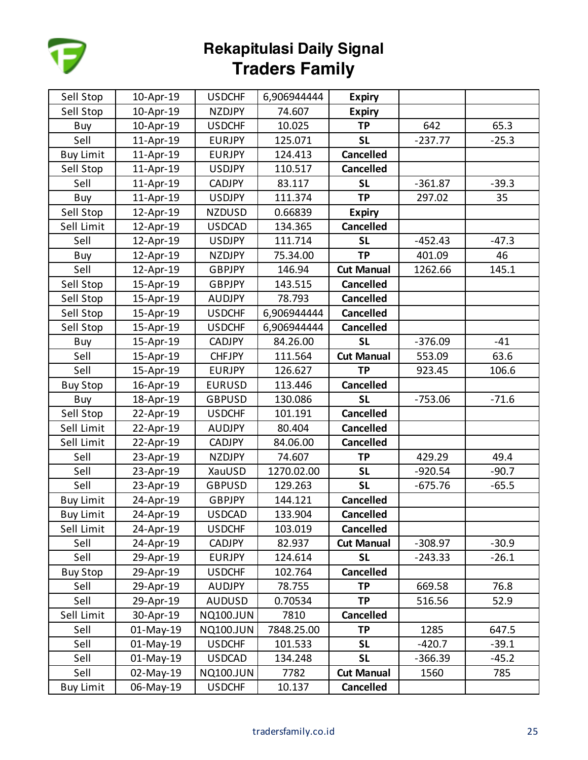# Rekapitulasi Daily Signal
## Traders Family

| | | | | | | |
|---|---|---|---|---|---|---|
| Sell Stop | 10-Apr-19 | USDCHF | 6,906944444 | **Expiry** | | |
| Sell Stop | 10-Apr-19 | NZDJPY | 74.607 | **Expiry** | | |
| Buy | 10-Apr-19 | USDCHF | 10.025 | **TP** | 642 | 65.3 |
| Sell | 11-Apr-19 | EURJPY | 125.071 | **SL** | -237.77 | -25.3 |
| Buy Limit | 11-Apr-19 | EURJPY | 124.413 | **Cancelled** | | |
| Sell Stop | 11-Apr-19 | USDJPY | 110.517 | **Cancelled** | | |
| Sell | 11-Apr-19 | CADJPY | 83.117 | **SL** | -361.87 | -39.3 |
| Buy | 11-Apr-19 | USDJPY | 111.374 | **TP** | 297.02 | 35 |
| Sell Stop | 12-Apr-19 | NZDUSD | 0.66839 | **Expiry** | | |
| Sell Limit | 12-Apr-19 | USDCAD | 134.365 | **Cancelled** | | |
| Sell | 12-Apr-19 | USDJPY | 111.714 | **SL** | -452.43 | -47.3 |
| Buy | 12-Apr-19 | NZDJPY | 75.34.00 | **TP** | 401.09 | 46 |
| Sell | 12-Apr-19 | GBPJPY | 146.94 | **Cut Manual** | 1262.66 | 145.1 |
| Sell Stop | 15-Apr-19 | GBPJPY | 143.515 | **Cancelled** | | |
| Sell Stop | 15-Apr-19 | AUDJPY | 78.793 | **Cancelled** | | |
| Sell Stop | 15-Apr-19 | USDCHF | 6,906944444 | **Cancelled** | | |
| Sell Stop | 15-Apr-19 | USDCHF | 6,906944444 | **Cancelled** | | |
| Buy | 15-Apr-19 | CADJPY | 84.26.00 | **SL** | -376.09 | -41 |
| Sell | 15-Apr-19 | CHFJPY | 111.564 | **Cut Manual** | 553.09 | 63.6 |
| Sell | 15-Apr-19 | EURJPY | 126.627 | **TP** | 923.45 | 106.6 |
| Buy Stop | 16-Apr-19 | EURUSD | 113.446 | **Cancelled** | | |
| Buy | 18-Apr-19 | GBPUSD | 130.086 | **SL** | -753.06 | -71.6 |
| Sell Stop | 22-Apr-19 | USDCHF | 101.191 | **Cancelled** | | |
| Sell Limit | 22-Apr-19 | AUDJPY | 80.404 | **Cancelled** | | |
| Sell Limit | 22-Apr-19 | CADJPY | 84.06.00 | **Cancelled** | | |
| Sell | 23-Apr-19 | NZDJPY | 74.607 | **TP** | 429.29 | 49.4 |
| Sell | 23-Apr-19 | XauUSD | 1270.02.00 | **SL** | -920.54 | -90.7 |
| Sell | 23-Apr-19 | GBPUSD | 129.263 | **SL** | -675.76 | -65.5 |
| Buy Limit | 24-Apr-19 | GBPJPY | 144.121 | **Cancelled** | | |
| Buy Limit | 24-Apr-19 | USDCAD | 133.904 | **Cancelled** | | |
| Sell Limit | 24-Apr-19 | USDCHF | 103.019 | **Cancelled** | | |
| Sell | 24-Apr-19 | CADJPY | 82.937 | **Cut Manual** | -308.97 | -30.9 |
| Sell | 29-Apr-19 | EURJPY | 124.614 | **SL** | -243.33 | -26.1 |
| Buy Stop | 29-Apr-19 | USDCHF | 102.764 | **Cancelled** | | |
| Sell | 29-Apr-19 | AUDJPY | 78.755 | **TP** | 669.58 | 76.8 |
| Sell | 29-Apr-19 | AUDUSD | 0.70534 | **TP** | 516.56 | 52.9 |
| Sell Limit | 30-Apr-19 | NQ100.JUN | 7810 | **Cancelled** | | |
| Sell | 01-May-19 | NQ100.JUN | 7848.25.00 | **TP** | 1285 | 647.5 |
| Sell | 01-May-19 | USDCHF | 101.533 | **SL** | -420.7 | -39.1 |
| Sell | 01-May-19 | USDCAD | 134.248 | **SL** | -366.39 | -45.2 |
| Sell | 02-May-19 | NQ100.JUN | 7782 | **Cut Manual** | 1560 | 785 |
| Buy Limit | 06-May-19 | USDCHF | 10.137 | **Cancelled** | | |

tradersfamily.co.id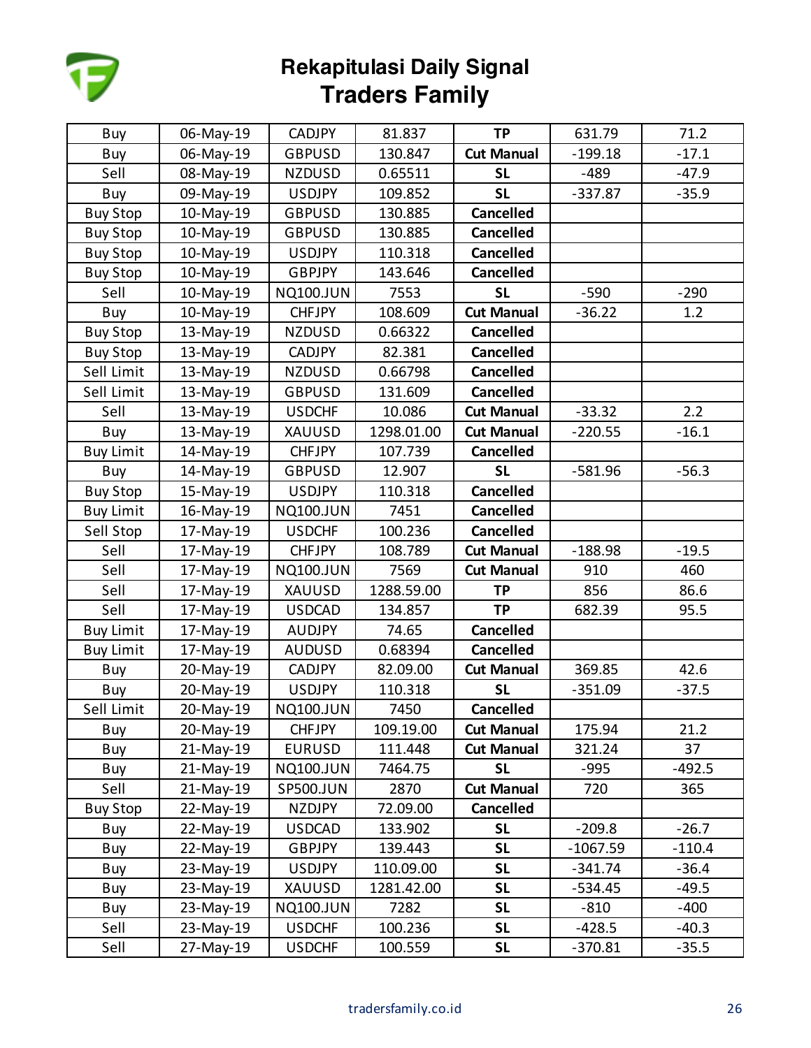# Rekapitulasi Daily Signal
## Traders Family

| | | | | | | |
|---|---|---|---|---|---|---|
| Buy | 06-May-19 | CADJPY | 81.837 | **TP** | 631.79 | 71.2 |
| Buy | 06-May-19 | GBPUSD | 130.847 | **Cut Manual** | -199.18 | -17.1 |
| Sell | 08-May-19 | NZDUSD | 0.65511 | **SL** | -489 | -47.9 |
| Buy | 09-May-19 | USDJPY | 109.852 | **SL** | -337.87 | -35.9 |
| Buy Stop | 10-May-19 | GBPUSD | 130.885 | **Cancelled** | | |
| Buy Stop | 10-May-19 | GBPUSD | 130.885 | **Cancelled** | | |
| Buy Stop | 10-May-19 | USDJPY | 110.318 | **Cancelled** | | |
| Buy Stop | 10-May-19 | GBPJPY | 143.646 | **Cancelled** | | |
| Sell | 10-May-19 | NQ100.JUN | 7553 | **SL** | -590 | -290 |
| Buy | 10-May-19 | CHFJPY | 108.609 | **Cut Manual** | -36.22 | 1.2 |
| Buy Stop | 13-May-19 | NZDUSD | 0.66322 | **Cancelled** | | |
| Buy Stop | 13-May-19 | CADJPY | 82.381 | **Cancelled** | | |
| Sell Limit | 13-May-19 | NZDUSD | 0.66798 | **Cancelled** | | |
| Sell Limit | 13-May-19 | GBPUSD | 131.609 | **Cancelled** | | |
| Sell | 13-May-19 | USDCHF | 10.086 | **Cut Manual** | -33.32 | 2.2 |
| Buy | 13-May-19 | XAUUSD | 1298.01.00 | **Cut Manual** | -220.55 | -16.1 |
| Buy Limit | 14-May-19 | CHFJPY | 107.739 | **Cancelled** | | |
| Buy | 14-May-19 | GBPUSD | 12.907 | **SL** | -581.96 | -56.3 |
| Buy Stop | 15-May-19 | USDJPY | 110.318 | **Cancelled** | | |
| Buy Limit | 16-May-19 | NQ100.JUN | 7451 | **Cancelled** | | |
| Sell Stop | 17-May-19 | USDCHF | 100.236 | **Cancelled** | | |
| Sell | 17-May-19 | CHFJPY | 108.789 | **Cut Manual** | -188.98 | -19.5 |
| Sell | 17-May-19 | NQ100.JUN | 7569 | **Cut Manual** | 910 | 460 |
| Sell | 17-May-19 | XAUUSD | 1288.59.00 | **TP** | 856 | 86.6 |
| Sell | 17-May-19 | USDCAD | 134.857 | **TP** | 682.39 | 95.5 |
| Buy Limit | 17-May-19 | AUDJPY | 74.65 | **Cancelled** | | |
| Buy Limit | 17-May-19 | AUDUSD | 0.68394 | **Cancelled** | | |
| Buy | 20-May-19 | CADJPY | 82.09.00 | **Cut Manual** | 369.85 | 42.6 |
| Buy | 20-May-19 | USDJPY | 110.318 | **SL** | -351.09 | -37.5 |
| Sell Limit | 20-May-19 | NQ100.JUN | 7450 | **Cancelled** | | |
| Buy | 20-May-19 | CHFJPY | 109.19.00 | **Cut Manual** | 175.94 | 21.2 |
| Buy | 21-May-19 | EURUSD | 111.448 | **Cut Manual** | 321.24 | 37 |
| Buy | 21-May-19 | NQ100.JUN | 7464.75 | **SL** | -995 | -492.5 |
| Sell | 21-May-19 | SP500.JUN | 2870 | **Cut Manual** | 720 | 365 |
| Buy Stop | 22-May-19 | NZDJPY | 72.09.00 | **Cancelled** | | |
| Buy | 22-May-19 | USDCAD | 133.902 | **SL** | -209.8 | -26.7 |
| Buy | 22-May-19 | GBPJPY | 139.443 | **SL** | -1067.59 | -110.4 |
| Buy | 23-May-19 | USDJPY | 110.09.00 | **SL** | -341.74 | -36.4 |
| Buy | 23-May-19 | XAUUSD | 1281.42.00 | **SL** | -534.45 | -49.5 |
| Buy | 23-May-19 | NQ100.JUN | 7282 | **SL** | -810 | -400 |
| Sell | 23-May-19 | USDCHF | 100.236 | **SL** | -428.5 | -40.3 |
| Sell | 27-May-19 | USDCHF | 100.559 | **SL** | -370.81 | -35.5 |

tradersfamily.co.id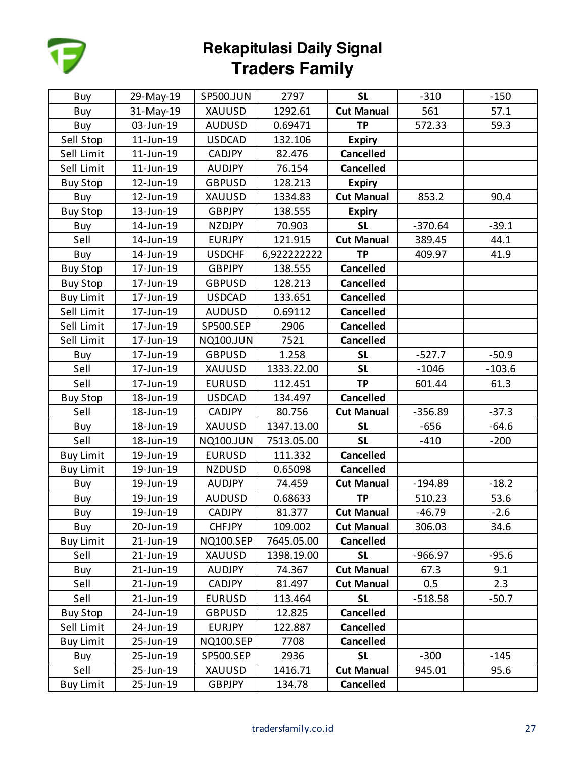# Rekapitulasi Daily Signal
# Traders Family

| | | | | | | |
|---|---|---|---|---|---|---|
| Buy | 29-May-19 | SP500.JUN | 2797 | **SL** | -310 | -150 |
| Buy | 31-May-19 | XAUUSD | 1292.61 | **Cut Manual** | 561 | 57.1 |
| Buy | 03-Jun-19 | AUDUSD | 0.69471 | **TP** | 572.33 | 59.3 |
| Sell Stop | 11-Jun-19 | USDCAD | 132.106 | **Expiry** | | |
| Sell Limit | 11-Jun-19 | CADJPY | 82.476 | **Cancelled** | | |
| Sell Limit | 11-Jun-19 | AUDJPY | 76.154 | **Cancelled** | | |
| Buy Stop | 12-Jun-19 | GBPUSD | 128.213 | **Expiry** | | |
| Buy | 12-Jun-19 | XAUUSD | 1334.83 | **Cut Manual** | 853.2 | 90.4 |
| Buy Stop | 13-Jun-19 | GBPJPY | 138.555 | **Expiry** | | |
| Buy | 14-Jun-19 | NZDJPY | 70.903 | **SL** | -370.64 | -39.1 |
| Sell | 14-Jun-19 | EURJPY | 121.915 | **Cut Manual** | 389.45 | 44.1 |
| Buy | 14-Jun-19 | USDCHF | 6,922222222 | **TP** | 409.97 | 41.9 |
| Buy Stop | 17-Jun-19 | GBPJPY | 138.555 | **Cancelled** | | |
| Buy Stop | 17-Jun-19 | GBPUSD | 128.213 | **Cancelled** | | |
| Buy Limit | 17-Jun-19 | USDCAD | 133.651 | **Cancelled** | | |
| Sell Limit | 17-Jun-19 | AUDUSD | 0.69112 | **Cancelled** | | |
| Sell Limit | 17-Jun-19 | SP500.SEP | 2906 | **Cancelled** | | |
| Sell Limit | 17-Jun-19 | NQ100.JUN | 7521 | **Cancelled** | | |
| Buy | 17-Jun-19 | GBPUSD | 1.258 | **SL** | -527.7 | -50.9 |
| Sell | 17-Jun-19 | XAUUSD | 1333.22.00 | **SL** | -1046 | -103.6 |
| Sell | 17-Jun-19 | EURUSD | 112.451 | **TP** | 601.44 | 61.3 |
| Buy Stop | 18-Jun-19 | USDCAD | 134.497 | **Cancelled** | | |
| Sell | 18-Jun-19 | CADJPY | 80.756 | **Cut Manual** | -356.89 | -37.3 |
| Buy | 18-Jun-19 | XAUUSD | 1347.13.00 | **SL** | -656 | -64.6 |
| Sell | 18-Jun-19 | NQ100.JUN | 7513.05.00 | **SL** | -410 | -200 |
| Buy Limit | 19-Jun-19 | EURUSD | 111.332 | **Cancelled** | | |
| Buy Limit | 19-Jun-19 | NZDUSD | 0.65098 | **Cancelled** | | |
| Buy | 19-Jun-19 | AUDJPY | 74.459 | **Cut Manual** | -194.89 | -18.2 |
| Buy | 19-Jun-19 | AUDUSD | 0.68633 | **TP** | 510.23 | 53.6 |
| Buy | 19-Jun-19 | CADJPY | 81.377 | **Cut Manual** | -46.79 | -2.6 |
| Buy | 20-Jun-19 | CHFJPY | 109.002 | **Cut Manual** | 306.03 | 34.6 |
| Buy Limit | 21-Jun-19 | NQ100.SEP | 7645.05.00 | **Cancelled** | | |
| Sell | 21-Jun-19 | XAUUSD | 1398.19.00 | **SL** | -966.97 | -95.6 |
| Buy | 21-Jun-19 | AUDJPY | 74.367 | **Cut Manual** | 67.3 | 9.1 |
| Sell | 21-Jun-19 | CADJPY | 81.497 | **Cut Manual** | 0.5 | 2.3 |
| Sell | 21-Jun-19 | EURUSD | 113.464 | **SL** | -518.58 | -50.7 |
| Buy Stop | 24-Jun-19 | GBPUSD | 12.825 | **Cancelled** | | |
| Sell Limit | 24-Jun-19 | EURJPY | 122.887 | **Cancelled** | | |
| Buy Limit | 25-Jun-19 | NQ100.SEP | 7708 | **Cancelled** | | |
| Buy | 25-Jun-19 | SP500.SEP | 2936 | **SL** | -300 | -145 |
| Sell | 25-Jun-19 | XAUUSD | 1416.71 | **Cut Manual** | 945.01 | 95.6 |
| Buy Limit | 25-Jun-19 | GBPJPY | 134.78 | **Cancelled** | | |

tradersfamily.co.id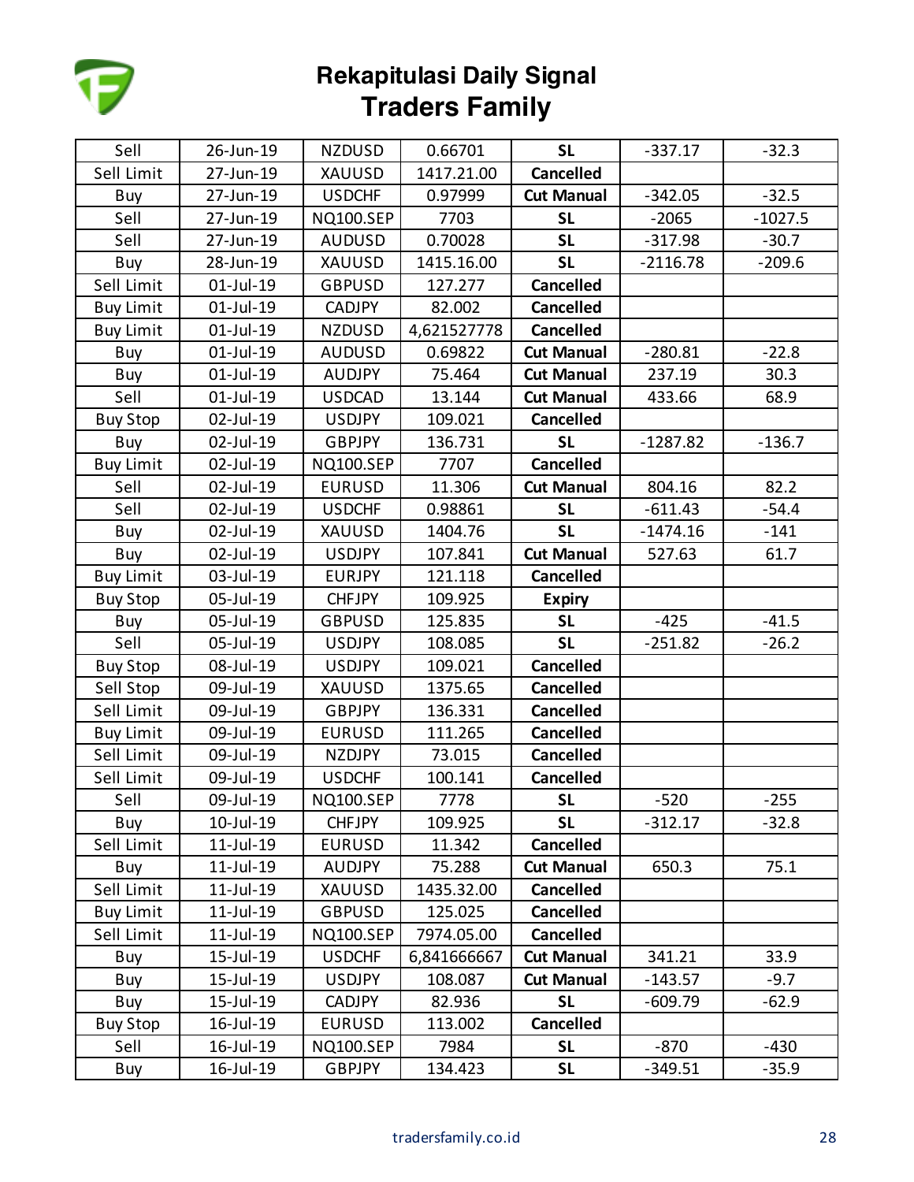# Rekapitulasi Daily Signal
## Traders Family

| | | | | | | |
|---|---|---|---|---|---|---|
| Sell | 26-Jun-19 | NZDUSD | 0.66701 | **SL** | -337.17 | -32.3 |
| Sell Limit | 27-Jun-19 | XAUUSD | 1417.21.00 | **Cancelled** | | |
| Buy | 27-Jun-19 | USDCHF | 0.97999 | **Cut Manual** | -342.05 | -32.5 |
| Sell | 27-Jun-19 | NQ100.SEP | 7703 | **SL** | -2065 | -1027.5 |
| Sell | 27-Jun-19 | AUDUSD | 0.70028 | **SL** | -317.98 | -30.7 |
| Buy | 28-Jun-19 | XAUUSD | 1415.16.00 | **SL** | -2116.78 | -209.6 |
| Sell Limit | 01-Jul-19 | GBPUSD | 127.277 | **Cancelled** | | |
| Buy Limit | 01-Jul-19 | CADJPY | 82.002 | **Cancelled** | | |
| Buy Limit | 01-Jul-19 | NZDUSD | 4,621527778 | **Cancelled** | | |
| Buy | 01-Jul-19 | AUDUSD | 0.69822 | **Cut Manual** | -280.81 | -22.8 |
| Buy | 01-Jul-19 | AUDJPY | 75.464 | **Cut Manual** | 237.19 | 30.3 |
| Sell | 01-Jul-19 | USDCAD | 13.144 | **Cut Manual** | 433.66 | 68.9 |
| Buy Stop | 02-Jul-19 | USDJPY | 109.021 | **Cancelled** | | |
| Buy | 02-Jul-19 | GBPJPY | 136.731 | **SL** | -1287.82 | -136.7 |
| Buy Limit | 02-Jul-19 | NQ100.SEP | 7707 | **Cancelled** | | |
| Sell | 02-Jul-19 | EURUSD | 11.306 | **Cut Manual** | 804.16 | 82.2 |
| Sell | 02-Jul-19 | USDCHF | 0.98861 | **SL** | -611.43 | -54.4 |
| Buy | 02-Jul-19 | XAUUSD | 1404.76 | **SL** | -1474.16 | -141 |
| Buy | 02-Jul-19 | USDJPY | 107.841 | **Cut Manual** | 527.63 | 61.7 |
| Buy Limit | 03-Jul-19 | EURJPY | 121.118 | **Cancelled** | | |
| Buy Stop | 05-Jul-19 | CHFJPY | 109.925 | **Expiry** | | |
| Buy | 05-Jul-19 | GBPUSD | 125.835 | **SL** | -425 | -41.5 |
| Sell | 05-Jul-19 | USDJPY | 108.085 | **SL** | -251.82 | -26.2 |
| Buy Stop | 08-Jul-19 | USDJPY | 109.021 | **Cancelled** | | |
| Sell Stop | 09-Jul-19 | XAUUSD | 1375.65 | **Cancelled** | | |
| Sell Limit | 09-Jul-19 | GBPJPY | 136.331 | **Cancelled** | | |
| Buy Limit | 09-Jul-19 | EURUSD | 111.265 | **Cancelled** | | |
| Sell Limit | 09-Jul-19 | NZDJPY | 73.015 | **Cancelled** | | |
| Sell Limit | 09-Jul-19 | USDCHF | 100.141 | **Cancelled** | | |
| Sell | 09-Jul-19 | NQ100.SEP | 7778 | **SL** | -520 | -255 |
| Buy | 10-Jul-19 | CHFJPY | 109.925 | **SL** | -312.17 | -32.8 |
| Sell Limit | 11-Jul-19 | EURUSD | 11.342 | **Cancelled** | | |
| Buy | 11-Jul-19 | AUDJPY | 75.288 | **Cut Manual** | 650.3 | 75.1 |
| Sell Limit | 11-Jul-19 | XAUUSD | 1435.32.00 | **Cancelled** | | |
| Buy Limit | 11-Jul-19 | GBPUSD | 125.025 | **Cancelled** | | |
| Sell Limit | 11-Jul-19 | NQ100.SEP | 7974.05.00 | **Cancelled** | | |
| Buy | 15-Jul-19 | USDCHF | 6,841666667 | **Cut Manual** | 341.21 | 33.9 |
| Buy | 15-Jul-19 | USDJPY | 108.087 | **Cut Manual** | -143.57 | -9.7 |
| Buy | 15-Jul-19 | CADJPY | 82.936 | **SL** | -609.79 | -62.9 |
| Buy Stop | 16-Jul-19 | EURUSD | 113.002 | **Cancelled** | | |
| Sell | 16-Jul-19 | NQ100.SEP | 7984 | **SL** | -870 | -430 |
| Buy | 16-Jul-19 | GBPJPY | 134.423 | **SL** | -349.51 | -35.9 |

tradersfamily.co.id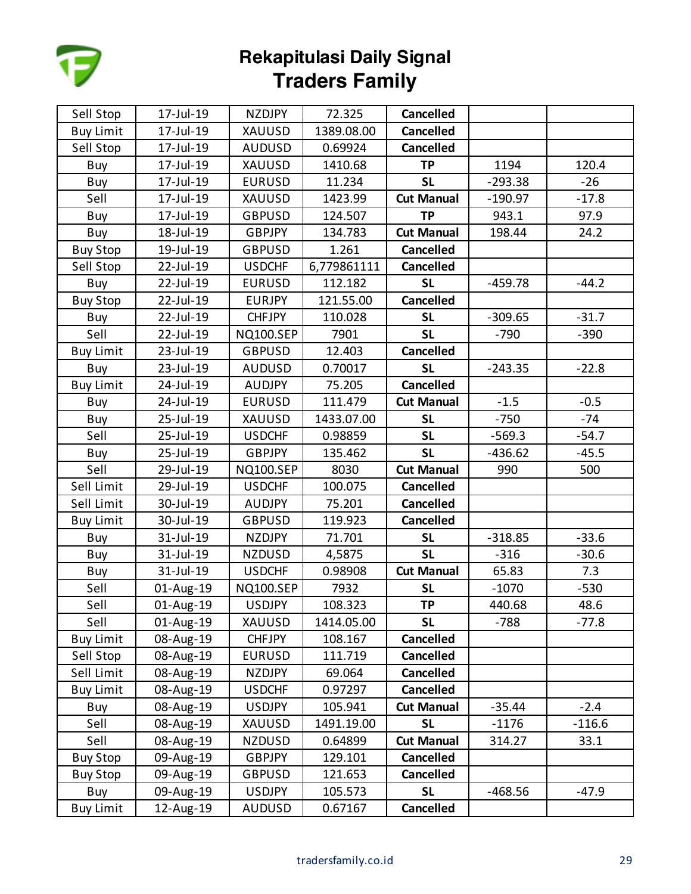# Rekapitulasi Daily Signal
## Traders Family

| | | | | | | |
|---|---|---|---|---|---|---|
| Sell Stop | 17-Jul-19 | NZDJPY | 72.325 | **Cancelled** | | |
| Buy Limit | 17-Jul-19 | XAUUSD | 1389.08.00 | **Cancelled** | | |
| Sell Stop | 17-Jul-19 | AUDUSD | 0.69924 | **Cancelled** | | |
| Buy | 17-Jul-19 | XAUUSD | 1410.68 | **TP** | 1194 | 120.4 |
| Buy | 17-Jul-19 | EURUSD | 11.234 | **SL** | -293.38 | -26 |
| Sell | 17-Jul-19 | XAUUSD | 1423.99 | **Cut Manual** | -190.97 | -17.8 |
| Buy | 17-Jul-19 | GBPUSD | 124.507 | **TP** | 943.1 | 97.9 |
| Buy | 18-Jul-19 | GBPJPY | 134.783 | **Cut Manual** | 198.44 | 24.2 |
| Buy Stop | 19-Jul-19 | GBPUSD | 1.261 | **Cancelled** | | |
| Sell Stop | 22-Jul-19 | USDCHF | 6,779861111 | **Cancelled** | | |
| Buy | 22-Jul-19 | EURUSD | 112.182 | **SL** | -459.78 | -44.2 |
| Buy Stop | 22-Jul-19 | EURJPY | 121.55.00 | **Cancelled** | | |
| Buy | 22-Jul-19 | CHFJPY | 110.028 | **SL** | -309.65 | -31.7 |
| Sell | 22-Jul-19 | NQ100.SEP | 7901 | **SL** | -790 | -390 |
| Buy Limit | 23-Jul-19 | GBPUSD | 12.403 | **Cancelled** | | |
| Buy | 23-Jul-19 | AUDUSD | 0.70017 | **SL** | -243.35 | -22.8 |
| Buy Limit | 24-Jul-19 | AUDJPY | 75.205 | **Cancelled** | | |
| Buy | 24-Jul-19 | EURUSD | 111.479 | **Cut Manual** | -1.5 | -0.5 |
| Buy | 25-Jul-19 | XAUUSD | 1433.07.00 | **SL** | -750 | -74 |
| Sell | 25-Jul-19 | USDCHF | 0.98859 | **SL** | -569.3 | -54.7 |
| Buy | 25-Jul-19 | GBPJPY | 135.462 | **SL** | -436.62 | -45.5 |
| Sell | 29-Jul-19 | NQ100.SEP | 8030 | **Cut Manual** | 990 | 500 |
| Sell Limit | 29-Jul-19 | USDCHF | 100.075 | **Cancelled** | | |
| Sell Limit | 30-Jul-19 | AUDJPY | 75.201 | **Cancelled** | | |
| Buy Limit | 30-Jul-19 | GBPUSD | 119.923 | **Cancelled** | | |
| Buy | 31-Jul-19 | NZDJPY | 71.701 | **SL** | -318.85 | -33.6 |
| Buy | 31-Jul-19 | NZDUSD | 4,5875 | **SL** | -316 | -30.6 |
| Buy | 31-Jul-19 | USDCHF | 0.98908 | **Cut Manual** | 65.83 | 7.3 |
| Sell | 01-Aug-19 | NQ100.SEP | 7932 | **SL** | -1070 | -530 |
| Sell | 01-Aug-19 | USDJPY | 108.323 | **TP** | 440.68 | 48.6 |
| Sell | 01-Aug-19 | XAUUSD | 1414.05.00 | **SL** | -788 | -77.8 |
| Buy Limit | 08-Aug-19 | CHFJPY | 108.167 | **Cancelled** | | |
| Sell Stop | 08-Aug-19 | EURUSD | 111.719 | **Cancelled** | | |
| Sell Limit | 08-Aug-19 | NZDJPY | 69.064 | **Cancelled** | | |
| Buy Limit | 08-Aug-19 | USDCHF | 0.97297 | **Cancelled** | | |
| Buy | 08-Aug-19 | USDJPY | 105.941 | **Cut Manual** | -35.44 | -2.4 |
| Sell | 08-Aug-19 | XAUUSD | 1491.19.00 | **SL** | -1176 | -116.6 |
| Sell | 08-Aug-19 | NZDUSD | 0.64899 | **Cut Manual** | 314.27 | 33.1 |
| Buy Stop | 09-Aug-19 | GBPJPY | 129.101 | **Cancelled** | | |
| Buy Stop | 09-Aug-19 | GBPUSD | 121.653 | **Cancelled** | | |
| Buy | 09-Aug-19 | USDJPY | 105.573 | **SL** | -468.56 | -47.9 |
| Buy Limit | 12-Aug-19 | AUDUSD | 0.67167 | **Cancelled** | | |

tradersfamily.co.id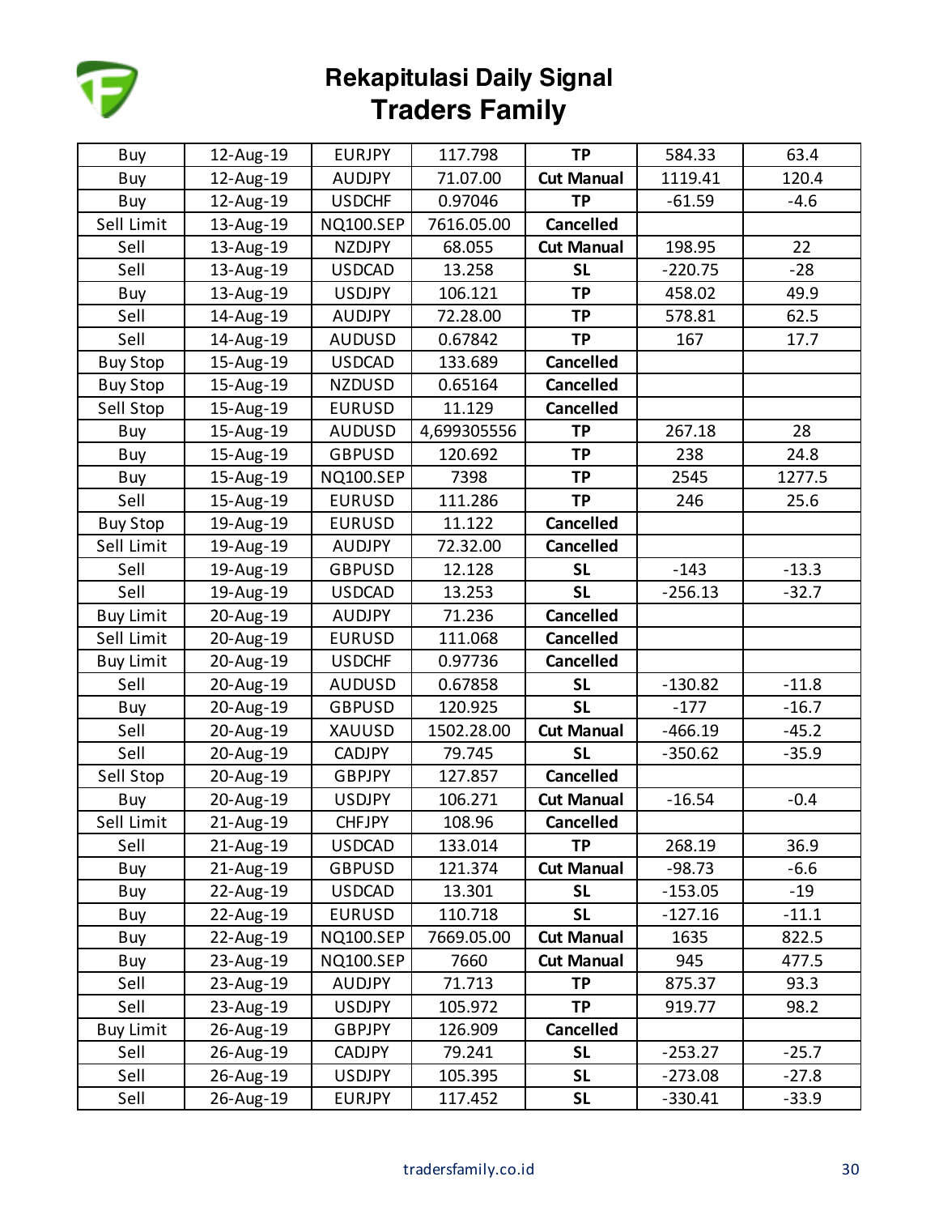# Rekapitulasi Daily Signal
## Traders Family

| | | | | | | |
|---|---|---|---|---|---|---|
| Buy | 12-Aug-19 | EURJPY | 117.798 | **TP** | 584.33 | 63.4 |
| Buy | 12-Aug-19 | AUDJPY | 71.07.00 | **Cut Manual** | 1119.41 | 120.4 |
| Buy | 12-Aug-19 | USDCHF | 0.97046 | **TP** | -61.59 | -4.6 |
| Sell Limit | 13-Aug-19 | NQ100.SEP | 7616.05.00 | **Cancelled** | | |
| Sell | 13-Aug-19 | NZDJPY | 68.055 | **Cut Manual** | 198.95 | 22 |
| Sell | 13-Aug-19 | USDCAD | 13.258 | **SL** | -220.75 | -28 |
| Buy | 13-Aug-19 | USDJPY | 106.121 | **TP** | 458.02 | 49.9 |
| Sell | 14-Aug-19 | AUDJPY | 72.28.00 | **TP** | 578.81 | 62.5 |
| Sell | 14-Aug-19 | AUDUSD | 0.67842 | **TP** | 167 | 17.7 |
| Buy Stop | 15-Aug-19 | USDCAD | 133.689 | **Cancelled** | | |
| Buy Stop | 15-Aug-19 | NZDUSD | 0.65164 | **Cancelled** | | |
| Sell Stop | 15-Aug-19 | EURUSD | 11.129 | **Cancelled** | | |
| Buy | 15-Aug-19 | AUDUSD | 4,699305556 | **TP** | 267.18 | 28 |
| Buy | 15-Aug-19 | GBPUSD | 120.692 | **TP** | 238 | 24.8 |
| Buy | 15-Aug-19 | NQ100.SEP | 7398 | **TP** | 2545 | 1277.5 |
| Sell | 15-Aug-19 | EURUSD | 111.286 | **TP** | 246 | 25.6 |
| Buy Stop | 19-Aug-19 | EURUSD | 11.122 | **Cancelled** | | |
| Sell Limit | 19-Aug-19 | AUDJPY | 72.32.00 | **Cancelled** | | |
| Sell | 19-Aug-19 | GBPUSD | 12.128 | **SL** | -143 | -13.3 |
| Sell | 19-Aug-19 | USDCAD | 13.253 | **SL** | -256.13 | -32.7 |
| Buy Limit | 20-Aug-19 | AUDJPY | 71.236 | **Cancelled** | | |
| Sell Limit | 20-Aug-19 | EURUSD | 111.068 | **Cancelled** | | |
| Buy Limit | 20-Aug-19 | USDCHF | 0.97736 | **Cancelled** | | |
| Sell | 20-Aug-19 | AUDUSD | 0.67858 | **SL** | -130.82 | -11.8 |
| Buy | 20-Aug-19 | GBPUSD | 120.925 | **SL** | -177 | -16.7 |
| Sell | 20-Aug-19 | XAUUSD | 1502.28.00 | **Cut Manual** | -466.19 | -45.2 |
| Sell | 20-Aug-19 | CADJPY | 79.745 | **SL** | -350.62 | -35.9 |
| Sell Stop | 20-Aug-19 | GBPJPY | 127.857 | **Cancelled** | | |
| Buy | 20-Aug-19 | USDJPY | 106.271 | **Cut Manual** | -16.54 | -0.4 |
| Sell Limit | 21-Aug-19 | CHFJPY | 108.96 | **Cancelled** | | |
| Sell | 21-Aug-19 | USDCAD | 133.014 | **TP** | 268.19 | 36.9 |
| Buy | 21-Aug-19 | GBPUSD | 121.374 | **Cut Manual** | -98.73 | -6.6 |
| Buy | 22-Aug-19 | USDCAD | 13.301 | **SL** | -153.05 | -19 |
| Buy | 22-Aug-19 | EURUSD | 110.718 | **SL** | -127.16 | -11.1 |
| Buy | 22-Aug-19 | NQ100.SEP | 7669.05.00 | **Cut Manual** | 1635 | 822.5 |
| Buy | 23-Aug-19 | NQ100.SEP | 7660 | **Cut Manual** | 945 | 477.5 |
| Sell | 23-Aug-19 | AUDJPY | 71.713 | **TP** | 875.37 | 93.3 |
| Sell | 23-Aug-19 | USDJPY | 105.972 | **TP** | 919.77 | 98.2 |
| Buy Limit | 26-Aug-19 | GBPJPY | 126.909 | **Cancelled** | | |
| Sell | 26-Aug-19 | CADJPY | 79.241 | **SL** | -253.27 | -25.7 |
| Sell | 26-Aug-19 | USDJPY | 105.395 | **SL** | -273.08 | -27.8 |
| Sell | 26-Aug-19 | EURJPY | 117.452 | **SL** | -330.41 | -33.9 |

tradersfamily.co.id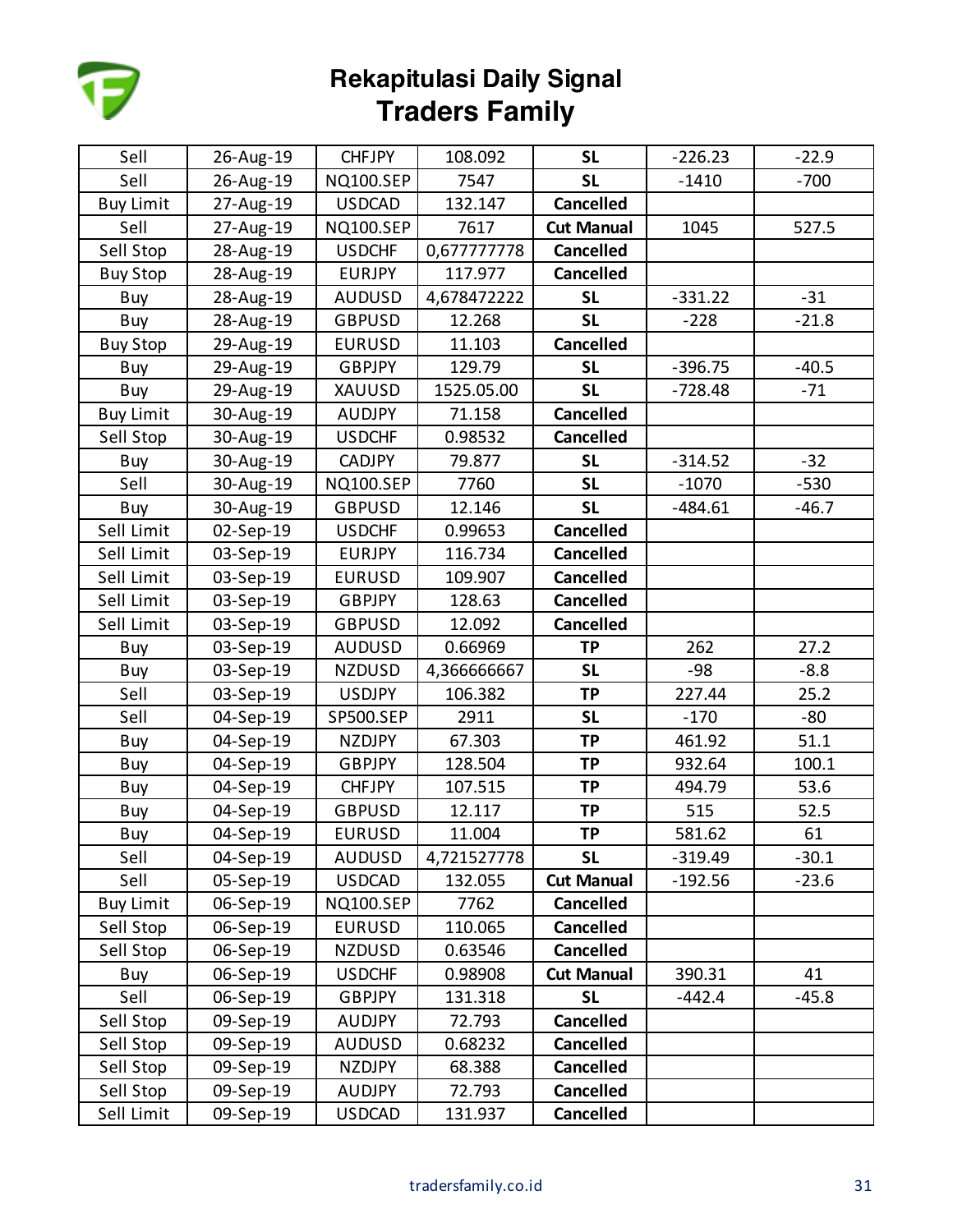# Rekapitulasi Daily Signal
## Traders Family

| | | | | | | |
|---|---|---|---|---|---|---|
| Sell | 26-Aug-19 | CHFJPY | 108.092 | **SL** | -226.23 | -22.9 |
| Sell | 26-Aug-19 | NQ100.SEP | 7547 | **SL** | -1410 | -700 |
| Buy Limit | 27-Aug-19 | USDCAD | 132.147 | **Cancelled** | | |
| Sell | 27-Aug-19 | NQ100.SEP | 7617 | **Cut Manual** | 1045 | 527.5 |
| Sell Stop | 28-Aug-19 | USDCHF | 0,677777778 | **Cancelled** | | |
| Buy Stop | 28-Aug-19 | EURJPY | 117.977 | **Cancelled** | | |
| Buy | 28-Aug-19 | AUDUSD | 4,678472222 | **SL** | -331.22 | -31 |
| Buy | 28-Aug-19 | GBPUSD | 12.268 | **SL** | -228 | -21.8 |
| Buy Stop | 29-Aug-19 | EURUSD | 11.103 | **Cancelled** | | |
| Buy | 29-Aug-19 | GBPJPY | 129.79 | **SL** | -396.75 | -40.5 |
| Buy | 29-Aug-19 | XAUUSD | 1525.05.00 | **SL** | -728.48 | -71 |
| Buy Limit | 30-Aug-19 | AUDJPY | 71.158 | **Cancelled** | | |
| Sell Stop | 30-Aug-19 | USDCHF | 0.98532 | **Cancelled** | | |
| Buy | 30-Aug-19 | CADJPY | 79.877 | **SL** | -314.52 | -32 |
| Sell | 30-Aug-19 | NQ100.SEP | 7760 | **SL** | -1070 | -530 |
| Buy | 30-Aug-19 | GBPUSD | 12.146 | **SL** | -484.61 | -46.7 |
| Sell Limit | 02-Sep-19 | USDCHF | 0.99653 | **Cancelled** | | |
| Sell Limit | 03-Sep-19 | EURJPY | 116.734 | **Cancelled** | | |
| Sell Limit | 03-Sep-19 | EURUSD | 109.907 | **Cancelled** | | |
| Sell Limit | 03-Sep-19 | GBPJPY | 128.63 | **Cancelled** | | |
| Sell Limit | 03-Sep-19 | GBPUSD | 12.092 | **Cancelled** | | |
| Buy | 03-Sep-19 | AUDUSD | 0.66969 | **TP** | 262 | 27.2 |
| Buy | 03-Sep-19 | NZDUSD | 4,366666667 | **SL** | -98 | -8.8 |
| Sell | 03-Sep-19 | USDJPY | 106.382 | **TP** | 227.44 | 25.2 |
| Sell | 04-Sep-19 | SP500.SEP | 2911 | **SL** | -170 | -80 |
| Buy | 04-Sep-19 | NZDJPY | 67.303 | **TP** | 461.92 | 51.1 |
| Buy | 04-Sep-19 | GBPJPY | 128.504 | **TP** | 932.64 | 100.1 |
| Buy | 04-Sep-19 | CHFJPY | 107.515 | **TP** | 494.79 | 53.6 |
| Buy | 04-Sep-19 | GBPUSD | 12.117 | **TP** | 515 | 52.5 |
| Buy | 04-Sep-19 | EURUSD | 11.004 | **TP** | 581.62 | 61 |
| Sell | 04-Sep-19 | AUDUSD | 4,721527778 | **SL** | -319.49 | -30.1 |
| Sell | 05-Sep-19 | USDCAD | 132.055 | **Cut Manual** | -192.56 | -23.6 |
| Buy Limit | 06-Sep-19 | NQ100.SEP | 7762 | **Cancelled** | | |
| Sell Stop | 06-Sep-19 | EURUSD | 110.065 | **Cancelled** | | |
| Sell Stop | 06-Sep-19 | NZDUSD | 0.63546 | **Cancelled** | | |
| Buy | 06-Sep-19 | USDCHF | 0.98908 | **Cut Manual** | 390.31 | 41 |
| Sell | 06-Sep-19 | GBPJPY | 131.318 | **SL** | -442.4 | -45.8 |
| Sell Stop | 09-Sep-19 | AUDJPY | 72.793 | **Cancelled** | | |
| Sell Stop | 09-Sep-19 | AUDUSD | 0.68232 | **Cancelled** | | |
| Sell Stop | 09-Sep-19 | NZDJPY | 68.388 | **Cancelled** | | |
| Sell Stop | 09-Sep-19 | AUDJPY | 72.793 | **Cancelled** | | |
| Sell Limit | 09-Sep-19 | USDCAD | 131.937 | **Cancelled** | | |

tradersfamily.co.id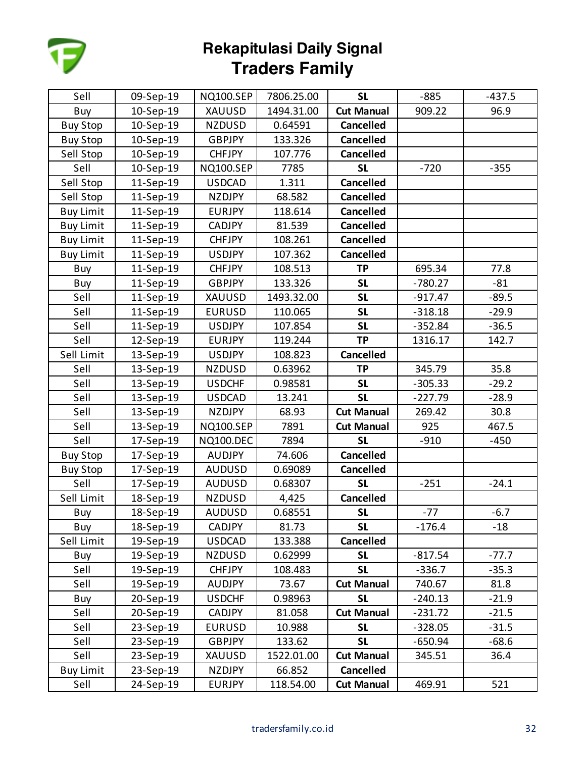# Rekapitulasi Daily Signal
## Traders Family

| | | | | | | |
|---|---|---|---|---|---|---|
| Sell | 09-Sep-19 | NQ100.SEP | 7806.25.00 | **SL** | -885 | -437.5 |
| Buy | 10-Sep-19 | XAUUSD | 1494.31.00 | **Cut Manual** | 909.22 | 96.9 |
| Buy Stop | 10-Sep-19 | NZDUSD | 0.64591 | **Cancelled** | | |
| Buy Stop | 10-Sep-19 | GBPJPY | 133.326 | **Cancelled** | | |
| Sell Stop | 10-Sep-19 | CHFJPY | 107.776 | **Cancelled** | | |
| Sell | 10-Sep-19 | NQ100.SEP | 7785 | **SL** | -720 | -355 |
| Sell Stop | 11-Sep-19 | USDCAD | 1.311 | **Cancelled** | | |
| Sell Stop | 11-Sep-19 | NZDJPY | 68.582 | **Cancelled** | | |
| Buy Limit | 11-Sep-19 | EURJPY | 118.614 | **Cancelled** | | |
| Buy Limit | 11-Sep-19 | CADJPY | 81.539 | **Cancelled** | | |
| Buy Limit | 11-Sep-19 | CHFJPY | 108.261 | **Cancelled** | | |
| Buy Limit | 11-Sep-19 | USDJPY | 107.362 | **Cancelled** | | |
| Buy | 11-Sep-19 | CHFJPY | 108.513 | **TP** | 695.34 | 77.8 |
| Buy | 11-Sep-19 | GBPJPY | 133.326 | **SL** | -780.27 | -81 |
| Sell | 11-Sep-19 | XAUUSD | 1493.32.00 | **SL** | -917.47 | -89.5 |
| Sell | 11-Sep-19 | EURUSD | 110.065 | **SL** | -318.18 | -29.9 |
| Sell | 11-Sep-19 | USDJPY | 107.854 | **SL** | -352.84 | -36.5 |
| Sell | 12-Sep-19 | EURJPY | 119.244 | **TP** | 1316.17 | 142.7 |
| Sell Limit | 13-Sep-19 | USDJPY | 108.823 | **Cancelled** | | |
| Sell | 13-Sep-19 | NZDUSD | 0.63962 | **TP** | 345.79 | 35.8 |
| Sell | 13-Sep-19 | USDCHF | 0.98581 | **SL** | -305.33 | -29.2 |
| Sell | 13-Sep-19 | USDCAD | 13.241 | **SL** | -227.79 | -28.9 |
| Sell | 13-Sep-19 | NZDJPY | 68.93 | **Cut Manual** | 269.42 | 30.8 |
| Sell | 13-Sep-19 | NQ100.SEP | 7891 | **Cut Manual** | 925 | 467.5 |
| Sell | 17-Sep-19 | NQ100.DEC | 7894 | **SL** | -910 | -450 |
| Buy Stop | 17-Sep-19 | AUDJPY | 74.606 | **Cancelled** | | |
| Buy Stop | 17-Sep-19 | AUDUSD | 0.69089 | **Cancelled** | | |
| Sell | 17-Sep-19 | AUDUSD | 0.68307 | **SL** | -251 | -24.1 |
| Sell Limit | 18-Sep-19 | NZDUSD | 4,425 | **Cancelled** | | |
| Buy | 18-Sep-19 | AUDUSD | 0.68551 | **SL** | -77 | -6.7 |
| Buy | 18-Sep-19 | CADJPY | 81.73 | **SL** | -176.4 | -18 |
| Sell Limit | 19-Sep-19 | USDCAD | 133.388 | **Cancelled** | | |
| Buy | 19-Sep-19 | NZDUSD | 0.62999 | **SL** | -817.54 | -77.7 |
| Sell | 19-Sep-19 | CHFJPY | 108.483 | **SL** | -336.7 | -35.3 |
| Sell | 19-Sep-19 | AUDJPY | 73.67 | **Cut Manual** | 740.67 | 81.8 |
| Buy | 20-Sep-19 | USDCHF | 0.98963 | **SL** | -240.13 | -21.9 |
| Sell | 20-Sep-19 | CADJPY | 81.058 | **Cut Manual** | -231.72 | -21.5 |
| Sell | 23-Sep-19 | EURUSD | 10.988 | **SL** | -328.05 | -31.5 |
| Sell | 23-Sep-19 | GBPJPY | 133.62 | **SL** | -650.94 | -68.6 |
| Sell | 23-Sep-19 | XAUUSD | 1522.01.00 | **Cut Manual** | 345.51 | 36.4 |
| Buy Limit | 23-Sep-19 | NZDJPY | 66.852 | **Cancelled** | | |
| Sell | 24-Sep-19 | EURJPY | 118.54.00 | **Cut Manual** | 469.91 | 521 |

tradersfamily.co.id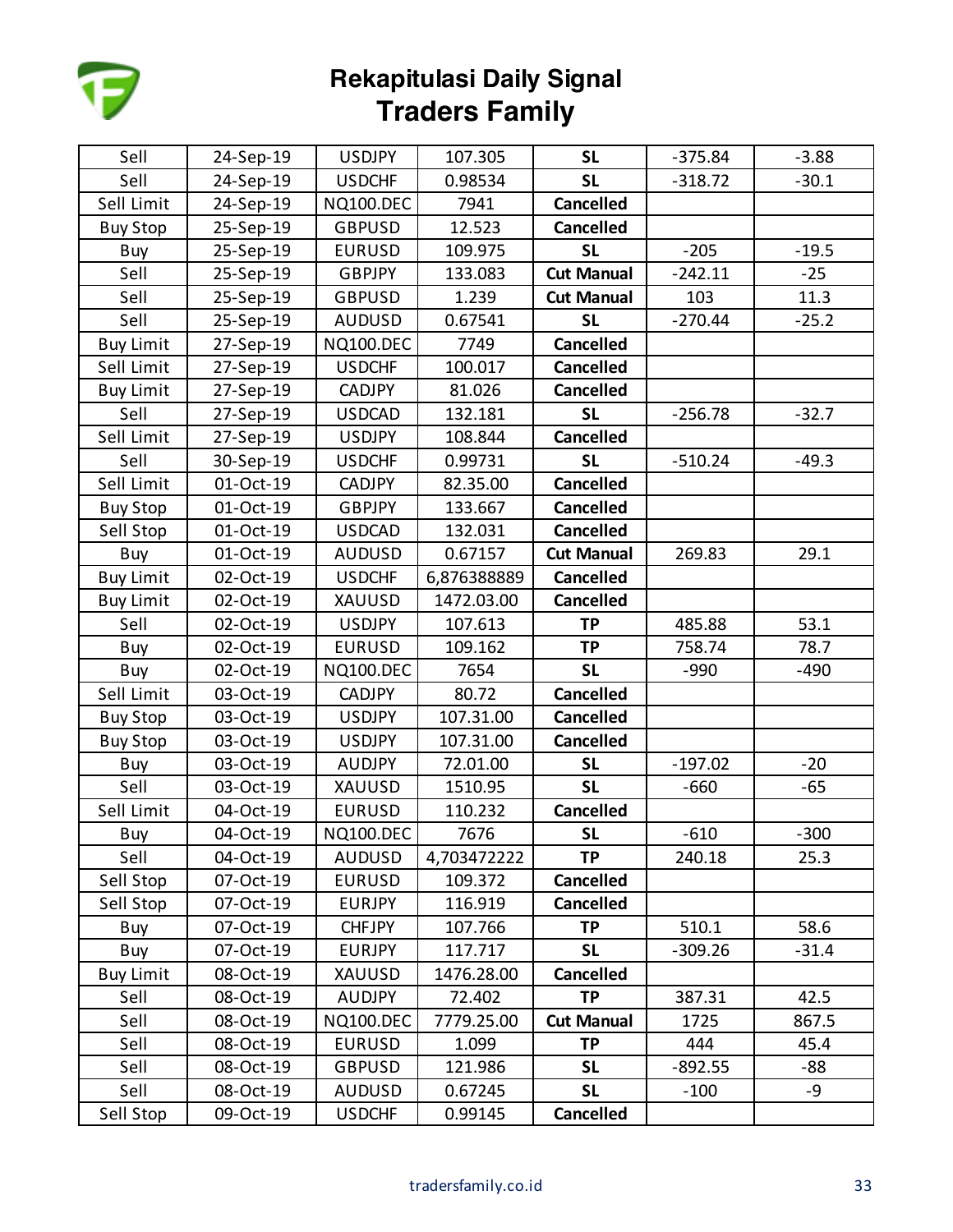# Rekapitulasi Daily Signal
# Traders Family

| | | | | | | |
|---|---|---|---|---|---|---|
| Sell | 24-Sep-19 | USDJPY | 107.305 | **SL** | -375.84 | -3.88 |
| Sell | 24-Sep-19 | USDCHF | 0.98534 | **SL** | -318.72 | -30.1 |
| Sell Limit | 24-Sep-19 | NQ100.DEC | 7941 | **Cancelled** | | |
| Buy Stop | 25-Sep-19 | GBPUSD | 12.523 | **Cancelled** | | |
| Buy | 25-Sep-19 | EURUSD | 109.975 | **SL** | -205 | -19.5 |
| Sell | 25-Sep-19 | GBPJPY | 133.083 | **Cut Manual** | -242.11 | -25 |
| Sell | 25-Sep-19 | GBPUSD | 1.239 | **Cut Manual** | 103 | 11.3 |
| Sell | 25-Sep-19 | AUDUSD | 0.67541 | **SL** | -270.44 | -25.2 |
| Buy Limit | 27-Sep-19 | NQ100.DEC | 7749 | **Cancelled** | | |
| Sell Limit | 27-Sep-19 | USDCHF | 100.017 | **Cancelled** | | |
| Buy Limit | 27-Sep-19 | CADJPY | 81.026 | **Cancelled** | | |
| Sell | 27-Sep-19 | USDCAD | 132.181 | **SL** | -256.78 | -32.7 |
| Sell Limit | 27-Sep-19 | USDJPY | 108.844 | **Cancelled** | | |
| Sell | 30-Sep-19 | USDCHF | 0.99731 | **SL** | -510.24 | -49.3 |
| Sell Limit | 01-Oct-19 | CADJPY | 82.35.00 | **Cancelled** | | |
| Buy Stop | 01-Oct-19 | GBPJPY | 133.667 | **Cancelled** | | |
| Sell Stop | 01-Oct-19 | USDCAD | 132.031 | **Cancelled** | | |
| Buy | 01-Oct-19 | AUDUSD | 0.67157 | **Cut Manual** | 269.83 | 29.1 |
| Buy Limit | 02-Oct-19 | USDCHF | 6,876388889 | **Cancelled** | | |
| Buy Limit | 02-Oct-19 | XAUUSD | 1472.03.00 | **Cancelled** | | |
| Sell | 02-Oct-19 | USDJPY | 107.613 | **TP** | 485.88 | 53.1 |
| Buy | 02-Oct-19 | EURUSD | 109.162 | **TP** | 758.74 | 78.7 |
| Buy | 02-Oct-19 | NQ100.DEC | 7654 | **SL** | -990 | -490 |
| Sell Limit | 03-Oct-19 | CADJPY | 80.72 | **Cancelled** | | |
| Buy Stop | 03-Oct-19 | USDJPY | 107.31.00 | **Cancelled** | | |
| Buy Stop | 03-Oct-19 | USDJPY | 107.31.00 | **Cancelled** | | |
| Buy | 03-Oct-19 | AUDJPY | 72.01.00 | **SL** | -197.02 | -20 |
| Sell | 03-Oct-19 | XAUUSD | 1510.95 | **SL** | -660 | -65 |
| Sell Limit | 04-Oct-19 | EURUSD | 110.232 | **Cancelled** | | |
| Buy | 04-Oct-19 | NQ100.DEC | 7676 | **SL** | -610 | -300 |
| Sell | 04-Oct-19 | AUDUSD | 4,703472222 | **TP** | 240.18 | 25.3 |
| Sell Stop | 07-Oct-19 | EURUSD | 109.372 | **Cancelled** | | |
| Sell Stop | 07-Oct-19 | EURJPY | 116.919 | **Cancelled** | | |
| Buy | 07-Oct-19 | CHFJPY | 107.766 | **TP** | 510.1 | 58.6 |
| Buy | 07-Oct-19 | EURJPY | 117.717 | **SL** | -309.26 | -31.4 |
| Buy Limit | 08-Oct-19 | XAUUSD | 1476.28.00 | **Cancelled** | | |
| Sell | 08-Oct-19 | AUDJPY | 72.402 | **TP** | 387.31 | 42.5 |
| Sell | 08-Oct-19 | NQ100.DEC | 7779.25.00 | **Cut Manual** | 1725 | 867.5 |
| Sell | 08-Oct-19 | EURUSD | 1.099 | **TP** | 444 | 45.4 |
| Sell | 08-Oct-19 | GBPUSD | 121.986 | **SL** | -892.55 | -88 |
| Sell | 08-Oct-19 | AUDUSD | 0.67245 | **SL** | -100 | -9 |
| Sell Stop | 09-Oct-19 | USDCHF | 0.99145 | **Cancelled** | | |

tradersfamily.co.id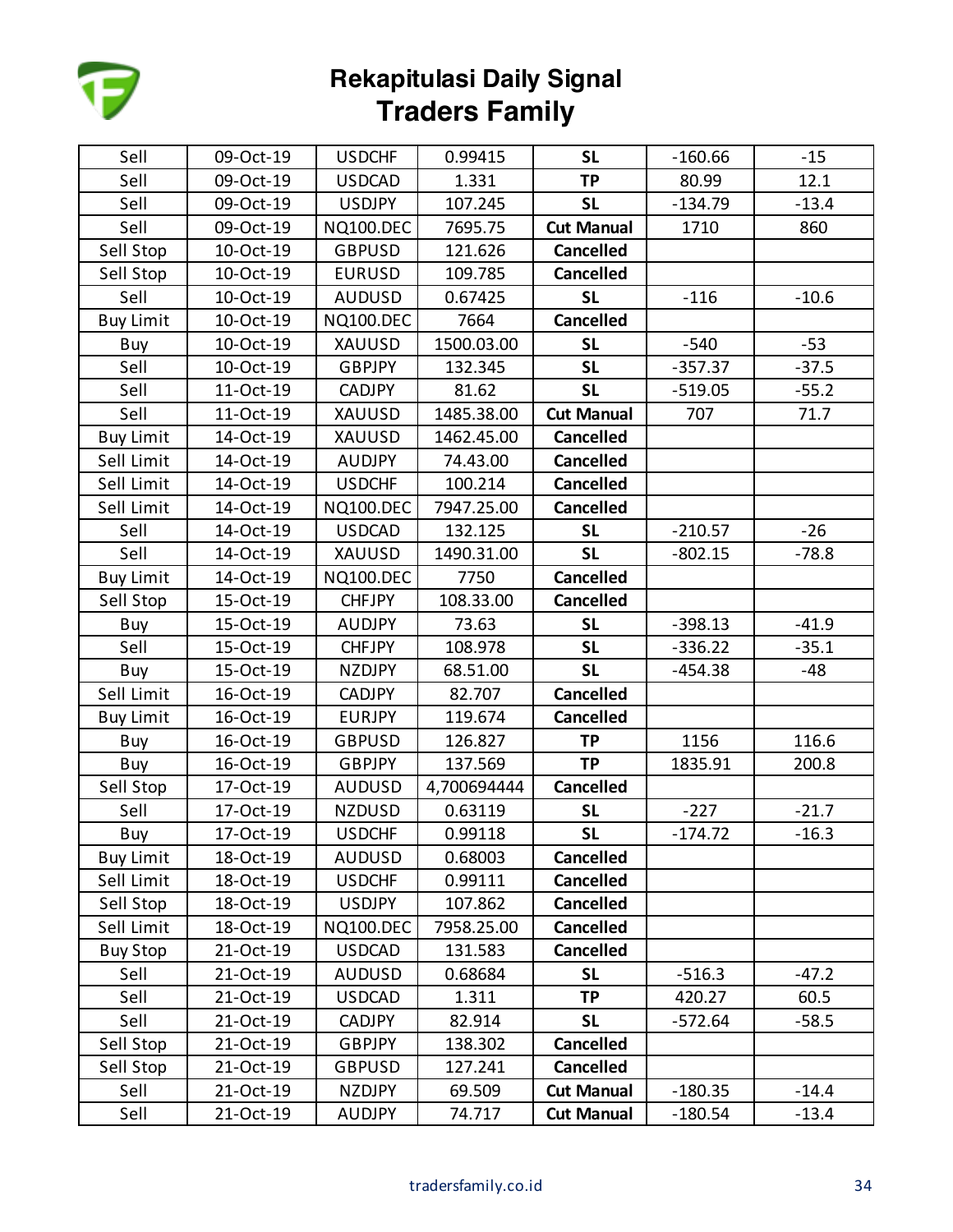# Rekapitulasi Daily Signal
## Traders Family

| | | | | | | |
|---|---|---|---|---|---|---|
| Sell | 09-Oct-19 | USDCHF | 0.99415 | **SL** | -160.66 | -15 |
| Sell | 09-Oct-19 | USDCAD | 1.331 | **TP** | 80.99 | 12.1 |
| Sell | 09-Oct-19 | USDJPY | 107.245 | **SL** | -134.79 | -13.4 |
| Sell | 09-Oct-19 | NQ100.DEC | 7695.75 | **Cut Manual** | 1710 | 860 |
| Sell Stop | 10-Oct-19 | GBPUSD | 121.626 | **Cancelled** | | |
| Sell Stop | 10-Oct-19 | EURUSD | 109.785 | **Cancelled** | | |
| Sell | 10-Oct-19 | AUDUSD | 0.67425 | **SL** | -116 | -10.6 |
| Buy Limit | 10-Oct-19 | NQ100.DEC | 7664 | **Cancelled** | | |
| Buy | 10-Oct-19 | XAUUSD | 1500.03.00 | **SL** | -540 | -53 |
| Sell | 10-Oct-19 | GBPJPY | 132.345 | **SL** | -357.37 | -37.5 |
| Sell | 11-Oct-19 | CADJPY | 81.62 | **SL** | -519.05 | -55.2 |
| Sell | 11-Oct-19 | XAUUSD | 1485.38.00 | **Cut Manual** | 707 | 71.7 |
| Buy Limit | 14-Oct-19 | XAUUSD | 1462.45.00 | **Cancelled** | | |
| Sell Limit | 14-Oct-19 | AUDJPY | 74.43.00 | **Cancelled** | | |
| Sell Limit | 14-Oct-19 | USDCHF | 100.214 | **Cancelled** | | |
| Sell Limit | 14-Oct-19 | NQ100.DEC | 7947.25.00 | **Cancelled** | | |
| Sell | 14-Oct-19 | USDCAD | 132.125 | **SL** | -210.57 | -26 |
| Sell | 14-Oct-19 | XAUUSD | 1490.31.00 | **SL** | -802.15 | -78.8 |
| Buy Limit | 14-Oct-19 | NQ100.DEC | 7750 | **Cancelled** | | |
| Sell Stop | 15-Oct-19 | CHFJPY | 108.33.00 | **Cancelled** | | |
| Buy | 15-Oct-19 | AUDJPY | 73.63 | **SL** | -398.13 | -41.9 |
| Sell | 15-Oct-19 | CHFJPY | 108.978 | **SL** | -336.22 | -35.1 |
| Buy | 15-Oct-19 | NZDJPY | 68.51.00 | **SL** | -454.38 | -48 |
| Sell Limit | 16-Oct-19 | CADJPY | 82.707 | **Cancelled** | | |
| Buy Limit | 16-Oct-19 | EURJPY | 119.674 | **Cancelled** | | |
| Buy | 16-Oct-19 | GBPUSD | 126.827 | **TP** | 1156 | 116.6 |
| Buy | 16-Oct-19 | GBPJPY | 137.569 | **TP** | 1835.91 | 200.8 |
| Sell Stop | 17-Oct-19 | AUDUSD | 4,700694444 | **Cancelled** | | |
| Sell | 17-Oct-19 | NZDUSD | 0.63119 | **SL** | -227 | -21.7 |
| Buy | 17-Oct-19 | USDCHF | 0.99118 | **SL** | -174.72 | -16.3 |
| Buy Limit | 18-Oct-19 | AUDUSD | 0.68003 | **Cancelled** | | |
| Sell Limit | 18-Oct-19 | USDCHF | 0.99111 | **Cancelled** | | |
| Sell Stop | 18-Oct-19 | USDJPY | 107.862 | **Cancelled** | | |
| Sell Limit | 18-Oct-19 | NQ100.DEC | 7958.25.00 | **Cancelled** | | |
| Buy Stop | 21-Oct-19 | USDCAD | 131.583 | **Cancelled** | | |
| Sell | 21-Oct-19 | AUDUSD | 0.68684 | **SL** | -516.3 | -47.2 |
| Sell | 21-Oct-19 | USDCAD | 1.311 | **TP** | 420.27 | 60.5 |
| Sell | 21-Oct-19 | CADJPY | 82.914 | **SL** | -572.64 | -58.5 |
| Sell Stop | 21-Oct-19 | GBPJPY | 138.302 | **Cancelled** | | |
| Sell Stop | 21-Oct-19 | GBPUSD | 127.241 | **Cancelled** | | |
| Sell | 21-Oct-19 | NZDJPY | 69.509 | **Cut Manual** | -180.35 | -14.4 |
| Sell | 21-Oct-19 | AUDJPY | 74.717 | **Cut Manual** | -180.54 | -13.4 |

tradersfamily.co.id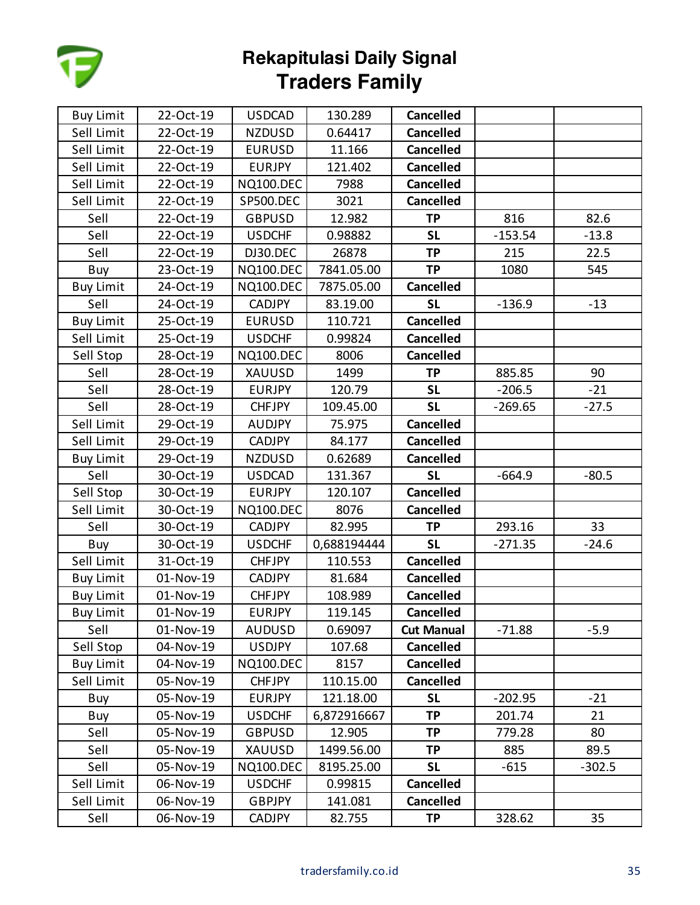# Rekapitulasi Daily Signal
## Traders Family

| | | | | | | |
|---|---|---|---|---|---|---|
| Buy Limit | 22-Oct-19 | USDCAD | 130.289 | **Cancelled** | | |
| Sell Limit | 22-Oct-19 | NZDUSD | 0.64417 | **Cancelled** | | |
| Sell Limit | 22-Oct-19 | EURUSD | 11.166 | **Cancelled** | | |
| Sell Limit | 22-Oct-19 | EURJPY | 121.402 | **Cancelled** | | |
| Sell Limit | 22-Oct-19 | NQ100.DEC | 7988 | **Cancelled** | | |
| Sell Limit | 22-Oct-19 | SP500.DEC | 3021 | **Cancelled** | | |
| Sell | 22-Oct-19 | GBPUSD | 12.982 | **TP** | 816 | 82.6 |
| Sell | 22-Oct-19 | USDCHF | 0.98882 | **SL** | -153.54 | -13.8 |
| Sell | 22-Oct-19 | DJ30.DEC | 26878 | **TP** | 215 | 22.5 |
| Buy | 23-Oct-19 | NQ100.DEC | 7841.05.00 | **TP** | 1080 | 545 |
| Buy Limit | 24-Oct-19 | NQ100.DEC | 7875.05.00 | **Cancelled** | | |
| Sell | 24-Oct-19 | CADJPY | 83.19.00 | **SL** | -136.9 | -13 |
| Buy Limit | 25-Oct-19 | EURUSD | 110.721 | **Cancelled** | | |
| Sell Limit | 25-Oct-19 | USDCHF | 0.99824 | **Cancelled** | | |
| Sell Stop | 28-Oct-19 | NQ100.DEC | 8006 | **Cancelled** | | |
| Sell | 28-Oct-19 | XAUUSD | 1499 | **TP** | 885.85 | 90 |
| Sell | 28-Oct-19 | EURJPY | 120.79 | **SL** | -206.5 | -21 |
| Sell | 28-Oct-19 | CHFJPY | 109.45.00 | **SL** | -269.65 | -27.5 |
| Sell Limit | 29-Oct-19 | AUDJPY | 75.975 | **Cancelled** | | |
| Sell Limit | 29-Oct-19 | CADJPY | 84.177 | **Cancelled** | | |
| Buy Limit | 29-Oct-19 | NZDUSD | 0.62689 | **Cancelled** | | |
| Sell | 30-Oct-19 | USDCAD | 131.367 | **SL** | -664.9 | -80.5 |
| Sell Stop | 30-Oct-19 | EURJPY | 120.107 | **Cancelled** | | |
| Sell Limit | 30-Oct-19 | NQ100.DEC | 8076 | **Cancelled** | | |
| Sell | 30-Oct-19 | CADJPY | 82.995 | **TP** | 293.16 | 33 |
| Buy | 30-Oct-19 | USDCHF | 0,688194444 | **SL** | -271.35 | -24.6 |
| Sell Limit | 31-Oct-19 | CHFJPY | 110.553 | **Cancelled** | | |
| Buy Limit | 01-Nov-19 | CADJPY | 81.684 | **Cancelled** | | |
| Buy Limit | 01-Nov-19 | CHFJPY | 108.989 | **Cancelled** | | |
| Buy Limit | 01-Nov-19 | EURJPY | 119.145 | **Cancelled** | | |
| Sell | 01-Nov-19 | AUDUSD | 0.69097 | **Cut Manual** | -71.88 | -5.9 |
| Sell Stop | 04-Nov-19 | USDJPY | 107.68 | **Cancelled** | | |
| Buy Limit | 04-Nov-19 | NQ100.DEC | 8157 | **Cancelled** | | |
| Sell Limit | 05-Nov-19 | CHFJPY | 110.15.00 | **Cancelled** | | |
| Buy | 05-Nov-19 | EURJPY | 121.18.00 | **SL** | -202.95 | -21 |
| Buy | 05-Nov-19 | USDCHF | 6,872916667 | **TP** | 201.74 | 21 |
| Sell | 05-Nov-19 | GBPUSD | 12.905 | **TP** | 779.28 | 80 |
| Sell | 05-Nov-19 | XAUUSD | 1499.56.00 | **TP** | 885 | 89.5 |
| Sell | 05-Nov-19 | NQ100.DEC | 8195.25.00 | **SL** | -615 | -302.5 |
| Sell Limit | 06-Nov-19 | USDCHF | 0.99815 | **Cancelled** | | |
| Sell Limit | 06-Nov-19 | GBPJPY | 141.081 | **Cancelled** | | |
| Sell | 06-Nov-19 | CADJPY | 82.755 | **TP** | 328.62 | 35 |

tradersfamily.co.id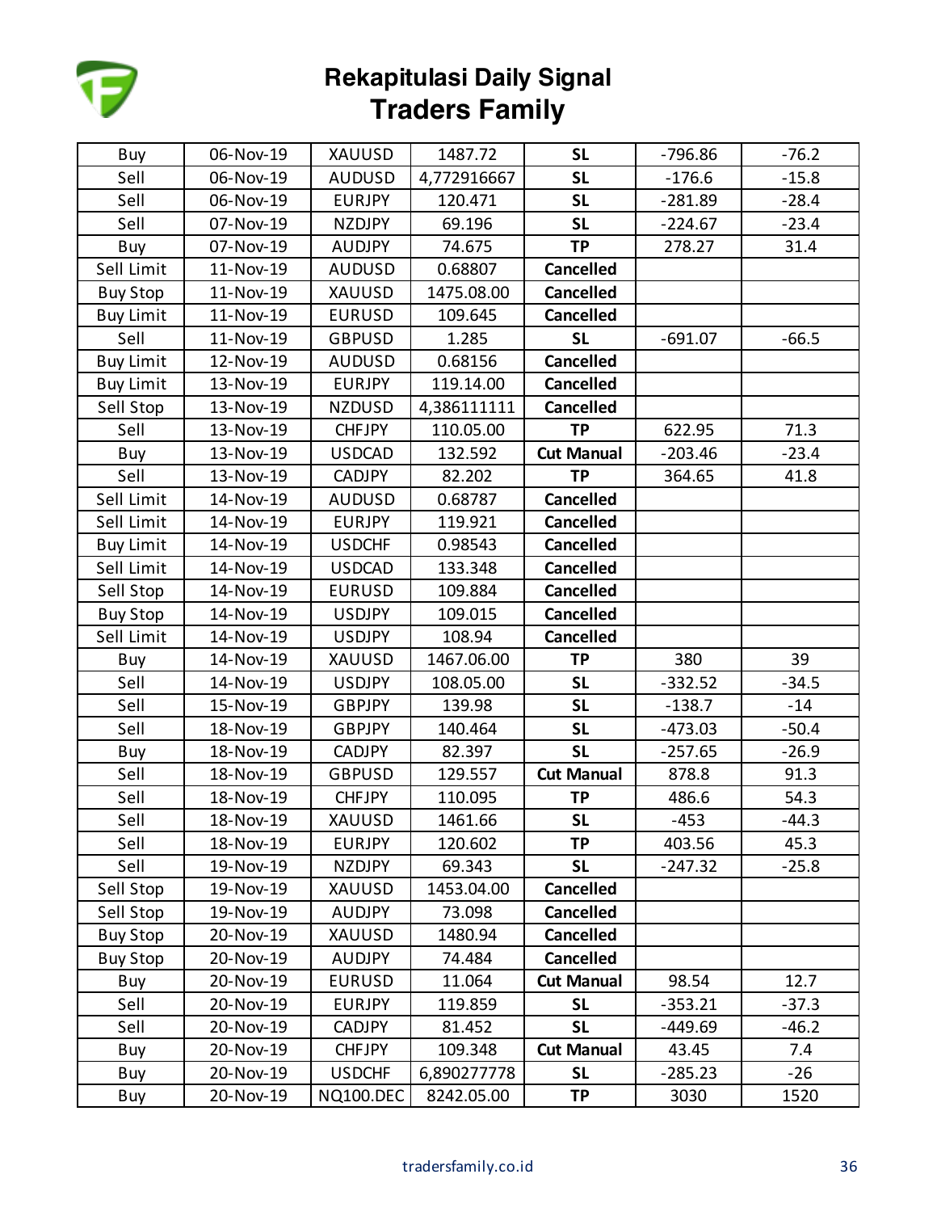# Rekapitulasi Daily Signal
## Traders Family

| | | | | | | |
|---|---|---|---|---|---|---|
| Buy | 06-Nov-19 | XAUUSD | 1487.72 | **SL** | -796.86 | -76.2 |
| Sell | 06-Nov-19 | AUDUSD | 4,772916667 | **SL** | -176.6 | -15.8 |
| Sell | 06-Nov-19 | EURJPY | 120.471 | **SL** | -281.89 | -28.4 |
| Sell | 07-Nov-19 | NZDJPY | 69.196 | **SL** | -224.67 | -23.4 |
| Buy | 07-Nov-19 | AUDJPY | 74.675 | **TP** | 278.27 | 31.4 |
| Sell Limit | 11-Nov-19 | AUDUSD | 0.68807 | **Cancelled** | | |
| Buy Stop | 11-Nov-19 | XAUUSD | 1475.08.00 | **Cancelled** | | |
| Buy Limit | 11-Nov-19 | EURUSD | 109.645 | **Cancelled** | | |
| Sell | 11-Nov-19 | GBPUSD | 1.285 | **SL** | -691.07 | -66.5 |
| Buy Limit | 12-Nov-19 | AUDUSD | 0.68156 | **Cancelled** | | |
| Buy Limit | 13-Nov-19 | EURJPY | 119.14.00 | **Cancelled** | | |
| Sell Stop | 13-Nov-19 | NZDUSD | 4,386111111 | **Cancelled** | | |
| Sell | 13-Nov-19 | CHFJPY | 110.05.00 | **TP** | 622.95 | 71.3 |
| Buy | 13-Nov-19 | USDCAD | 132.592 | **Cut Manual** | -203.46 | -23.4 |
| Sell | 13-Nov-19 | CADJPY | 82.202 | **TP** | 364.65 | 41.8 |
| Sell Limit | 14-Nov-19 | AUDUSD | 0.68787 | **Cancelled** | | |
| Sell Limit | 14-Nov-19 | EURJPY | 119.921 | **Cancelled** | | |
| Buy Limit | 14-Nov-19 | USDCHF | 0.98543 | **Cancelled** | | |
| Sell Limit | 14-Nov-19 | USDCAD | 133.348 | **Cancelled** | | |
| Sell Stop | 14-Nov-19 | EURUSD | 109.884 | **Cancelled** | | |
| Buy Stop | 14-Nov-19 | USDJPY | 109.015 | **Cancelled** | | |
| Sell Limit | 14-Nov-19 | USDJPY | 108.94 | **Cancelled** | | |
| Buy | 14-Nov-19 | XAUUSD | 1467.06.00 | **TP** | 380 | 39 |
| Sell | 14-Nov-19 | USDJPY | 108.05.00 | **SL** | -332.52 | -34.5 |
| Sell | 15-Nov-19 | GBPJPY | 139.98 | **SL** | -138.7 | -14 |
| Sell | 18-Nov-19 | GBPJPY | 140.464 | **SL** | -473.03 | -50.4 |
| Buy | 18-Nov-19 | CADJPY | 82.397 | **SL** | -257.65 | -26.9 |
| Sell | 18-Nov-19 | GBPUSD | 129.557 | **Cut Manual** | 878.8 | 91.3 |
| Sell | 18-Nov-19 | CHFJPY | 110.095 | **TP** | 486.6 | 54.3 |
| Sell | 18-Nov-19 | XAUUSD | 1461.66 | **SL** | -453 | -44.3 |
| Sell | 18-Nov-19 | EURJPY | 120.602 | **TP** | 403.56 | 45.3 |
| Sell | 19-Nov-19 | NZDJPY | 69.343 | **SL** | -247.32 | -25.8 |
| Sell Stop | 19-Nov-19 | XAUUSD | 1453.04.00 | **Cancelled** | | |
| Sell Stop | 19-Nov-19 | AUDJPY | 73.098 | **Cancelled** | | |
| Buy Stop | 20-Nov-19 | XAUUSD | 1480.94 | **Cancelled** | | |
| Buy Stop | 20-Nov-19 | AUDJPY | 74.484 | **Cancelled** | | |
| Buy | 20-Nov-19 | EURUSD | 11.064 | **Cut Manual** | 98.54 | 12.7 |
| Sell | 20-Nov-19 | EURJPY | 119.859 | **SL** | -353.21 | -37.3 |
| Sell | 20-Nov-19 | CADJPY | 81.452 | **SL** | -449.69 | -46.2 |
| Buy | 20-Nov-19 | CHFJPY | 109.348 | **Cut Manual** | 43.45 | 7.4 |
| Buy | 20-Nov-19 | USDCHF | 6,890277778 | **SL** | -285.23 | -26 |
| Buy | 20-Nov-19 | NQ100.DEC | 8242.05.00 | **TP** | 3030 | 1520 |

tradersfamily.co.id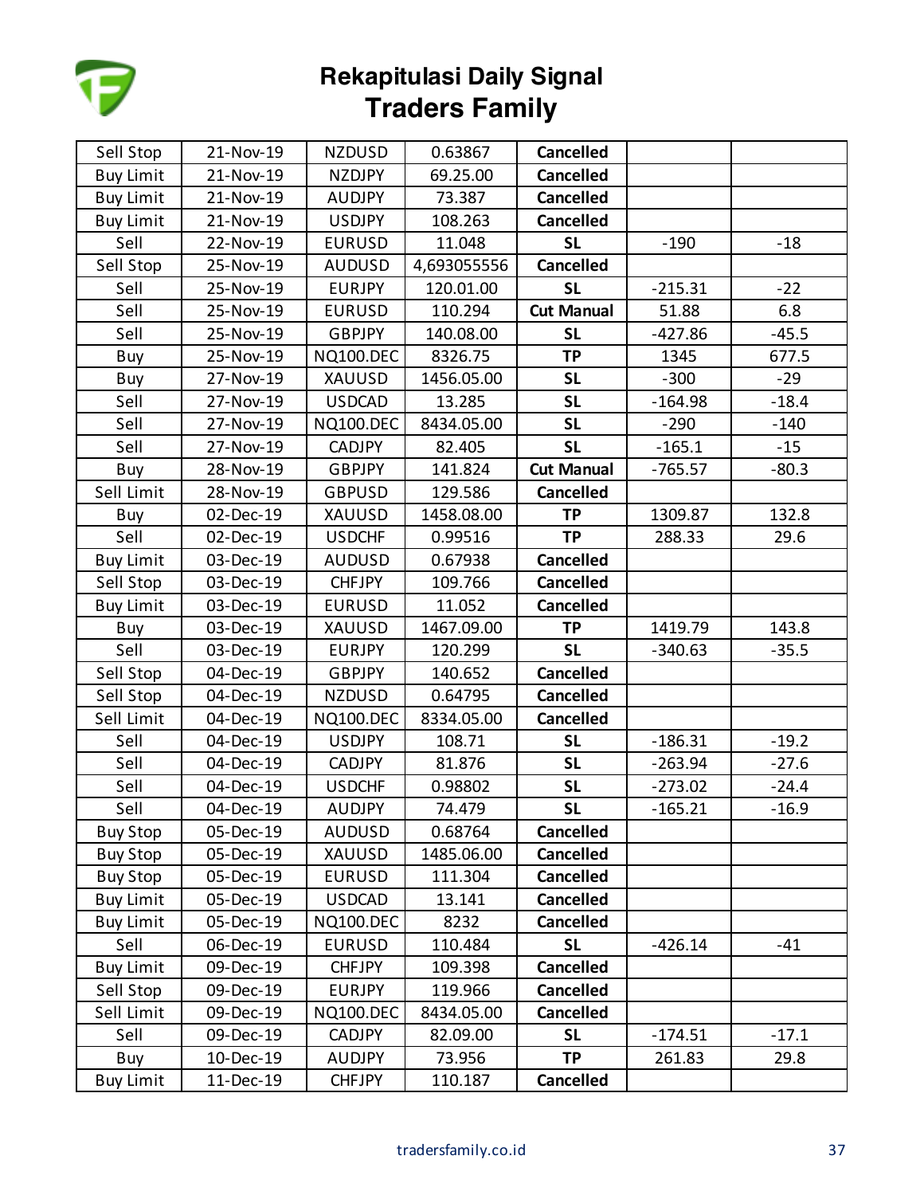# Rekapitulasi Daily Signal
## Traders Family

| Sell Stop | 21-Nov-19 | NZDUSD | 0.63867 | **Cancelled** | | |
|---|---|---|---|---|---|---|
| Buy Limit | 21-Nov-19 | NZDJPY | 69.25.00 | **Cancelled** | | |
| Buy Limit | 21-Nov-19 | AUDJPY | 73.387 | **Cancelled** | | |
| Buy Limit | 21-Nov-19 | USDJPY | 108.263 | **Cancelled** | | |
| Sell | 22-Nov-19 | EURUSD | 11.048 | **SL** | -190 | -18 |
| Sell Stop | 25-Nov-19 | AUDUSD | 4,693055556 | **Cancelled** | | |
| Sell | 25-Nov-19 | EURJPY | 120.01.00 | **SL** | -215.31 | -22 |
| Sell | 25-Nov-19 | EURUSD | 110.294 | **Cut Manual** | 51.88 | 6.8 |
| Sell | 25-Nov-19 | GBPJPY | 140.08.00 | **SL** | -427.86 | -45.5 |
| Buy | 25-Nov-19 | NQ100.DEC | 8326.75 | **TP** | 1345 | 677.5 |
| Buy | 27-Nov-19 | XAUUSD | 1456.05.00 | **SL** | -300 | -29 |
| Sell | 27-Nov-19 | USDCAD | 13.285 | **SL** | -164.98 | -18.4 |
| Sell | 27-Nov-19 | NQ100.DEC | 8434.05.00 | **SL** | -290 | -140 |
| Sell | 27-Nov-19 | CADJPY | 82.405 | **SL** | -165.1 | -15 |
| Buy | 28-Nov-19 | GBPJPY | 141.824 | **Cut Manual** | -765.57 | -80.3 |
| Sell Limit | 28-Nov-19 | GBPUSD | 129.586 | **Cancelled** | | |
| Buy | 02-Dec-19 | XAUUSD | 1458.08.00 | **TP** | 1309.87 | 132.8 |
| Sell | 02-Dec-19 | USDCHF | 0.99516 | **TP** | 288.33 | 29.6 |
| Buy Limit | 03-Dec-19 | AUDUSD | 0.67938 | **Cancelled** | | |
| Sell Stop | 03-Dec-19 | CHFJPY | 109.766 | **Cancelled** | | |
| Buy Limit | 03-Dec-19 | EURUSD | 11.052 | **Cancelled** | | |
| Buy | 03-Dec-19 | XAUUSD | 1467.09.00 | **TP** | 1419.79 | 143.8 |
| Sell | 03-Dec-19 | EURJPY | 120.299 | **SL** | -340.63 | -35.5 |
| Sell Stop | 04-Dec-19 | GBPJPY | 140.652 | **Cancelled** | | |
| Sell Stop | 04-Dec-19 | NZDUSD | 0.64795 | **Cancelled** | | |
| Sell Limit | 04-Dec-19 | NQ100.DEC | 8334.05.00 | **Cancelled** | | |
| Sell | 04-Dec-19 | USDJPY | 108.71 | **SL** | -186.31 | -19.2 |
| Sell | 04-Dec-19 | CADJPY | 81.876 | **SL** | -263.94 | -27.6 |
| Sell | 04-Dec-19 | USDCHF | 0.98802 | **SL** | -273.02 | -24.4 |
| Sell | 04-Dec-19 | AUDJPY | 74.479 | **SL** | -165.21 | -16.9 |
| Buy Stop | 05-Dec-19 | AUDUSD | 0.68764 | **Cancelled** | | |
| Buy Stop | 05-Dec-19 | XAUUSD | 1485.06.00 | **Cancelled** | | |
| Buy Stop | 05-Dec-19 | EURUSD | 111.304 | **Cancelled** | | |
| Buy Limit | 05-Dec-19 | USDCAD | 13.141 | **Cancelled** | | |
| Buy Limit | 05-Dec-19 | NQ100.DEC | 8232 | **Cancelled** | | |
| Sell | 06-Dec-19 | EURUSD | 110.484 | **SL** | -426.14 | -41 |
| Buy Limit | 09-Dec-19 | CHFJPY | 109.398 | **Cancelled** | | |
| Sell Stop | 09-Dec-19 | EURJPY | 119.966 | **Cancelled** | | |
| Sell Limit | 09-Dec-19 | NQ100.DEC | 8434.05.00 | **Cancelled** | | |
| Sell | 09-Dec-19 | CADJPY | 82.09.00 | **SL** | -174.51 | -17.1 |
| Buy | 10-Dec-19 | AUDJPY | 73.956 | **TP** | 261.83 | 29.8 |
| Buy Limit | 11-Dec-19 | CHFJPY | 110.187 | **Cancelled** | | |

tradersfamily.co.id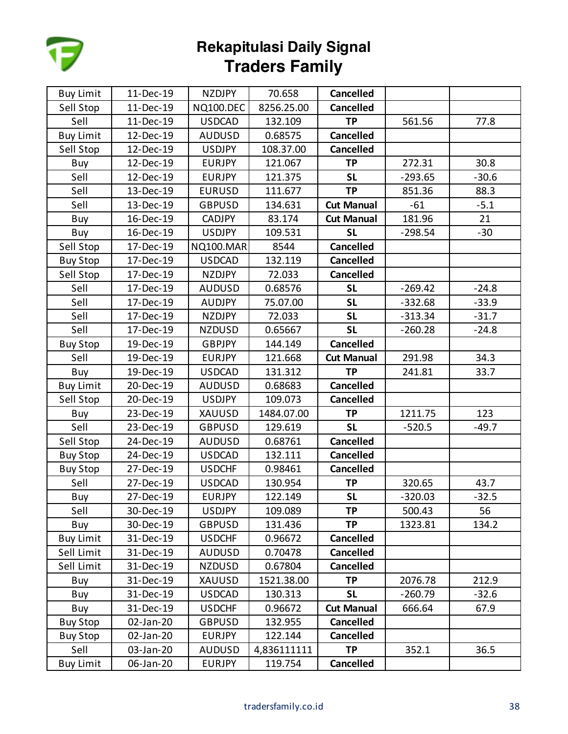# Rekapitulasi Daily Signal
## Traders Family

| | | | | | | |
|---|---|---|---|---|---|---|
| Buy Limit | 11-Dec-19 | NZDJPY | 70.658 | **Cancelled** | | |
| Sell Stop | 11-Dec-19 | NQ100.DEC | 8256.25.00 | **Cancelled** | | |
| Sell | 11-Dec-19 | USDCAD | 132.109 | **TP** | 561.56 | 77.8 |
| Buy Limit | 12-Dec-19 | AUDUSD | 0.68575 | **Cancelled** | | |
| Sell Stop | 12-Dec-19 | USDJPY | 108.37.00 | **Cancelled** | | |
| Buy | 12-Dec-19 | EURJPY | 121.067 | **TP** | 272.31 | 30.8 |
| Sell | 12-Dec-19 | EURJPY | 121.375 | **SL** | -293.65 | -30.6 |
| Sell | 13-Dec-19 | EURUSD | 111.677 | **TP** | 851.36 | 88.3 |
| Sell | 13-Dec-19 | GBPUSD | 134.631 | **Cut Manual** | -61 | -5.1 |
| Buy | 16-Dec-19 | CADJPY | 83.174 | **Cut Manual** | 181.96 | 21 |
| Buy | 16-Dec-19 | USDJPY | 109.531 | **SL** | -298.54 | -30 |
| Sell Stop | 17-Dec-19 | NQ100.MAR | 8544 | **Cancelled** | | |
| Buy Stop | 17-Dec-19 | USDCAD | 132.119 | **Cancelled** | | |
| Sell Stop | 17-Dec-19 | NZDJPY | 72.033 | **Cancelled** | | |
| Sell | 17-Dec-19 | AUDUSD | 0.68576 | **SL** | -269.42 | -24.8 |
| Sell | 17-Dec-19 | AUDJPY | 75.07.00 | **SL** | -332.68 | -33.9 |
| Sell | 17-Dec-19 | NZDJPY | 72.033 | **SL** | -313.34 | -31.7 |
| Sell | 17-Dec-19 | NZDUSD | 0.65667 | **SL** | -260.28 | -24.8 |
| Buy Stop | 19-Dec-19 | GBPJPY | 144.149 | **Cancelled** | | |
| Sell | 19-Dec-19 | EURJPY | 121.668 | **Cut Manual** | 291.98 | 34.3 |
| Buy | 19-Dec-19 | USDCAD | 131.312 | **TP** | 241.81 | 33.7 |
| Buy Limit | 20-Dec-19 | AUDUSD | 0.68683 | **Cancelled** | | |
| Sell Stop | 20-Dec-19 | USDJPY | 109.073 | **Cancelled** | | |
| Buy | 23-Dec-19 | XAUUSD | 1484.07.00 | **TP** | 1211.75 | 123 |
| Sell | 23-Dec-19 | GBPUSD | 129.619 | **SL** | -520.5 | -49.7 |
| Sell Stop | 24-Dec-19 | AUDUSD | 0.68761 | **Cancelled** | | |
| Buy Stop | 24-Dec-19 | USDCAD | 132.111 | **Cancelled** | | |
| Buy Stop | 27-Dec-19 | USDCHF | 0.98461 | **Cancelled** | | |
| Sell | 27-Dec-19 | USDCAD | 130.954 | **TP** | 320.65 | 43.7 |
| Buy | 27-Dec-19 | EURJPY | 122.149 | **SL** | -320.03 | -32.5 |
| Sell | 30-Dec-19 | USDJPY | 109.089 | **TP** | 500.43 | 56 |
| Buy | 30-Dec-19 | GBPUSD | 131.436 | **TP** | 1323.81 | 134.2 |
| Buy Limit | 31-Dec-19 | USDCHF | 0.96672 | **Cancelled** | | |
| Sell Limit | 31-Dec-19 | AUDUSD | 0.70478 | **Cancelled** | | |
| Sell Limit | 31-Dec-19 | NZDUSD | 0.67804 | **Cancelled** | | |
| Buy | 31-Dec-19 | XAUUSD | 1521.38.00 | **TP** | 2076.78 | 212.9 |
| Buy | 31-Dec-19 | USDCAD | 130.313 | **SL** | -260.79 | -32.6 |
| Buy | 31-Dec-19 | USDCHF | 0.96672 | **Cut Manual** | 666.64 | 67.9 |
| Buy Stop | 02-Jan-20 | GBPUSD | 132.955 | **Cancelled** | | |
| Buy Stop | 02-Jan-20 | EURJPY | 122.144 | **Cancelled** | | |
| Sell | 03-Jan-20 | AUDUSD | 4,836111111 | **TP** | 352.1 | 36.5 |
| Buy Limit | 06-Jan-20 | EURJPY | 119.754 | **Cancelled** | | |

tradersfamily.co.id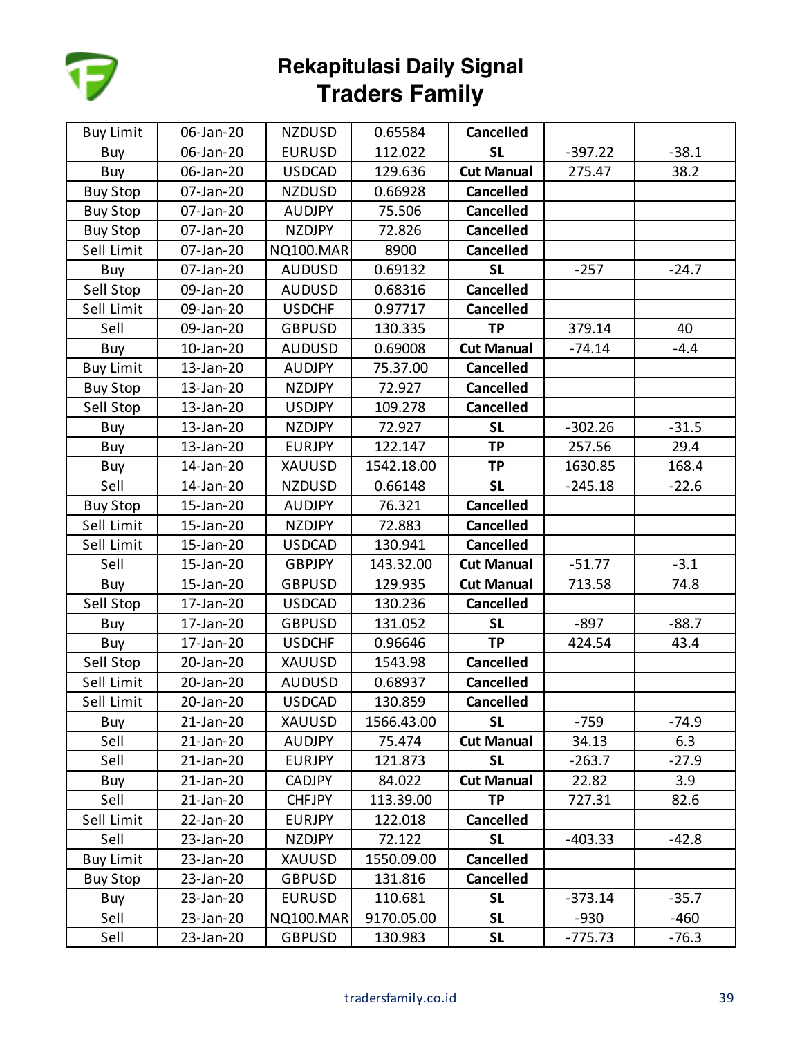# Rekapitulasi Daily Signal
## Traders Family

| | | | | | | |
|---|---|---|---|---|---|---|
| Buy Limit | 06-Jan-20 | NZDUSD | 0.65584 | **Cancelled** | | |
| Buy | 06-Jan-20 | EURUSD | 112.022 | **SL** | -397.22 | -38.1 |
| Buy | 06-Jan-20 | USDCAD | 129.636 | **Cut Manual** | 275.47 | 38.2 |
| Buy Stop | 07-Jan-20 | NZDUSD | 0.66928 | **Cancelled** | | |
| Buy Stop | 07-Jan-20 | AUDJPY | 75.506 | **Cancelled** | | |
| Buy Stop | 07-Jan-20 | NZDJPY | 72.826 | **Cancelled** | | |
| Sell Limit | 07-Jan-20 | NQ100.MAR | 8900 | **Cancelled** | | |
| Buy | 07-Jan-20 | AUDUSD | 0.69132 | **SL** | -257 | -24.7 |
| Sell Stop | 09-Jan-20 | AUDUSD | 0.68316 | **Cancelled** | | |
| Sell Limit | 09-Jan-20 | USDCHF | 0.97717 | **Cancelled** | | |
| Sell | 09-Jan-20 | GBPUSD | 130.335 | **TP** | 379.14 | 40 |
| Buy | 10-Jan-20 | AUDUSD | 0.69008 | **Cut Manual** | -74.14 | -4.4 |
| Buy Limit | 13-Jan-20 | AUDJPY | 75.37.00 | **Cancelled** | | |
| Buy Stop | 13-Jan-20 | NZDJPY | 72.927 | **Cancelled** | | |
| Sell Stop | 13-Jan-20 | USDJPY | 109.278 | **Cancelled** | | |
| Buy | 13-Jan-20 | NZDJPY | 72.927 | **SL** | -302.26 | -31.5 |
| Buy | 13-Jan-20 | EURJPY | 122.147 | **TP** | 257.56 | 29.4 |
| Buy | 14-Jan-20 | XAUUSD | 1542.18.00 | **TP** | 1630.85 | 168.4 |
| Sell | 14-Jan-20 | NZDUSD | 0.66148 | **SL** | -245.18 | -22.6 |
| Buy Stop | 15-Jan-20 | AUDJPY | 76.321 | **Cancelled** | | |
| Sell Limit | 15-Jan-20 | NZDJPY | 72.883 | **Cancelled** | | |
| Sell Limit | 15-Jan-20 | USDCAD | 130.941 | **Cancelled** | | |
| Sell | 15-Jan-20 | GBPJPY | 143.32.00 | **Cut Manual** | -51.77 | -3.1 |
| Buy | 15-Jan-20 | GBPUSD | 129.935 | **Cut Manual** | 713.58 | 74.8 |
| Sell Stop | 17-Jan-20 | USDCAD | 130.236 | **Cancelled** | | |
| Buy | 17-Jan-20 | GBPUSD | 131.052 | **SL** | -897 | -88.7 |
| Buy | 17-Jan-20 | USDCHF | 0.96646 | **TP** | 424.54 | 43.4 |
| Sell Stop | 20-Jan-20 | XAUUSD | 1543.98 | **Cancelled** | | |
| Sell Limit | 20-Jan-20 | AUDUSD | 0.68937 | **Cancelled** | | |
| Sell Limit | 20-Jan-20 | USDCAD | 130.859 | **Cancelled** | | |
| Buy | 21-Jan-20 | XAUUSD | 1566.43.00 | **SL** | -759 | -74.9 |
| Sell | 21-Jan-20 | AUDJPY | 75.474 | **Cut Manual** | 34.13 | 6.3 |
| Sell | 21-Jan-20 | EURJPY | 121.873 | **SL** | -263.7 | -27.9 |
| Buy | 21-Jan-20 | CADJPY | 84.022 | **Cut Manual** | 22.82 | 3.9 |
| Sell | 21-Jan-20 | CHFJPY | 113.39.00 | **TP** | 727.31 | 82.6 |
| Sell Limit | 22-Jan-20 | EURJPY | 122.018 | **Cancelled** | | |
| Sell | 23-Jan-20 | NZDJPY | 72.122 | **SL** | -403.33 | -42.8 |
| Buy Limit | 23-Jan-20 | XAUUSD | 1550.09.00 | **Cancelled** | | |
| Buy Stop | 23-Jan-20 | GBPUSD | 131.816 | **Cancelled** | | |
| Buy | 23-Jan-20 | EURUSD | 110.681 | **SL** | -373.14 | -35.7 |
| Sell | 23-Jan-20 | NQ100.MAR | 9170.05.00 | **SL** | -930 | -460 |
| Sell | 23-Jan-20 | GBPUSD | 130.983 | **SL** | -775.73 | -76.3 |

tradersfamily.co.id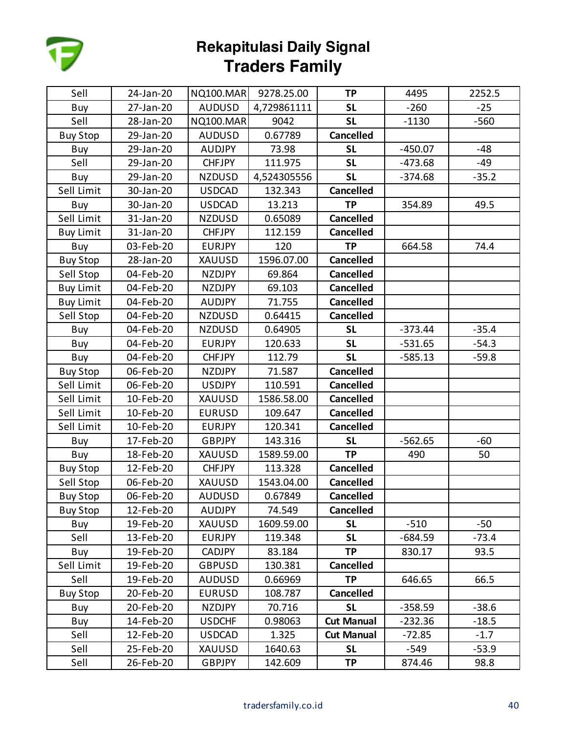# Rekapitulasi Daily Signal

## Traders Family

| | | | | | | |
|---|---|---|---|---|---|---|
| Sell | 24-Jan-20 | NQ100.MAR | 9278.25.00 | **TP** | 4495 | 2252.5 |
| Buy | 27-Jan-20 | AUDUSD | 4,729861111 | **SL** | -260 | -25 |
| Sell | 28-Jan-20 | NQ100.MAR | 9042 | **SL** | -1130 | -560 |
| Buy Stop | 29-Jan-20 | AUDUSD | 0.67789 | **Cancelled** | | |
| Buy | 29-Jan-20 | AUDJPY | 73.98 | **SL** | -450.07 | -48 |
| Sell | 29-Jan-20 | CHFJPY | 111.975 | **SL** | -473.68 | -49 |
| Buy | 29-Jan-20 | NZDUSD | 4,524305556 | **SL** | -374.68 | -35.2 |
| Sell Limit | 30-Jan-20 | USDCAD | 132.343 | **Cancelled** | | |
| Buy | 30-Jan-20 | USDCAD | 13.213 | **TP** | 354.89 | 49.5 |
| Sell Limit | 31-Jan-20 | NZDUSD | 0.65089 | **Cancelled** | | |
| Buy Limit | 31-Jan-20 | CHFJPY | 112.159 | **Cancelled** | | |
| Buy | 03-Feb-20 | EURJPY | 120 | **TP** | 664.58 | 74.4 |
| Buy Stop | 28-Jan-20 | XAUUSD | 1596.07.00 | **Cancelled** | | |
| Sell Stop | 04-Feb-20 | NZDJPY | 69.864 | **Cancelled** | | |
| Buy Limit | 04-Feb-20 | NZDJPY | 69.103 | **Cancelled** | | |
| Buy Limit | 04-Feb-20 | AUDJPY | 71.755 | **Cancelled** | | |
| Sell Stop | 04-Feb-20 | NZDUSD | 0.64415 | **Cancelled** | | |
| Buy | 04-Feb-20 | NZDUSD | 0.64905 | **SL** | -373.44 | -35.4 |
| Buy | 04-Feb-20 | EURJPY | 120.633 | **SL** | -531.65 | -54.3 |
| Buy | 04-Feb-20 | CHFJPY | 112.79 | **SL** | -585.13 | -59.8 |
| Buy Stop | 06-Feb-20 | NZDJPY | 71.587 | **Cancelled** | | |
| Sell Limit | 06-Feb-20 | USDJPY | 110.591 | **Cancelled** | | |
| Sell Limit | 10-Feb-20 | XAUUSD | 1586.58.00 | **Cancelled** | | |
| Sell Limit | 10-Feb-20 | EURUSD | 109.647 | **Cancelled** | | |
| Sell Limit | 10-Feb-20 | EURJPY | 120.341 | **Cancelled** | | |
| Buy | 17-Feb-20 | GBPJPY | 143.316 | **SL** | -562.65 | -60 |
| Buy | 18-Feb-20 | XAUUSD | 1589.59.00 | **TP** | 490 | 50 |
| Buy Stop | 12-Feb-20 | CHFJPY | 113.328 | **Cancelled** | | |
| Sell Stop | 06-Feb-20 | XAUUSD | 1543.04.00 | **Cancelled** | | |
| Buy Stop | 06-Feb-20 | AUDUSD | 0.67849 | **Cancelled** | | |
| Buy Stop | 12-Feb-20 | AUDJPY | 74.549 | **Cancelled** | | |
| Buy | 19-Feb-20 | XAUUSD | 1609.59.00 | **SL** | -510 | -50 |
| Sell | 13-Feb-20 | EURJPY | 119.348 | **SL** | -684.59 | -73.4 |
| Buy | 19-Feb-20 | CADJPY | 83.184 | **TP** | 830.17 | 93.5 |
| Sell Limit | 19-Feb-20 | GBPUSD | 130.381 | **Cancelled** | | |
| Sell | 19-Feb-20 | AUDUSD | 0.66969 | **TP** | 646.65 | 66.5 |
| Buy Stop | 20-Feb-20 | EURUSD | 108.787 | **Cancelled** | | |
| Buy | 20-Feb-20 | NZDJPY | 70.716 | **SL** | -358.59 | -38.6 |
| Buy | 14-Feb-20 | USDCHF | 0.98063 | **Cut Manual** | -232.36 | -18.5 |
| Sell | 12-Feb-20 | USDCAD | 1.325 | **Cut Manual** | -72.85 | -1.7 |
| Sell | 25-Feb-20 | XAUUSD | 1640.63 | **SL** | -549 | -53.9 |
| Sell | 26-Feb-20 | GBPJPY | 142.609 | **TP** | 874.46 | 98.8 |

tradersfamily.co.id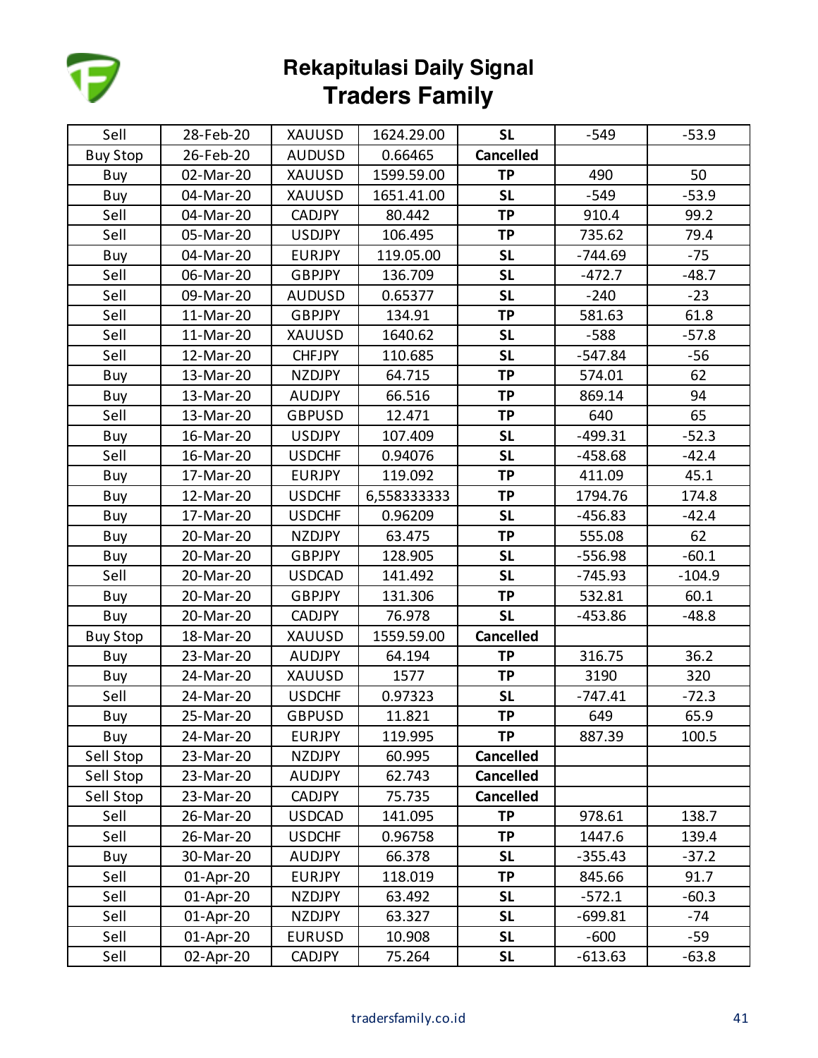# Rekapitulasi Daily Signal
## Traders Family

| | | | | | | |
|---|---|---|---|---|---|---|
| Sell | 28-Feb-20 | XAUUSD | 1624.29.00 | **SL** | -549 | -53.9 |
| Buy Stop | 26-Feb-20 | AUDUSD | 0.66465 | **Cancelled** | | |
| Buy | 02-Mar-20 | XAUUSD | 1599.59.00 | **TP** | 490 | 50 |
| Buy | 04-Mar-20 | XAUUSD | 1651.41.00 | **SL** | -549 | -53.9 |
| Sell | 04-Mar-20 | CADJPY | 80.442 | **TP** | 910.4 | 99.2 |
| Sell | 05-Mar-20 | USDJPY | 106.495 | **TP** | 735.62 | 79.4 |
| Buy | 04-Mar-20 | EURJPY | 119.05.00 | **SL** | -744.69 | -75 |
| Sell | 06-Mar-20 | GBPJPY | 136.709 | **SL** | -472.7 | -48.7 |
| Sell | 09-Mar-20 | AUDUSD | 0.65377 | **SL** | -240 | -23 |
| Sell | 11-Mar-20 | GBPJPY | 134.91 | **TP** | 581.63 | 61.8 |
| Sell | 11-Mar-20 | XAUUSD | 1640.62 | **SL** | -588 | -57.8 |
| Sell | 12-Mar-20 | CHFJPY | 110.685 | **SL** | -547.84 | -56 |
| Buy | 13-Mar-20 | NZDJPY | 64.715 | **TP** | 574.01 | 62 |
| Buy | 13-Mar-20 | AUDJPY | 66.516 | **TP** | 869.14 | 94 |
| Sell | 13-Mar-20 | GBPUSD | 12.471 | **TP** | 640 | 65 |
| Buy | 16-Mar-20 | USDJPY | 107.409 | **SL** | -499.31 | -52.3 |
| Sell | 16-Mar-20 | USDCHF | 0.94076 | **SL** | -458.68 | -42.4 |
| Buy | 17-Mar-20 | EURJPY | 119.092 | **TP** | 411.09 | 45.1 |
| Buy | 12-Mar-20 | USDCHF | 6,558333333 | **TP** | 1794.76 | 174.8 |
| Buy | 17-Mar-20 | USDCHF | 0.96209 | **SL** | -456.83 | -42.4 |
| Buy | 20-Mar-20 | NZDJPY | 63.475 | **TP** | 555.08 | 62 |
| Buy | 20-Mar-20 | GBPJPY | 128.905 | **SL** | -556.98 | -60.1 |
| Sell | 20-Mar-20 | USDCAD | 141.492 | **SL** | -745.93 | -104.9 |
| Buy | 20-Mar-20 | GBPJPY | 131.306 | **TP** | 532.81 | 60.1 |
| Buy | 20-Mar-20 | CADJPY | 76.978 | **SL** | -453.86 | -48.8 |
| Buy Stop | 18-Mar-20 | XAUUSD | 1559.59.00 | **Cancelled** | | |
| Buy | 23-Mar-20 | AUDJPY | 64.194 | **TP** | 316.75 | 36.2 |
| Buy | 24-Mar-20 | XAUUSD | 1577 | **TP** | 3190 | 320 |
| Sell | 24-Mar-20 | USDCHF | 0.97323 | **SL** | -747.41 | -72.3 |
| Buy | 25-Mar-20 | GBPUSD | 11.821 | **TP** | 649 | 65.9 |
| Buy | 24-Mar-20 | EURJPY | 119.995 | **TP** | 887.39 | 100.5 |
| Sell Stop | 23-Mar-20 | NZDJPY | 60.995 | **Cancelled** | | |
| Sell Stop | 23-Mar-20 | AUDJPY | 62.743 | **Cancelled** | | |
| Sell Stop | 23-Mar-20 | CADJPY | 75.735 | **Cancelled** | | |
| Sell | 26-Mar-20 | USDCAD | 141.095 | **TP** | 978.61 | 138.7 |
| Sell | 26-Mar-20 | USDCHF | 0.96758 | **TP** | 1447.6 | 139.4 |
| Buy | 30-Mar-20 | AUDJPY | 66.378 | **SL** | -355.43 | -37.2 |
| Sell | 01-Apr-20 | EURJPY | 118.019 | **TP** | 845.66 | 91.7 |
| Sell | 01-Apr-20 | NZDJPY | 63.492 | **SL** | -572.1 | -60.3 |
| Sell | 01-Apr-20 | NZDJPY | 63.327 | **SL** | -699.81 | -74 |
| Sell | 01-Apr-20 | EURUSD | 10.908 | **SL** | -600 | -59 |
| Sell | 02-Apr-20 | CADJPY | 75.264 | **SL** | -613.63 | -63.8 |

tradersfamily.co.id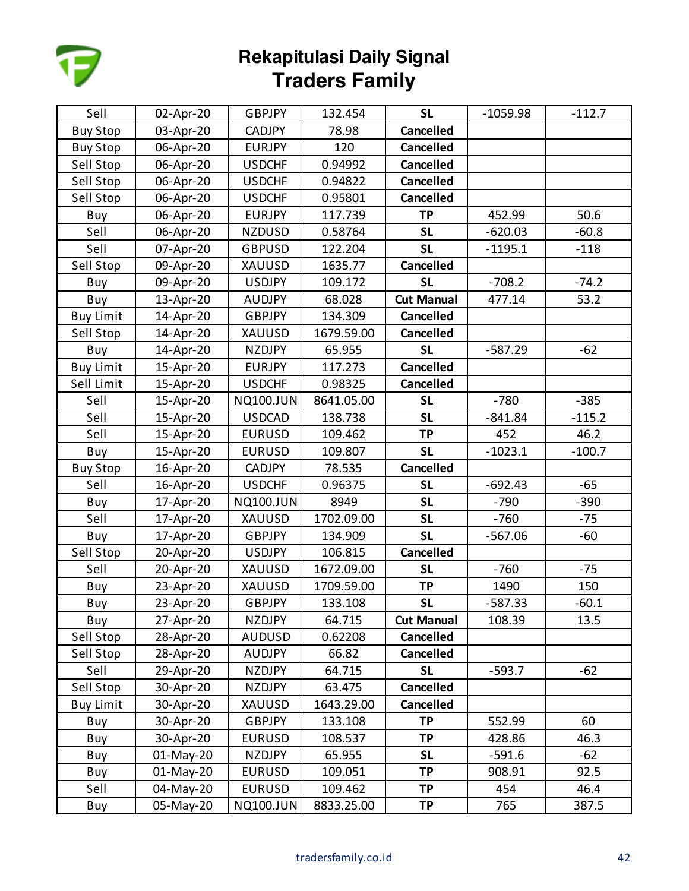# Rekapitulasi Daily Signal

## Traders Family

| | | | | | | |
|---|---|---|---|---|---|---|
| Sell | 02-Apr-20 | GBPJPY | 132.454 | **SL** | -1059.98 | -112.7 |
| Buy Stop | 03-Apr-20 | CADJPY | 78.98 | **Cancelled** | | |
| Buy Stop | 06-Apr-20 | EURJPY | 120 | **Cancelled** | | |
| Sell Stop | 06-Apr-20 | USDCHF | 0.94992 | **Cancelled** | | |
| Sell Stop | 06-Apr-20 | USDCHF | 0.94822 | **Cancelled** | | |
| Sell Stop | 06-Apr-20 | USDCHF | 0.95801 | **Cancelled** | | |
| Buy | 06-Apr-20 | EURJPY | 117.739 | **TP** | 452.99 | 50.6 |
| Sell | 06-Apr-20 | NZDUSD | 0.58764 | **SL** | -620.03 | -60.8 |
| Sell | 07-Apr-20 | GBPUSD | 122.204 | **SL** | -1195.1 | -118 |
| Sell Stop | 09-Apr-20 | XAUUSD | 1635.77 | **Cancelled** | | |
| Buy | 09-Apr-20 | USDJPY | 109.172 | **SL** | -708.2 | -74.2 |
| Buy | 13-Apr-20 | AUDJPY | 68.028 | **Cut Manual** | 477.14 | 53.2 |
| Buy Limit | 14-Apr-20 | GBPJPY | 134.309 | **Cancelled** | | |
| Sell Stop | 14-Apr-20 | XAUUSD | 1679.59.00 | **Cancelled** | | |
| Buy | 14-Apr-20 | NZDJPY | 65.955 | **SL** | -587.29 | -62 |
| Buy Limit | 15-Apr-20 | EURJPY | 117.273 | **Cancelled** | | |
| Sell Limit | 15-Apr-20 | USDCHF | 0.98325 | **Cancelled** | | |
| Sell | 15-Apr-20 | NQ100.JUN | 8641.05.00 | **SL** | -780 | -385 |
| Sell | 15-Apr-20 | USDCAD | 138.738 | **SL** | -841.84 | -115.2 |
| Sell | 15-Apr-20 | EURUSD | 109.462 | **TP** | 452 | 46.2 |
| Buy | 15-Apr-20 | EURUSD | 109.807 | **SL** | -1023.1 | -100.7 |
| Buy Stop | 16-Apr-20 | CADJPY | 78.535 | **Cancelled** | | |
| Sell | 16-Apr-20 | USDCHF | 0.96375 | **SL** | -692.43 | -65 |
| Buy | 17-Apr-20 | NQ100.JUN | 8949 | **SL** | -790 | -390 |
| Sell | 17-Apr-20 | XAUUSD | 1702.09.00 | **SL** | -760 | -75 |
| Buy | 17-Apr-20 | GBPJPY | 134.909 | **SL** | -567.06 | -60 |
| Sell Stop | 20-Apr-20 | USDJPY | 106.815 | **Cancelled** | | |
| Sell | 20-Apr-20 | XAUUSD | 1672.09.00 | **SL** | -760 | -75 |
| Buy | 23-Apr-20 | XAUUSD | 1709.59.00 | **TP** | 1490 | 150 |
| Buy | 23-Apr-20 | GBPJPY | 133.108 | **SL** | -587.33 | -60.1 |
| Buy | 27-Apr-20 | NZDJPY | 64.715 | **Cut Manual** | 108.39 | 13.5 |
| Sell Stop | 28-Apr-20 | AUDUSD | 0.62208 | **Cancelled** | | |
| Sell Stop | 28-Apr-20 | AUDJPY | 66.82 | **Cancelled** | | |
| Sell | 29-Apr-20 | NZDJPY | 64.715 | **SL** | -593.7 | -62 |
| Sell Stop | 30-Apr-20 | NZDJPY | 63.475 | **Cancelled** | | |
| Buy Limit | 30-Apr-20 | XAUUSD | 1643.29.00 | **Cancelled** | | |
| Buy | 30-Apr-20 | GBPJPY | 133.108 | **TP** | 552.99 | 60 |
| Buy | 30-Apr-20 | EURUSD | 108.537 | **TP** | 428.86 | 46.3 |
| Buy | 01-May-20 | NZDJPY | 65.955 | **SL** | -591.6 | -62 |
| Buy | 01-May-20 | EURUSD | 109.051 | **TP** | 908.91 | 92.5 |
| Sell | 04-May-20 | EURUSD | 109.462 | **TP** | 454 | 46.4 |
| Buy | 05-May-20 | NQ100.JUN | 8833.25.00 | **TP** | 765 | 387.5 |

tradersfamily.co.id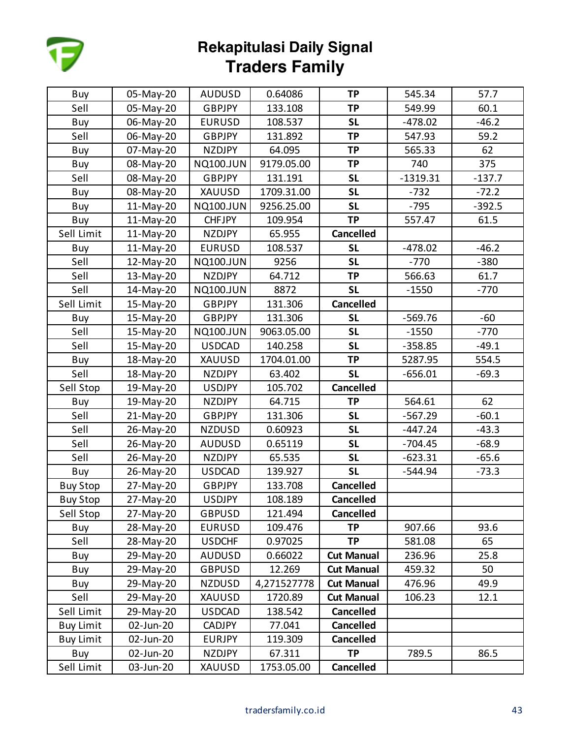# Rekapitulasi Daily Signal
## Traders Family

| | | | | | | |
|---|---|---|---|---|---|---|
| Buy | 05-May-20 | AUDUSD | 0.64086 | **TP** | 545.34 | 57.7 |
| Sell | 05-May-20 | GBPJPY | 133.108 | **TP** | 549.99 | 60.1 |
| Buy | 06-May-20 | EURUSD | 108.537 | **SL** | -478.02 | -46.2 |
| Sell | 06-May-20 | GBPJPY | 131.892 | **TP** | 547.93 | 59.2 |
| Buy | 07-May-20 | NZDJPY | 64.095 | **TP** | 565.33 | 62 |
| Buy | 08-May-20 | NQ100.JUN | 9179.05.00 | **TP** | 740 | 375 |
| Sell | 08-May-20 | GBPJPY | 131.191 | **SL** | -1319.31 | -137.7 |
| Buy | 08-May-20 | XAUUSD | 1709.31.00 | **SL** | -732 | -72.2 |
| Buy | 11-May-20 | NQ100.JUN | 9256.25.00 | **SL** | -795 | -392.5 |
| Buy | 11-May-20 | CHFJPY | 109.954 | **TP** | 557.47 | 61.5 |
| Sell Limit | 11-May-20 | NZDJPY | 65.955 | **Cancelled** | | |
| Buy | 11-May-20 | EURUSD | 108.537 | **SL** | -478.02 | -46.2 |
| Sell | 12-May-20 | NQ100.JUN | 9256 | **SL** | -770 | -380 |
| Sell | 13-May-20 | NZDJPY | 64.712 | **TP** | 566.63 | 61.7 |
| Sell | 14-May-20 | NQ100.JUN | 8872 | **SL** | -1550 | -770 |
| Sell Limit | 15-May-20 | GBPJPY | 131.306 | **Cancelled** | | |
| Buy | 15-May-20 | GBPJPY | 131.306 | **SL** | -569.76 | -60 |
| Sell | 15-May-20 | NQ100.JUN | 9063.05.00 | **SL** | -1550 | -770 |
| Sell | 15-May-20 | USDCAD | 140.258 | **SL** | -358.85 | -49.1 |
| Buy | 18-May-20 | XAUUSD | 1704.01.00 | **TP** | 5287.95 | 554.5 |
| Sell | 18-May-20 | NZDJPY | 63.402 | **SL** | -656.01 | -69.3 |
| Sell Stop | 19-May-20 | USDJPY | 105.702 | **Cancelled** | | |
| Buy | 19-May-20 | NZDJPY | 64.715 | **TP** | 564.61 | 62 |
| Sell | 21-May-20 | GBPJPY | 131.306 | **SL** | -567.29 | -60.1 |
| Sell | 26-May-20 | NZDUSD | 0.60923 | **SL** | -447.24 | -43.3 |
| Sell | 26-May-20 | AUDUSD | 0.65119 | **SL** | -704.45 | -68.9 |
| Sell | 26-May-20 | NZDJPY | 65.535 | **SL** | -623.31 | -65.6 |
| Buy | 26-May-20 | USDCAD | 139.927 | **SL** | -544.94 | -73.3 |
| Buy Stop | 27-May-20 | GBPJPY | 133.708 | **Cancelled** | | |
| Buy Stop | 27-May-20 | USDJPY | 108.189 | **Cancelled** | | |
| Sell Stop | 27-May-20 | GBPUSD | 121.494 | **Cancelled** | | |
| Buy | 28-May-20 | EURUSD | 109.476 | **TP** | 907.66 | 93.6 |
| Sell | 28-May-20 | USDCHF | 0.97025 | **TP** | 581.08 | 65 |
| Buy | 29-May-20 | AUDUSD | 0.66022 | **Cut Manual** | 236.96 | 25.8 |
| Buy | 29-May-20 | GBPUSD | 12.269 | **Cut Manual** | 459.32 | 50 |
| Buy | 29-May-20 | NZDUSD | 4,271527778 | **Cut Manual** | 476.96 | 49.9 |
| Sell | 29-May-20 | XAUUSD | 1720.89 | **Cut Manual** | 106.23 | 12.1 |
| Sell Limit | 29-May-20 | USDCAD | 138.542 | **Cancelled** | | |
| Buy Limit | 02-Jun-20 | CADJPY | 77.041 | **Cancelled** | | |
| Buy Limit | 02-Jun-20 | EURJPY | 119.309 | **Cancelled** | | |
| Buy | 02-Jun-20 | NZDJPY | 67.311 | **TP** | 789.5 | 86.5 |
| Sell Limit | 03-Jun-20 | XAUUSD | 1753.05.00 | **Cancelled** | | |

tradersfamily.co.id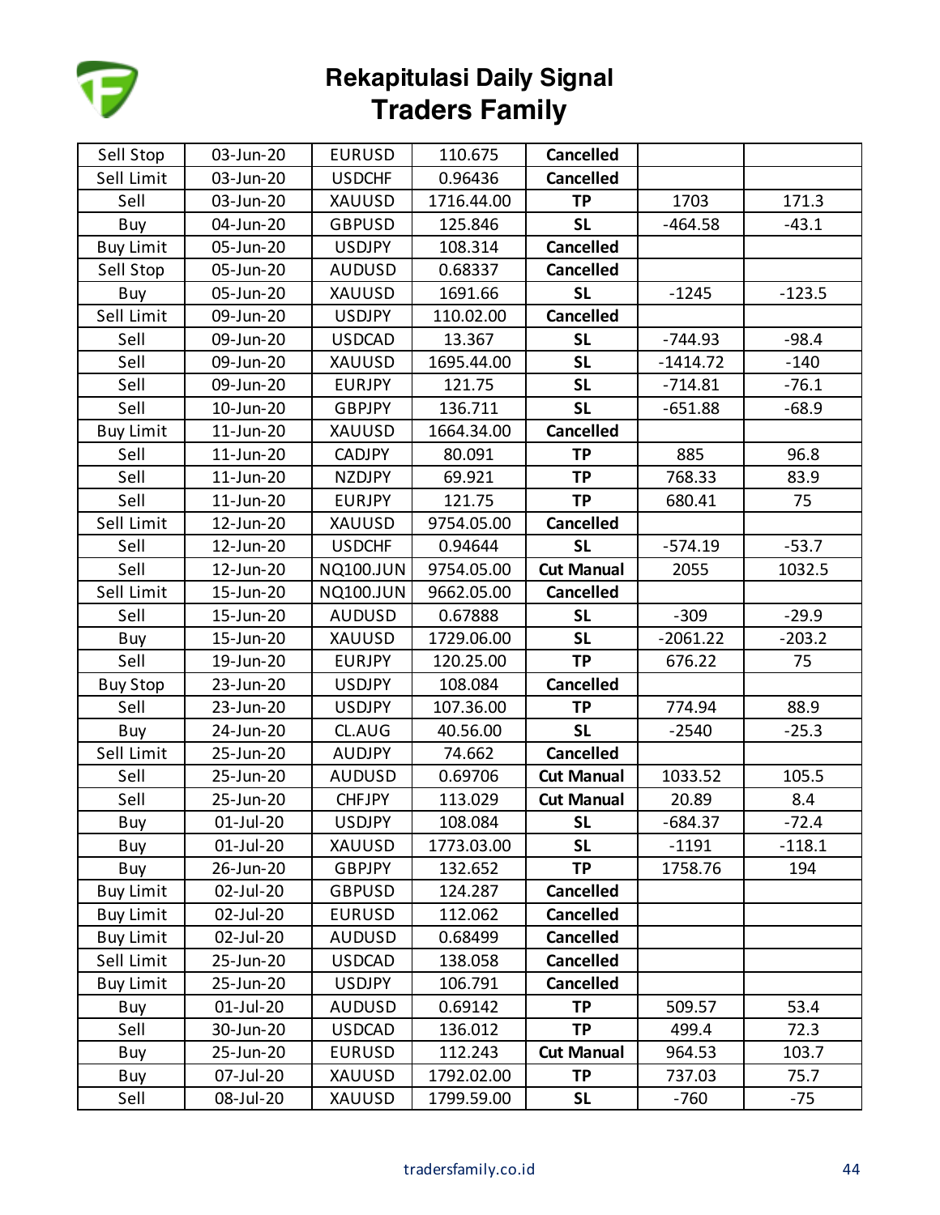# Rekapitulasi Daily Signal
## Traders Family

| | | | | | | |
|---|---|---|---|---|---|---|
| Sell Stop | 03-Jun-20 | EURUSD | 110.675 | **Cancelled** | | |
| Sell Limit | 03-Jun-20 | USDCHF | 0.96436 | **Cancelled** | | |
| Sell | 03-Jun-20 | XAUUSD | 1716.44.00 | **TP** | 1703 | 171.3 |
| Buy | 04-Jun-20 | GBPUSD | 125.846 | **SL** | -464.58 | -43.1 |
| Buy Limit | 05-Jun-20 | USDJPY | 108.314 | **Cancelled** | | |
| Sell Stop | 05-Jun-20 | AUDUSD | 0.68337 | **Cancelled** | | |
| Buy | 05-Jun-20 | XAUUSD | 1691.66 | **SL** | -1245 | -123.5 |
| Sell Limit | 09-Jun-20 | USDJPY | 110.02.00 | **Cancelled** | | |
| Sell | 09-Jun-20 | USDCAD | 13.367 | **SL** | -744.93 | -98.4 |
| Sell | 09-Jun-20 | XAUUSD | 1695.44.00 | **SL** | -1414.72 | -140 |
| Sell | 09-Jun-20 | EURJPY | 121.75 | **SL** | -714.81 | -76.1 |
| Sell | 10-Jun-20 | GBPJPY | 136.711 | **SL** | -651.88 | -68.9 |
| Buy Limit | 11-Jun-20 | XAUUSD | 1664.34.00 | **Cancelled** | | |
| Sell | 11-Jun-20 | CADJPY | 80.091 | **TP** | 885 | 96.8 |
| Sell | 11-Jun-20 | NZDJPY | 69.921 | **TP** | 768.33 | 83.9 |
| Sell | 11-Jun-20 | EURJPY | 121.75 | **TP** | 680.41 | 75 |
| Sell Limit | 12-Jun-20 | XAUUSD | 9754.05.00 | **Cancelled** | | |
| Sell | 12-Jun-20 | USDCHF | 0.94644 | **SL** | -574.19 | -53.7 |
| Sell | 12-Jun-20 | NQ100.JUN | 9754.05.00 | **Cut Manual** | 2055 | 1032.5 |
| Sell Limit | 15-Jun-20 | NQ100.JUN | 9662.05.00 | **Cancelled** | | |
| Sell | 15-Jun-20 | AUDUSD | 0.67888 | **SL** | -309 | -29.9 |
| Buy | 15-Jun-20 | XAUUSD | 1729.06.00 | **SL** | -2061.22 | -203.2 |
| Sell | 19-Jun-20 | EURJPY | 120.25.00 | **TP** | 676.22 | 75 |
| Buy Stop | 23-Jun-20 | USDJPY | 108.084 | **Cancelled** | | |
| Sell | 23-Jun-20 | USDJPY | 107.36.00 | **TP** | 774.94 | 88.9 |
| Buy | 24-Jun-20 | CL.AUG | 40.56.00 | **SL** | -2540 | -25.3 |
| Sell Limit | 25-Jun-20 | AUDJPY | 74.662 | **Cancelled** | | |
| Sell | 25-Jun-20 | AUDUSD | 0.69706 | **Cut Manual** | 1033.52 | 105.5 |
| Sell | 25-Jun-20 | CHFJPY | 113.029 | **Cut Manual** | 20.89 | 8.4 |
| Buy | 01-Jul-20 | USDJPY | 108.084 | **SL** | -684.37 | -72.4 |
| Buy | 01-Jul-20 | XAUUSD | 1773.03.00 | **SL** | -1191 | -118.1 |
| Buy | 26-Jun-20 | GBPJPY | 132.652 | **TP** | 1758.76 | 194 |
| Buy Limit | 02-Jul-20 | GBPUSD | 124.287 | **Cancelled** | | |
| Buy Limit | 02-Jul-20 | EURUSD | 112.062 | **Cancelled** | | |
| Buy Limit | 02-Jul-20 | AUDUSD | 0.68499 | **Cancelled** | | |
| Sell Limit | 25-Jun-20 | USDCAD | 138.058 | **Cancelled** | | |
| Buy Limit | 25-Jun-20 | USDJPY | 106.791 | **Cancelled** | | |
| Buy | 01-Jul-20 | AUDUSD | 0.69142 | **TP** | 509.57 | 53.4 |
| Sell | 30-Jun-20 | USDCAD | 136.012 | **TP** | 499.4 | 72.3 |
| Buy | 25-Jun-20 | EURUSD | 112.243 | **Cut Manual** | 964.53 | 103.7 |
| Buy | 07-Jul-20 | XAUUSD | 1792.02.00 | **TP** | 737.03 | 75.7 |
| Sell | 08-Jul-20 | XAUUSD | 1799.59.00 | **SL** | -760 | -75 |

tradersfamily.co.id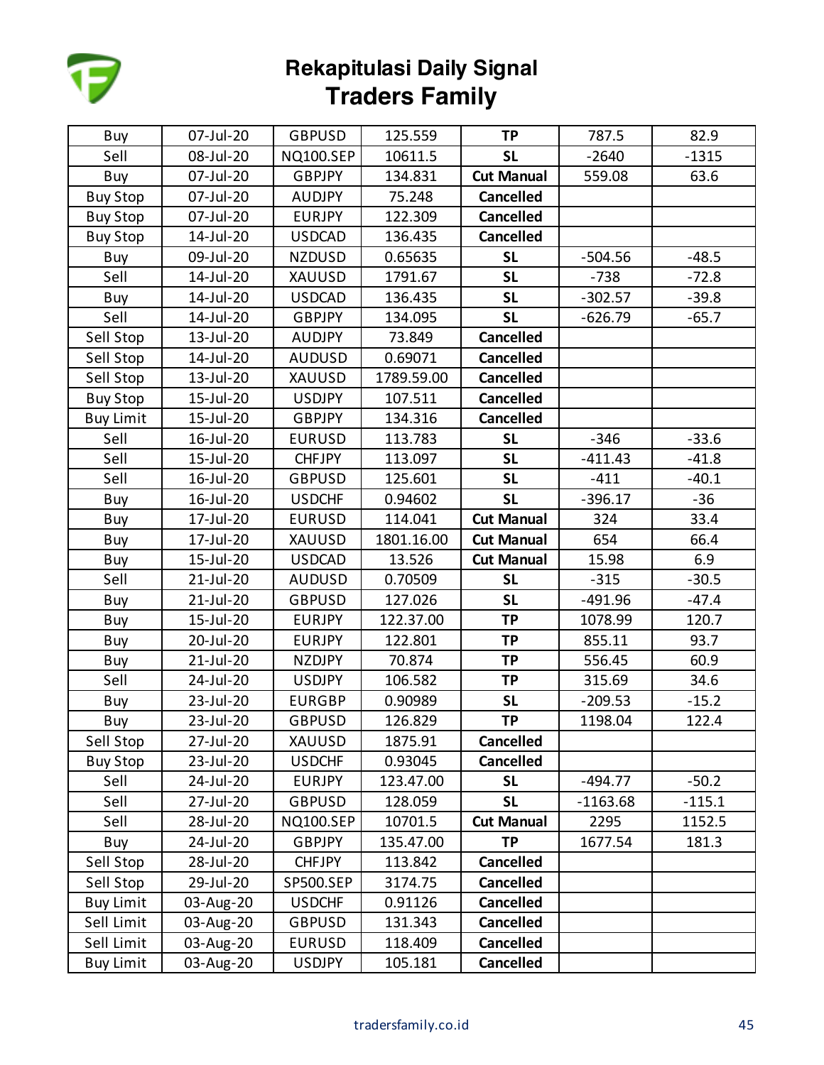# Rekapitulasi Daily Signal
## Traders Family

| | | | | | | |
|---|---|---|---|---|---|---|
| Buy | 07-Jul-20 | GBPUSD | 125.559 | **TP** | 787.5 | 82.9 |
| Sell | 08-Jul-20 | NQ100.SEP | 10611.5 | **SL** | -2640 | -1315 |
| Buy | 07-Jul-20 | GBPJPY | 134.831 | **Cut Manual** | 559.08 | 63.6 |
| Buy Stop | 07-Jul-20 | AUDJPY | 75.248 | **Cancelled** | | |
| Buy Stop | 07-Jul-20 | EURJPY | 122.309 | **Cancelled** | | |
| Buy Stop | 14-Jul-20 | USDCAD | 136.435 | **Cancelled** | | |
| Buy | 09-Jul-20 | NZDUSD | 0.65635 | **SL** | -504.56 | -48.5 |
| Sell | 14-Jul-20 | XAUUSD | 1791.67 | **SL** | -738 | -72.8 |
| Buy | 14-Jul-20 | USDCAD | 136.435 | **SL** | -302.57 | -39.8 |
| Sell | 14-Jul-20 | GBPJPY | 134.095 | **SL** | -626.79 | -65.7 |
| Sell Stop | 13-Jul-20 | AUDJPY | 73.849 | **Cancelled** | | |
| Sell Stop | 14-Jul-20 | AUDUSD | 0.69071 | **Cancelled** | | |
| Sell Stop | 13-Jul-20 | XAUUSD | 1789.59.00 | **Cancelled** | | |
| Buy Stop | 15-Jul-20 | USDJPY | 107.511 | **Cancelled** | | |
| Buy Limit | 15-Jul-20 | GBPJPY | 134.316 | **Cancelled** | | |
| Sell | 16-Jul-20 | EURUSD | 113.783 | **SL** | -346 | -33.6 |
| Sell | 15-Jul-20 | CHFJPY | 113.097 | **SL** | -411.43 | -41.8 |
| Sell | 16-Jul-20 | GBPUSD | 125.601 | **SL** | -411 | -40.1 |
| Buy | 16-Jul-20 | USDCHF | 0.94602 | **SL** | -396.17 | -36 |
| Buy | 17-Jul-20 | EURUSD | 114.041 | **Cut Manual** | 324 | 33.4 |
| Buy | 17-Jul-20 | XAUUSD | 1801.16.00 | **Cut Manual** | 654 | 66.4 |
| Buy | 15-Jul-20 | USDCAD | 13.526 | **Cut Manual** | 15.98 | 6.9 |
| Sell | 21-Jul-20 | AUDUSD | 0.70509 | **SL** | -315 | -30.5 |
| Buy | 21-Jul-20 | GBPUSD | 127.026 | **SL** | -491.96 | -47.4 |
| Buy | 15-Jul-20 | EURJPY | 122.37.00 | **TP** | 1078.99 | 120.7 |
| Buy | 20-Jul-20 | EURJPY | 122.801 | **TP** | 855.11 | 93.7 |
| Buy | 21-Jul-20 | NZDJPY | 70.874 | **TP** | 556.45 | 60.9 |
| Sell | 24-Jul-20 | USDJPY | 106.582 | **TP** | 315.69 | 34.6 |
| Buy | 23-Jul-20 | EURGBP | 0.90989 | **SL** | -209.53 | -15.2 |
| Buy | 23-Jul-20 | GBPUSD | 126.829 | **TP** | 1198.04 | 122.4 |
| Sell Stop | 27-Jul-20 | XAUUSD | 1875.91 | **Cancelled** | | |
| Buy Stop | 23-Jul-20 | USDCHF | 0.93045 | **Cancelled** | | |
| Sell | 24-Jul-20 | EURJPY | 123.47.00 | **SL** | -494.77 | -50.2 |
| Sell | 27-Jul-20 | GBPUSD | 128.059 | **SL** | -1163.68 | -115.1 |
| Sell | 28-Jul-20 | NQ100.SEP | 10701.5 | **Cut Manual** | 2295 | 1152.5 |
| Buy | 24-Jul-20 | GBPJPY | 135.47.00 | **TP** | 1677.54 | 181.3 |
| Sell Stop | 28-Jul-20 | CHFJPY | 113.842 | **Cancelled** | | |
| Sell Stop | 29-Jul-20 | SP500.SEP | 3174.75 | **Cancelled** | | |
| Buy Limit | 03-Aug-20 | USDCHF | 0.91126 | **Cancelled** | | |
| Sell Limit | 03-Aug-20 | GBPUSD | 131.343 | **Cancelled** | | |
| Sell Limit | 03-Aug-20 | EURUSD | 118.409 | **Cancelled** | | |
| Buy Limit | 03-Aug-20 | USDJPY | 105.181 | **Cancelled** | | |

tradersfamily.co.id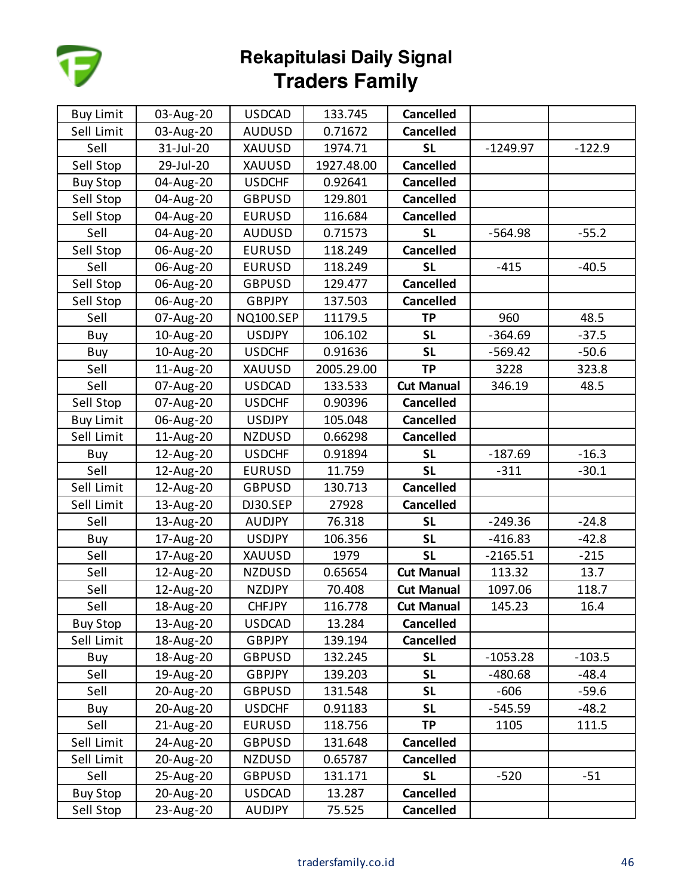# Rekapitulasi Daily Signal
## Traders Family

| | | | | | | |
|---|---|---|---|---|---|---|
| Buy Limit | 03-Aug-20 | USDCAD | 133.745 | **Cancelled** | | |
| Sell Limit | 03-Aug-20 | AUDUSD | 0.71672 | **Cancelled** | | |
| Sell | 31-Jul-20 | XAUUSD | 1974.71 | **SL** | -1249.97 | -122.9 |
| Sell Stop | 29-Jul-20 | XAUUSD | 1927.48.00 | **Cancelled** | | |
| Buy Stop | 04-Aug-20 | USDCHF | 0.92641 | **Cancelled** | | |
| Sell Stop | 04-Aug-20 | GBPUSD | 129.801 | **Cancelled** | | |
| Sell Stop | 04-Aug-20 | EURUSD | 116.684 | **Cancelled** | | |
| Sell | 04-Aug-20 | AUDUSD | 0.71573 | **SL** | -564.98 | -55.2 |
| Sell Stop | 06-Aug-20 | EURUSD | 118.249 | **Cancelled** | | |
| Sell | 06-Aug-20 | EURUSD | 118.249 | **SL** | -415 | -40.5 |
| Sell Stop | 06-Aug-20 | GBPUSD | 129.477 | **Cancelled** | | |
| Sell Stop | 06-Aug-20 | GBPJPY | 137.503 | **Cancelled** | | |
| Sell | 07-Aug-20 | NQ100.SEP | 11179.5 | **TP** | 960 | 48.5 |
| Buy | 10-Aug-20 | USDJPY | 106.102 | **SL** | -364.69 | -37.5 |
| Buy | 10-Aug-20 | USDCHF | 0.91636 | **SL** | -569.42 | -50.6 |
| Sell | 11-Aug-20 | XAUUSD | 2005.29.00 | **TP** | 3228 | 323.8 |
| Sell | 07-Aug-20 | USDCAD | 133.533 | **Cut Manual** | 346.19 | 48.5 |
| Sell Stop | 07-Aug-20 | USDCHF | 0.90396 | **Cancelled** | | |
| Buy Limit | 06-Aug-20 | USDJPY | 105.048 | **Cancelled** | | |
| Sell Limit | 11-Aug-20 | NZDUSD | 0.66298 | **Cancelled** | | |
| Buy | 12-Aug-20 | USDCHF | 0.91894 | **SL** | -187.69 | -16.3 |
| Sell | 12-Aug-20 | EURUSD | 11.759 | **SL** | -311 | -30.1 |
| Sell Limit | 12-Aug-20 | GBPUSD | 130.713 | **Cancelled** | | |
| Sell Limit | 13-Aug-20 | DJ30.SEP | 27928 | **Cancelled** | | |
| Sell | 13-Aug-20 | AUDJPY | 76.318 | **SL** | -249.36 | -24.8 |
| Buy | 17-Aug-20 | USDJPY | 106.356 | **SL** | -416.83 | -42.8 |
| Sell | 17-Aug-20 | XAUUSD | 1979 | **SL** | -2165.51 | -215 |
| Sell | 12-Aug-20 | NZDUSD | 0.65654 | **Cut Manual** | 113.32 | 13.7 |
| Sell | 12-Aug-20 | NZDJPY | 70.408 | **Cut Manual** | 1097.06 | 118.7 |
| Sell | 18-Aug-20 | CHFJPY | 116.778 | **Cut Manual** | 145.23 | 16.4 |
| Buy Stop | 13-Aug-20 | USDCAD | 13.284 | **Cancelled** | | |
| Sell Limit | 18-Aug-20 | GBPJPY | 139.194 | **Cancelled** | | |
| Buy | 18-Aug-20 | GBPUSD | 132.245 | **SL** | -1053.28 | -103.5 |
| Sell | 19-Aug-20 | GBPJPY | 139.203 | **SL** | -480.68 | -48.4 |
| Sell | 20-Aug-20 | GBPUSD | 131.548 | **SL** | -606 | -59.6 |
| Buy | 20-Aug-20 | USDCHF | 0.91183 | **SL** | -545.59 | -48.2 |
| Sell | 21-Aug-20 | EURUSD | 118.756 | **TP** | 1105 | 111.5 |
| Sell Limit | 24-Aug-20 | GBPUSD | 131.648 | **Cancelled** | | |
| Sell Limit | 20-Aug-20 | NZDUSD | 0.65787 | **Cancelled** | | |
| Sell | 25-Aug-20 | GBPUSD | 131.171 | **SL** | -520 | -51 |
| Buy Stop | 20-Aug-20 | USDCAD | 13.287 | **Cancelled** | | |
| Sell Stop | 23-Aug-20 | AUDJPY | 75.525 | **Cancelled** | | |

tradersfamily.co.id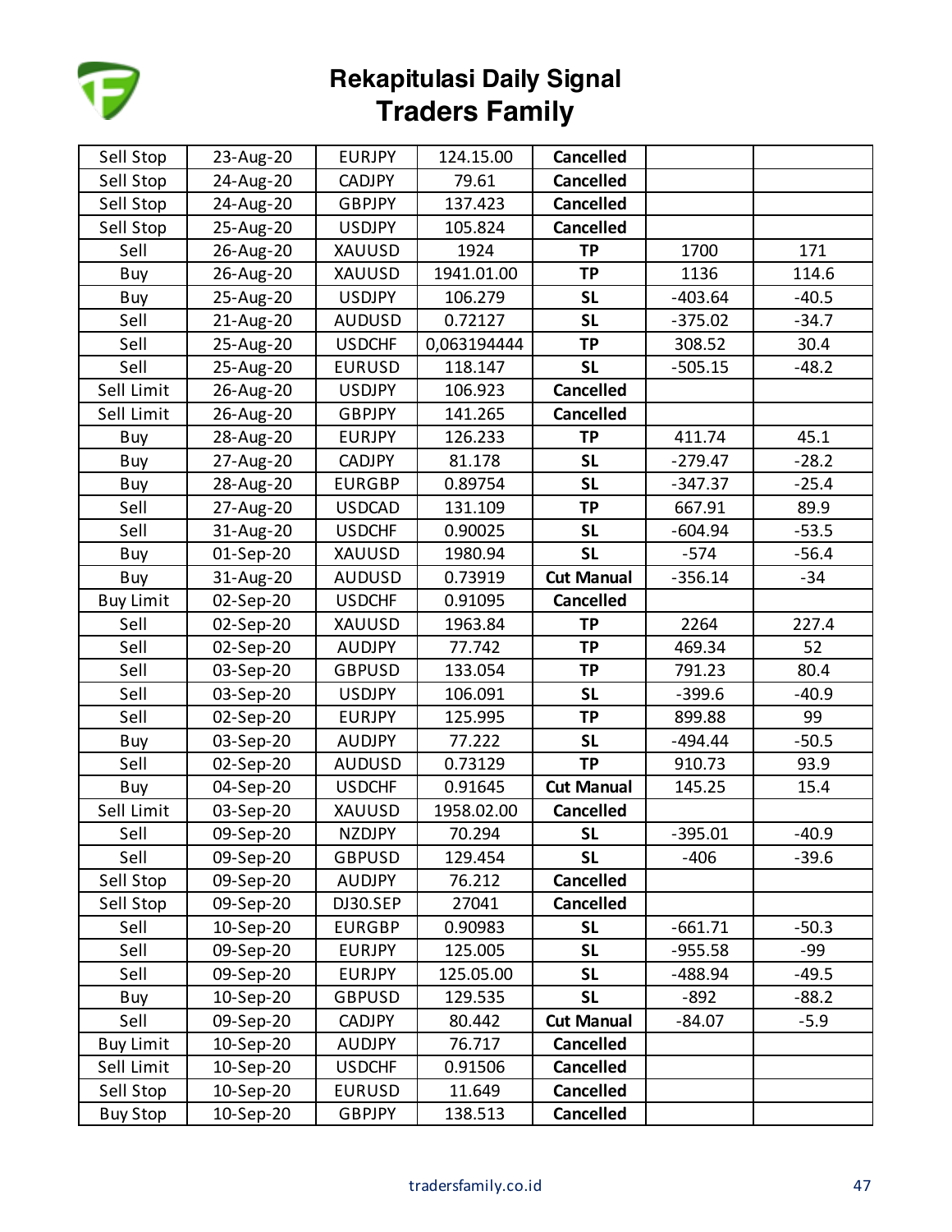# Rekapitulasi Daily Signal
## Traders Family

| | | | | | | |
|---|---|---|---|---|---|---|
| Sell Stop | 23-Aug-20 | EURJPY | 124.15.00 | **Cancelled** | | |
| Sell Stop | 24-Aug-20 | CADJPY | 79.61 | **Cancelled** | | |
| Sell Stop | 24-Aug-20 | GBPJPY | 137.423 | **Cancelled** | | |
| Sell Stop | 25-Aug-20 | USDJPY | 105.824 | **Cancelled** | | |
| Sell | 26-Aug-20 | XAUUSD | 1924 | **TP** | 1700 | 171 |
| Buy | 26-Aug-20 | XAUUSD | 1941.01.00 | **TP** | 1136 | 114.6 |
| Buy | 25-Aug-20 | USDJPY | 106.279 | **SL** | -403.64 | -40.5 |
| Sell | 21-Aug-20 | AUDUSD | 0.72127 | **SL** | -375.02 | -34.7 |
| Sell | 25-Aug-20 | USDCHF | 0,063194444 | **TP** | 308.52 | 30.4 |
| Sell | 25-Aug-20 | EURUSD | 118.147 | **SL** | -505.15 | -48.2 |
| Sell Limit | 26-Aug-20 | USDJPY | 106.923 | **Cancelled** | | |
| Sell Limit | 26-Aug-20 | GBPJPY | 141.265 | **Cancelled** | | |
| Buy | 28-Aug-20 | EURJPY | 126.233 | **TP** | 411.74 | 45.1 |
| Buy | 27-Aug-20 | CADJPY | 81.178 | **SL** | -279.47 | -28.2 |
| Buy | 28-Aug-20 | EURGBP | 0.89754 | **SL** | -347.37 | -25.4 |
| Sell | 27-Aug-20 | USDCAD | 131.109 | **TP** | 667.91 | 89.9 |
| Sell | 31-Aug-20 | USDCHF | 0.90025 | **SL** | -604.94 | -53.5 |
| Buy | 01-Sep-20 | XAUUSD | 1980.94 | **SL** | -574 | -56.4 |
| Buy | 31-Aug-20 | AUDUSD | 0.73919 | **Cut Manual** | -356.14 | -34 |
| Buy Limit | 02-Sep-20 | USDCHF | 0.91095 | **Cancelled** | | |
| Sell | 02-Sep-20 | XAUUSD | 1963.84 | **TP** | 2264 | 227.4 |
| Sell | 02-Sep-20 | AUDJPY | 77.742 | **TP** | 469.34 | 52 |
| Sell | 03-Sep-20 | GBPUSD | 133.054 | **TP** | 791.23 | 80.4 |
| Sell | 03-Sep-20 | USDJPY | 106.091 | **SL** | -399.6 | -40.9 |
| Sell | 02-Sep-20 | EURJPY | 125.995 | **TP** | 899.88 | 99 |
| Buy | 03-Sep-20 | AUDJPY | 77.222 | **SL** | -494.44 | -50.5 |
| Sell | 02-Sep-20 | AUDUSD | 0.73129 | **TP** | 910.73 | 93.9 |
| Buy | 04-Sep-20 | USDCHF | 0.91645 | **Cut Manual** | 145.25 | 15.4 |
| Sell Limit | 03-Sep-20 | XAUUSD | 1958.02.00 | **Cancelled** | | |
| Sell | 09-Sep-20 | NZDJPY | 70.294 | **SL** | -395.01 | -40.9 |
| Sell | 09-Sep-20 | GBPUSD | 129.454 | **SL** | -406 | -39.6 |
| Sell Stop | 09-Sep-20 | AUDJPY | 76.212 | **Cancelled** | | |
| Sell Stop | 09-Sep-20 | DJ30.SEP | 27041 | **Cancelled** | | |
| Sell | 10-Sep-20 | EURGBP | 0.90983 | **SL** | -661.71 | -50.3 |
| Sell | 09-Sep-20 | EURJPY | 125.005 | **SL** | -955.58 | -99 |
| Sell | 09-Sep-20 | EURJPY | 125.05.00 | **SL** | -488.94 | -49.5 |
| Buy | 10-Sep-20 | GBPUSD | 129.535 | **SL** | -892 | -88.2 |
| Sell | 09-Sep-20 | CADJPY | 80.442 | **Cut Manual** | -84.07 | -5.9 |
| Buy Limit | 10-Sep-20 | AUDJPY | 76.717 | **Cancelled** | | |
| Sell Limit | 10-Sep-20 | USDCHF | 0.91506 | **Cancelled** | | |
| Sell Stop | 10-Sep-20 | EURUSD | 11.649 | **Cancelled** | | |
| Buy Stop | 10-Sep-20 | GBPJPY | 138.513 | **Cancelled** | | |

tradersfamily.co.id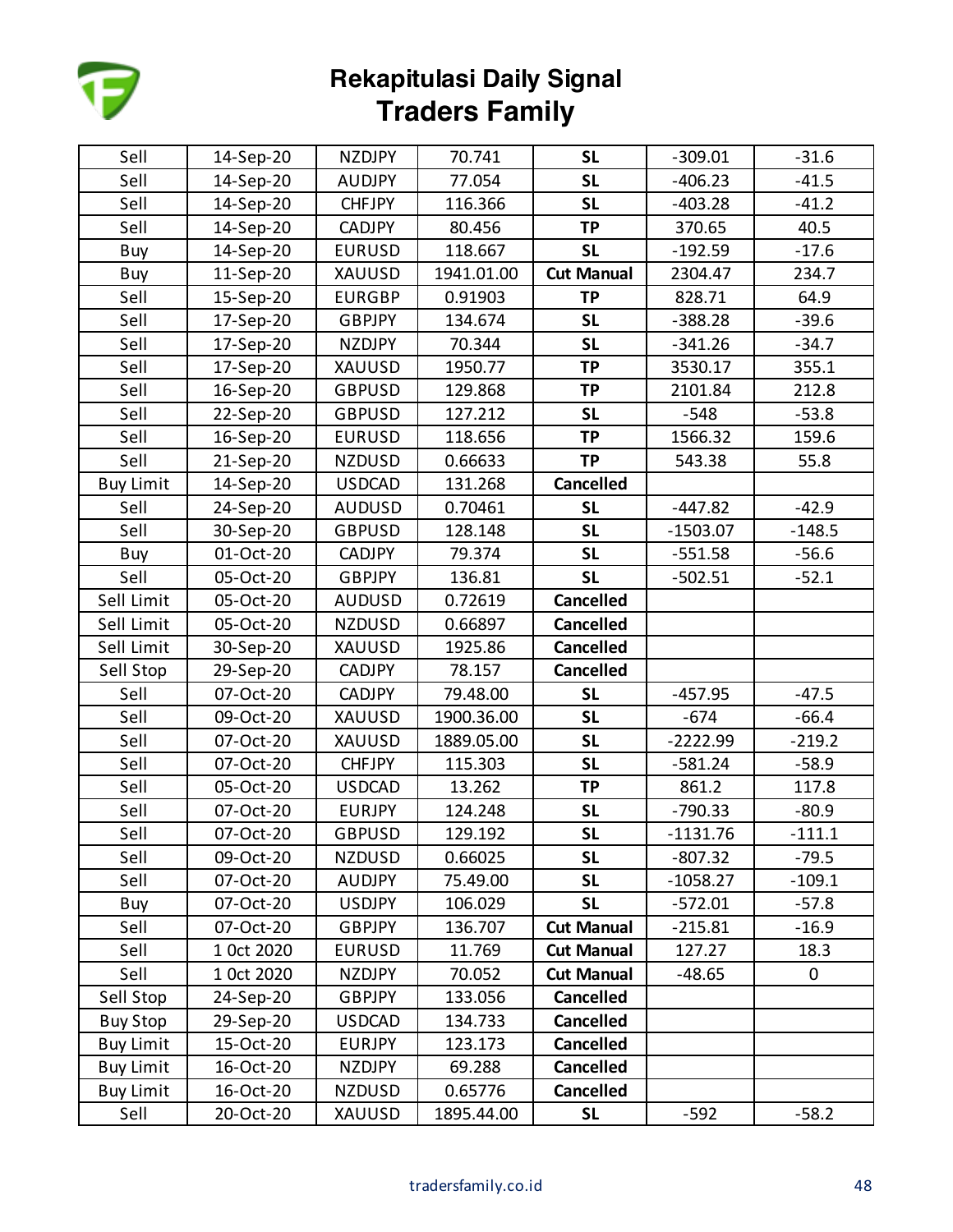# Rekapitulasi Daily Signal
## Traders Family

| | | | | | | |
|---|---|---|---|---|---|---|
| Sell | 14-Sep-20 | NZDJPY | 70.741 | **SL** | -309.01 | -31.6 |
| Sell | 14-Sep-20 | AUDJPY | 77.054 | **SL** | -406.23 | -41.5 |
| Sell | 14-Sep-20 | CHFJPY | 116.366 | **SL** | -403.28 | -41.2 |
| Sell | 14-Sep-20 | CADJPY | 80.456 | **TP** | 370.65 | 40.5 |
| Buy | 14-Sep-20 | EURUSD | 118.667 | **SL** | -192.59 | -17.6 |
| Buy | 11-Sep-20 | XAUUSD | 1941.01.00 | **Cut Manual** | 2304.47 | 234.7 |
| Sell | 15-Sep-20 | EURGBP | 0.91903 | **TP** | 828.71 | 64.9 |
| Sell | 17-Sep-20 | GBPJPY | 134.674 | **SL** | -388.28 | -39.6 |
| Sell | 17-Sep-20 | NZDJPY | 70.344 | **SL** | -341.26 | -34.7 |
| Sell | 17-Sep-20 | XAUUSD | 1950.77 | **TP** | 3530.17 | 355.1 |
| Sell | 16-Sep-20 | GBPUSD | 129.868 | **TP** | 2101.84 | 212.8 |
| Sell | 22-Sep-20 | GBPUSD | 127.212 | **SL** | -548 | -53.8 |
| Sell | 16-Sep-20 | EURUSD | 118.656 | **TP** | 1566.32 | 159.6 |
| Sell | 21-Sep-20 | NZDUSD | 0.66633 | **TP** | 543.38 | 55.8 |
| Buy Limit | 14-Sep-20 | USDCAD | 131.268 | **Cancelled** | | |
| Sell | 24-Sep-20 | AUDUSD | 0.70461 | **SL** | -447.82 | -42.9 |
| Sell | 30-Sep-20 | GBPUSD | 128.148 | **SL** | -1503.07 | -148.5 |
| Buy | 01-Oct-20 | CADJPY | 79.374 | **SL** | -551.58 | -56.6 |
| Sell | 05-Oct-20 | GBPJPY | 136.81 | **SL** | -502.51 | -52.1 |
| Sell Limit | 05-Oct-20 | AUDUSD | 0.72619 | **Cancelled** | | |
| Sell Limit | 05-Oct-20 | NZDUSD | 0.66897 | **Cancelled** | | |
| Sell Limit | 30-Sep-20 | XAUUSD | 1925.86 | **Cancelled** | | |
| Sell Stop | 29-Sep-20 | CADJPY | 78.157 | **Cancelled** | | |
| Sell | 07-Oct-20 | CADJPY | 79.48.00 | **SL** | -457.95 | -47.5 |
| Sell | 09-Oct-20 | XAUUSD | 1900.36.00 | **SL** | -674 | -66.4 |
| Sell | 07-Oct-20 | XAUUSD | 1889.05.00 | **SL** | -2222.99 | -219.2 |
| Sell | 07-Oct-20 | CHFJPY | 115.303 | **SL** | -581.24 | -58.9 |
| Sell | 05-Oct-20 | USDCAD | 13.262 | **TP** | 861.2 | 117.8 |
| Sell | 07-Oct-20 | EURJPY | 124.248 | **SL** | -790.33 | -80.9 |
| Sell | 07-Oct-20 | GBPUSD | 129.192 | **SL** | -1131.76 | -111.1 |
| Sell | 09-Oct-20 | NZDUSD | 0.66025 | **SL** | -807.32 | -79.5 |
| Sell | 07-Oct-20 | AUDJPY | 75.49.00 | **SL** | -1058.27 | -109.1 |
| Buy | 07-Oct-20 | USDJPY | 106.029 | **SL** | -572.01 | -57.8 |
| Sell | 07-Oct-20 | GBPJPY | 136.707 | **Cut Manual** | -215.81 | -16.9 |
| Sell | 1 0ct 2020 | EURUSD | 11.769 | **Cut Manual** | 127.27 | 18.3 |
| Sell | 1 0ct 2020 | NZDJPY | 70.052 | **Cut Manual** | -48.65 | 0 |
| Sell Stop | 24-Sep-20 | GBPJPY | 133.056 | **Cancelled** | | |
| Buy Stop | 29-Sep-20 | USDCAD | 134.733 | **Cancelled** | | |
| Buy Limit | 15-Oct-20 | EURJPY | 123.173 | **Cancelled** | | |
| Buy Limit | 16-Oct-20 | NZDJPY | 69.288 | **Cancelled** | | |
| Buy Limit | 16-Oct-20 | NZDUSD | 0.65776 | **Cancelled** | | |
| Sell | 20-Oct-20 | XAUUSD | 1895.44.00 | **SL** | -592 | -58.2 |

tradersfamily.co.id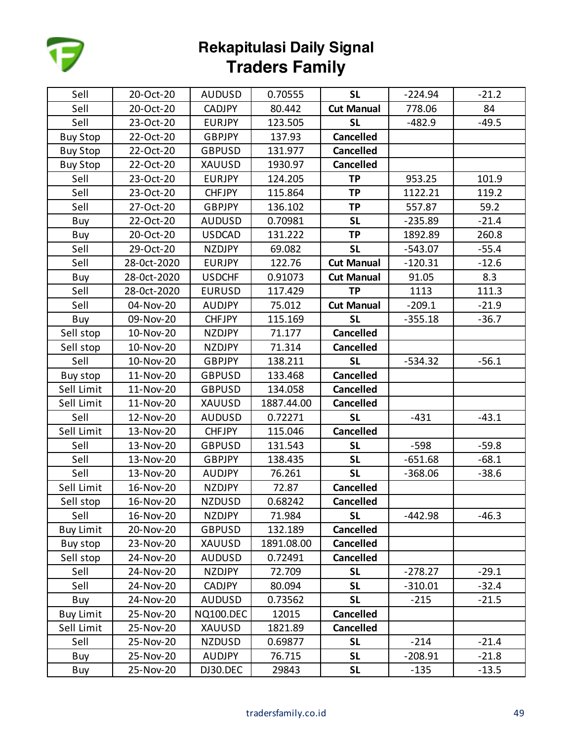# Rekapitulasi Daily Signal
## Traders Family

| | | | | | | |
|---|---|---|---|---|---|---|
| Sell | 20-Oct-20 | AUDUSD | 0.70555 | **SL** | -224.94 | -21.2 |
| Sell | 20-Oct-20 | CADJPY | 80.442 | **Cut Manual** | 778.06 | 84 |
| Sell | 23-Oct-20 | EURJPY | 123.505 | **SL** | -482.9 | -49.5 |
| Buy Stop | 22-Oct-20 | GBPJPY | 137.93 | **Cancelled** | | |
| Buy Stop | 22-Oct-20 | GBPUSD | 131.977 | **Cancelled** | | |
| Buy Stop | 22-Oct-20 | XAUUSD | 1930.97 | **Cancelled** | | |
| Sell | 23-Oct-20 | EURJPY | 124.205 | **TP** | 953.25 | 101.9 |
| Sell | 23-Oct-20 | CHFJPY | 115.864 | **TP** | 1122.21 | 119.2 |
| Sell | 27-Oct-20 | GBPJPY | 136.102 | **TP** | 557.87 | 59.2 |
| Buy | 22-Oct-20 | AUDUSD | 0.70981 | **SL** | -235.89 | -21.4 |
| Buy | 20-Oct-20 | USDCAD | 131.222 | **TP** | 1892.89 | 260.8 |
| Sell | 29-Oct-20 | NZDJPY | 69.082 | **SL** | -543.07 | -55.4 |
| Sell | 28-Oct-2020 | EURJPY | 122.76 | **Cut Manual** | -120.31 | -12.6 |
| Buy | 28-Oct-2020 | USDCHF | 0.91073 | **Cut Manual** | 91.05 | 8.3 |
| Sell | 28-Oct-2020 | EURUSD | 117.429 | **TP** | 1113 | 111.3 |
| Sell | 04-Nov-20 | AUDJPY | 75.012 | **Cut Manual** | -209.1 | -21.9 |
| Buy | 09-Nov-20 | CHFJPY | 115.169 | **SL** | -355.18 | -36.7 |
| Sell stop | 10-Nov-20 | NZDJPY | 71.177 | **Cancelled** | | |
| Sell stop | 10-Nov-20 | NZDJPY | 71.314 | **Cancelled** | | |
| Sell | 10-Nov-20 | GBPJPY | 138.211 | **SL** | -534.32 | -56.1 |
| Buy stop | 11-Nov-20 | GBPUSD | 133.468 | **Cancelled** | | |
| Sell Limit | 11-Nov-20 | GBPUSD | 134.058 | **Cancelled** | | |
| Sell Limit | 11-Nov-20 | XAUUSD | 1887.44.00 | **Cancelled** | | |
| Sell | 12-Nov-20 | AUDUSD | 0.72271 | **SL** | -431 | -43.1 |
| Sell Limit | 13-Nov-20 | CHFJPY | 115.046 | **Cancelled** | | |
| Sell | 13-Nov-20 | GBPUSD | 131.543 | **SL** | -598 | -59.8 |
| Sell | 13-Nov-20 | GBPJPY | 138.435 | **SL** | -651.68 | -68.1 |
| Sell | 13-Nov-20 | AUDJPY | 76.261 | **SL** | -368.06 | -38.6 |
| Sell Limit | 16-Nov-20 | NZDJPY | 72.87 | **Cancelled** | | |
| Sell stop | 16-Nov-20 | NZDUSD | 0.68242 | **Cancelled** | | |
| Sell | 16-Nov-20 | NZDJPY | 71.984 | **SL** | -442.98 | -46.3 |
| Buy Limit | 20-Nov-20 | GBPUSD | 132.189 | **Cancelled** | | |
| Buy stop | 23-Nov-20 | XAUUSD | 1891.08.00 | **Cancelled** | | |
| Sell stop | 24-Nov-20 | AUDUSD | 0.72491 | **Cancelled** | | |
| Sell | 24-Nov-20 | NZDJPY | 72.709 | **SL** | -278.27 | -29.1 |
| Sell | 24-Nov-20 | CADJPY | 80.094 | **SL** | -310.01 | -32.4 |
| Buy | 24-Nov-20 | AUDUSD | 0.73562 | **SL** | -215 | -21.5 |
| Buy Limit | 25-Nov-20 | NQ100.DEC | 12015 | **Cancelled** | | |
| Sell Limit | 25-Nov-20 | XAUUSD | 1821.89 | **Cancelled** | | |
| Sell | 25-Nov-20 | NZDUSD | 0.69877 | **SL** | -214 | -21.4 |
| Buy | 25-Nov-20 | AUDJPY | 76.715 | **SL** | -208.91 | -21.8 |
| Buy | 25-Nov-20 | DJ30.DEC | 29843 | **SL** | -135 | -13.5 |

tradersfamily.co.id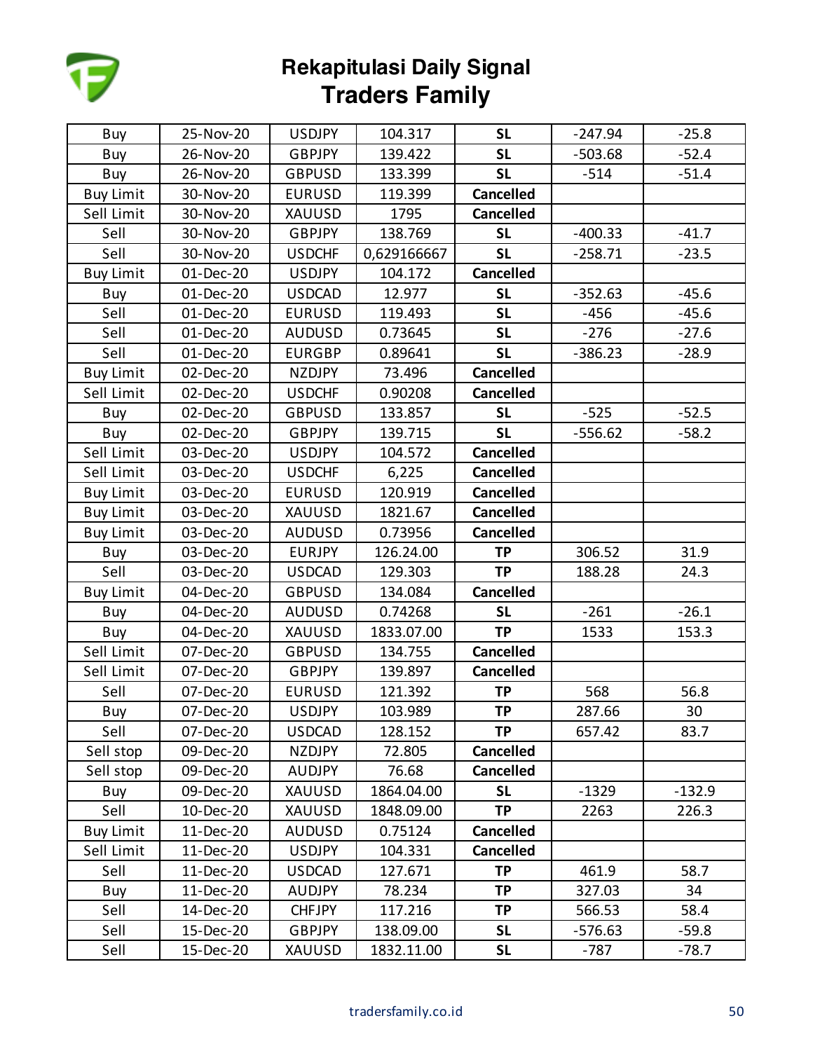# Rekapitulasi Daily Signal
## Traders Family

| | | | | | | |
|---|---|---|---|---|---|---|
| Buy | 25-Nov-20 | USDJPY | 104.317 | **SL** | -247.94 | -25.8 |
| Buy | 26-Nov-20 | GBPJPY | 139.422 | **SL** | -503.68 | -52.4 |
| Buy | 26-Nov-20 | GBPUSD | 133.399 | **SL** | -514 | -51.4 |
| Buy Limit | 30-Nov-20 | EURUSD | 119.399 | **Cancelled** | | |
| Sell Limit | 30-Nov-20 | XAUUSD | 1795 | **Cancelled** | | |
| Sell | 30-Nov-20 | GBPJPY | 138.769 | **SL** | -400.33 | -41.7 |
| Sell | 30-Nov-20 | USDCHF | 0,629166667 | **SL** | -258.71 | -23.5 |
| Buy Limit | 01-Dec-20 | USDJPY | 104.172 | **Cancelled** | | |
| Buy | 01-Dec-20 | USDCAD | 12.977 | **SL** | -352.63 | -45.6 |
| Sell | 01-Dec-20 | EURUSD | 119.493 | **SL** | -456 | -45.6 |
| Sell | 01-Dec-20 | AUDUSD | 0.73645 | **SL** | -276 | -27.6 |
| Sell | 01-Dec-20 | EURGBP | 0.89641 | **SL** | -386.23 | -28.9 |
| Buy Limit | 02-Dec-20 | NZDJPY | 73.496 | **Cancelled** | | |
| Sell Limit | 02-Dec-20 | USDCHF | 0.90208 | **Cancelled** | | |
| Buy | 02-Dec-20 | GBPUSD | 133.857 | **SL** | -525 | -52.5 |
| Buy | 02-Dec-20 | GBPJPY | 139.715 | **SL** | -556.62 | -58.2 |
| Sell Limit | 03-Dec-20 | USDJPY | 104.572 | **Cancelled** | | |
| Sell Limit | 03-Dec-20 | USDCHF | 6,225 | **Cancelled** | | |
| Buy Limit | 03-Dec-20 | EURUSD | 120.919 | **Cancelled** | | |
| Buy Limit | 03-Dec-20 | XAUUSD | 1821.67 | **Cancelled** | | |
| Buy Limit | 03-Dec-20 | AUDUSD | 0.73956 | **Cancelled** | | |
| Buy | 03-Dec-20 | EURJPY | 126.24.00 | **TP** | 306.52 | 31.9 |
| Sell | 03-Dec-20 | USDCAD | 129.303 | **TP** | 188.28 | 24.3 |
| Buy Limit | 04-Dec-20 | GBPUSD | 134.084 | **Cancelled** | | |
| Buy | 04-Dec-20 | AUDUSD | 0.74268 | **SL** | -261 | -26.1 |
| Buy | 04-Dec-20 | XAUUSD | 1833.07.00 | **TP** | 1533 | 153.3 |
| Sell Limit | 07-Dec-20 | GBPUSD | 134.755 | **Cancelled** | | |
| Sell Limit | 07-Dec-20 | GBPJPY | 139.897 | **Cancelled** | | |
| Sell | 07-Dec-20 | EURUSD | 121.392 | **TP** | 568 | 56.8 |
| Buy | 07-Dec-20 | USDJPY | 103.989 | **TP** | 287.66 | 30 |
| Sell | 07-Dec-20 | USDCAD | 128.152 | **TP** | 657.42 | 83.7 |
| Sell stop | 09-Dec-20 | NZDJPY | 72.805 | **Cancelled** | | |
| Sell stop | 09-Dec-20 | AUDJPY | 76.68 | **Cancelled** | | |
| Buy | 09-Dec-20 | XAUUSD | 1864.04.00 | **SL** | -1329 | -132.9 |
| Sell | 10-Dec-20 | XAUUSD | 1848.09.00 | **TP** | 2263 | 226.3 |
| Buy Limit | 11-Dec-20 | AUDUSD | 0.75124 | **Cancelled** | | |
| Sell Limit | 11-Dec-20 | USDJPY | 104.331 | **Cancelled** | | |
| Sell | 11-Dec-20 | USDCAD | 127.671 | **TP** | 461.9 | 58.7 |
| Buy | 11-Dec-20 | AUDJPY | 78.234 | **TP** | 327.03 | 34 |
| Sell | 14-Dec-20 | CHFJPY | 117.216 | **TP** | 566.53 | 58.4 |
| Sell | 15-Dec-20 | GBPJPY | 138.09.00 | **SL** | -576.63 | -59.8 |
| Sell | 15-Dec-20 | XAUUSD | 1832.11.00 | **SL** | -787 | -78.7 |

tradersfamily.co.id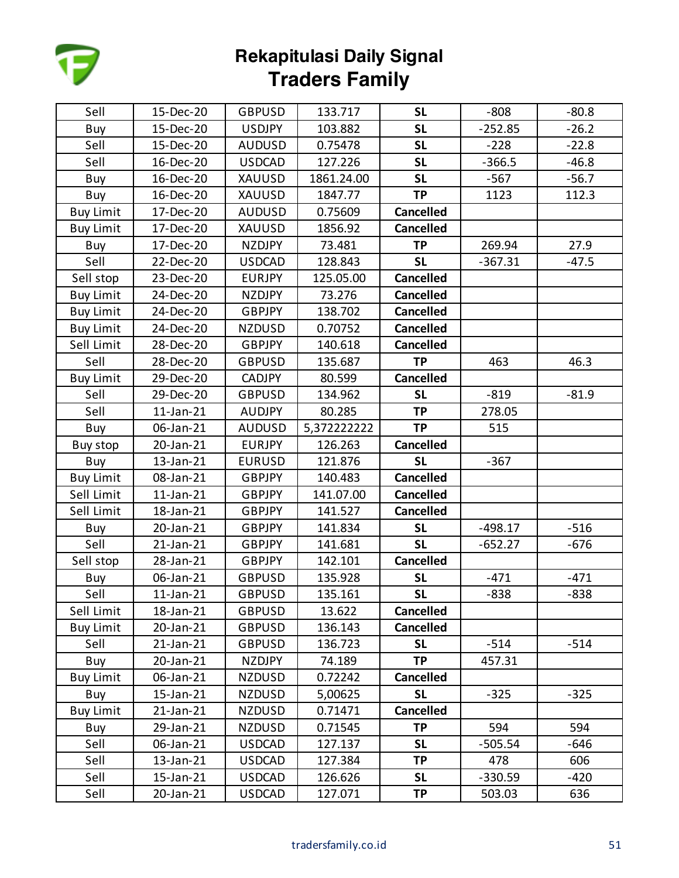# Rekapitulasi Daily Signal
## Traders Family

| | | | | | | |
|---|---|---|---|---|---|---|
| Sell | 15-Dec-20 | GBPUSD | 133.717 | **SL** | -808 | -80.8 |
| Buy | 15-Dec-20 | USDJPY | 103.882 | **SL** | -252.85 | -26.2 |
| Sell | 15-Dec-20 | AUDUSD | 0.75478 | **SL** | -228 | -22.8 |
| Sell | 16-Dec-20 | USDCAD | 127.226 | **SL** | -366.5 | -46.8 |
| Buy | 16-Dec-20 | XAUUSD | 1861.24.00 | **SL** | -567 | -56.7 |
| Buy | 16-Dec-20 | XAUUSD | 1847.77 | **TP** | 1123 | 112.3 |
| Buy Limit | 17-Dec-20 | AUDUSD | 0.75609 | **Cancelled** | | |
| Buy Limit | 17-Dec-20 | XAUUSD | 1856.92 | **Cancelled** | | |
| Buy | 17-Dec-20 | NZDJPY | 73.481 | **TP** | 269.94 | 27.9 |
| Sell | 22-Dec-20 | USDCAD | 128.843 | **SL** | -367.31 | -47.5 |
| Sell stop | 23-Dec-20 | EURJPY | 125.05.00 | **Cancelled** | | |
| Buy Limit | 24-Dec-20 | NZDJPY | 73.276 | **Cancelled** | | |
| Buy Limit | 24-Dec-20 | GBPJPY | 138.702 | **Cancelled** | | |
| Buy Limit | 24-Dec-20 | NZDUSD | 0.70752 | **Cancelled** | | |
| Sell Limit | 28-Dec-20 | GBPJPY | 140.618 | **Cancelled** | | |
| Sell | 28-Dec-20 | GBPUSD | 135.687 | **TP** | 463 | 46.3 |
| Buy Limit | 29-Dec-20 | CADJPY | 80.599 | **Cancelled** | | |
| Sell | 29-Dec-20 | GBPUSD | 134.962 | **SL** | -819 | -81.9 |
| Sell | 11-Jan-21 | AUDJPY | 80.285 | **TP** | 278.05 | |
| Buy | 06-Jan-21 | AUDUSD | 5,372222222 | **TP** | 515 | |
| Buy stop | 20-Jan-21 | EURJPY | 126.263 | **Cancelled** | | |
| Buy | 13-Jan-21 | EURUSD | 121.876 | **SL** | -367 | |
| Buy Limit | 08-Jan-21 | GBPJPY | 140.483 | **Cancelled** | | |
| Sell Limit | 11-Jan-21 | GBPJPY | 141.07.00 | **Cancelled** | | |
| Sell Limit | 18-Jan-21 | GBPJPY | 141.527 | **Cancelled** | | |
| Buy | 20-Jan-21 | GBPJPY | 141.834 | **SL** | -498.17 | -516 |
| Sell | 21-Jan-21 | GBPJPY | 141.681 | **SL** | -652.27 | -676 |
| Sell stop | 28-Jan-21 | GBPJPY | 142.101 | **Cancelled** | | |
| Buy | 06-Jan-21 | GBPUSD | 135.928 | **SL** | -471 | -471 |
| Sell | 11-Jan-21 | GBPUSD | 135.161 | **SL** | -838 | -838 |
| Sell Limit | 18-Jan-21 | GBPUSD | 13.622 | **Cancelled** | | |
| Buy Limit | 20-Jan-21 | GBPUSD | 136.143 | **Cancelled** | | |
| Sell | 21-Jan-21 | GBPUSD | 136.723 | **SL** | -514 | -514 |
| Buy | 20-Jan-21 | NZDJPY | 74.189 | **TP** | 457.31 | |
| Buy Limit | 06-Jan-21 | NZDUSD | 0.72242 | **Cancelled** | | |
| Buy | 15-Jan-21 | NZDUSD | 5,00625 | **SL** | -325 | -325 |
| Buy Limit | 21-Jan-21 | NZDUSD | 0.71471 | **Cancelled** | | |
| Buy | 29-Jan-21 | NZDUSD | 0.71545 | **TP** | 594 | 594 |
| Sell | 06-Jan-21 | USDCAD | 127.137 | **SL** | -505.54 | -646 |
| Sell | 13-Jan-21 | USDCAD | 127.384 | **TP** | 478 | 606 |
| Sell | 15-Jan-21 | USDCAD | 126.626 | **SL** | -330.59 | -420 |
| Sell | 20-Jan-21 | USDCAD | 127.071 | **TP** | 503.03 | 636 |

tradersfamily.co.id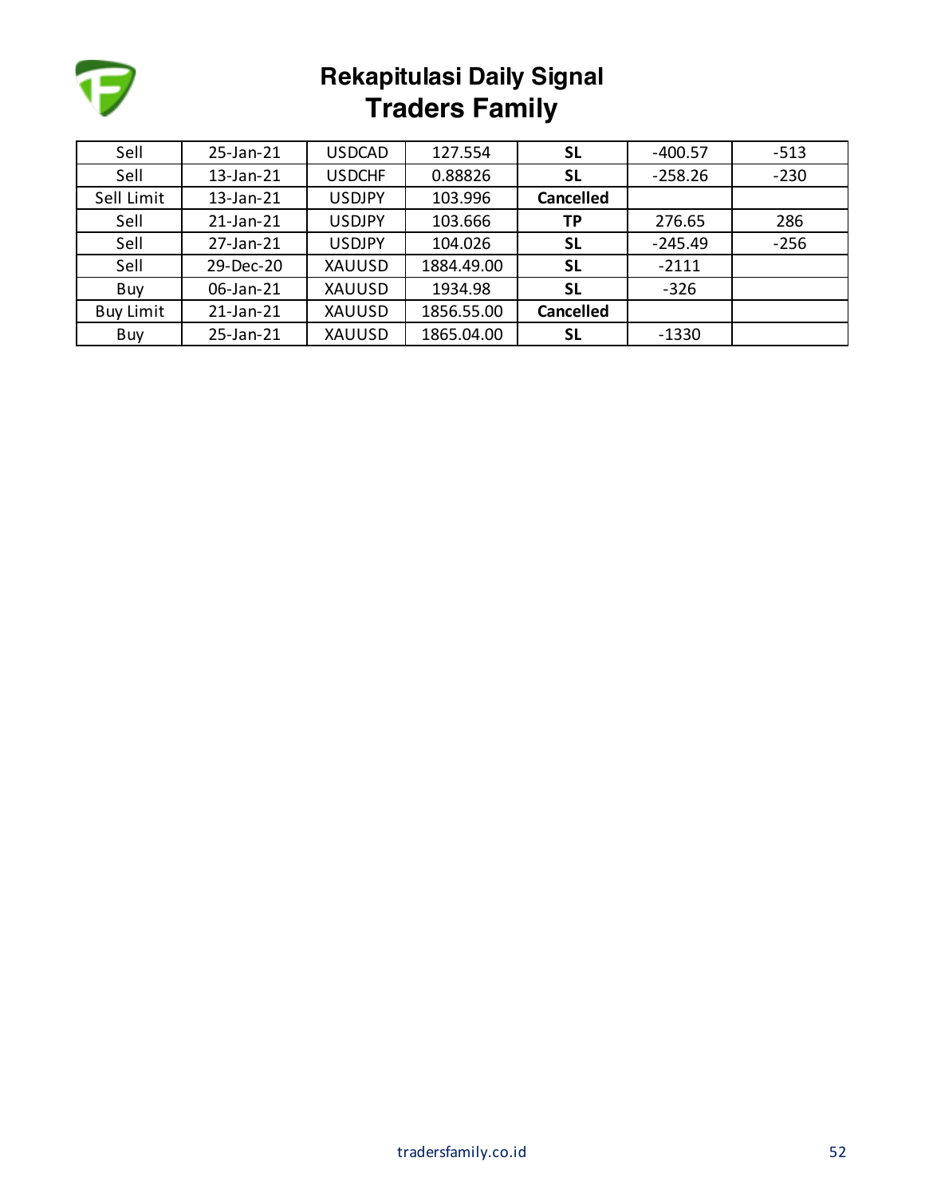# Rekapitulasi Daily Signal
## Traders Family

| | | | | | | |
|---|---|---|---|---|---|---|
| Sell | 25-Jan-21 | USDCAD | 127.554 | **SL** | -400.57 | -513 |
| Sell | 13-Jan-21 | USDCHF | 0.88826 | **SL** | -258.26 | -230 |
| Sell Limit | 13-Jan-21 | USDJPY | 103.996 | **Cancelled** | | |
| Sell | 21-Jan-21 | USDJPY | 103.666 | **TP** | 276.65 | 286 |
| Sell | 27-Jan-21 | USDJPY | 104.026 | **SL** | -245.49 | -256 |
| Sell | 29-Dec-20 | XAUUSD | 1884.49.00 | **SL** | -2111 | |
| Buy | 06-Jan-21 | XAUUSD | 1934.98 | **SL** | -326 | |
| Buy Limit | 21-Jan-21 | XAUUSD | 1856.55.00 | **Cancelled** | | |
| Buy | 25-Jan-21 | XAUUSD | 1865.04.00 | **SL** | -1330 | |

tradersfamily.co.id